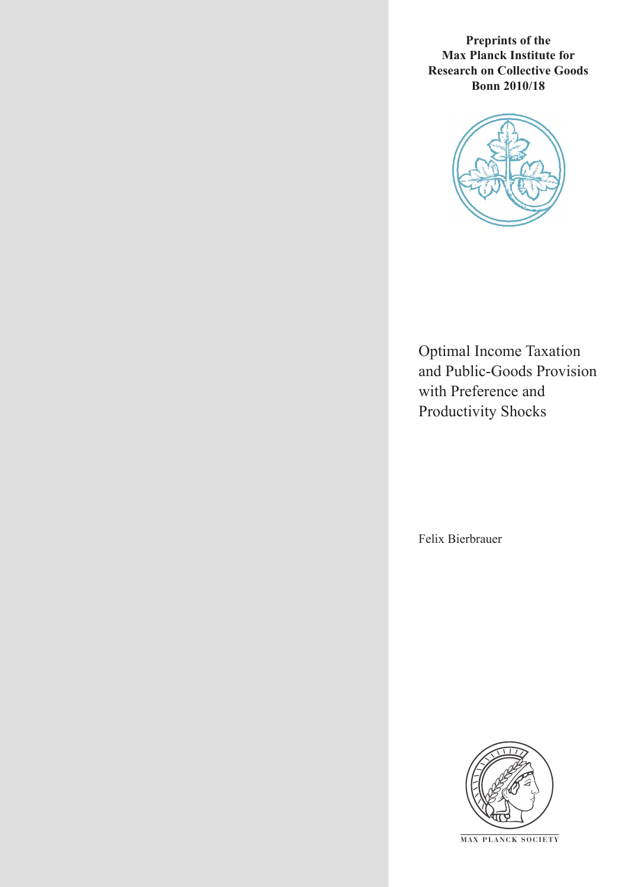**Preprints of the Max Planck Institute for Research on Collective Goods Bonn 2010/18**

# Optimal Income Taxation and Public-Goods Provision with Preference and Productivity Shocks

Felix Bierbrauer

MAX PLANCK SOCIETY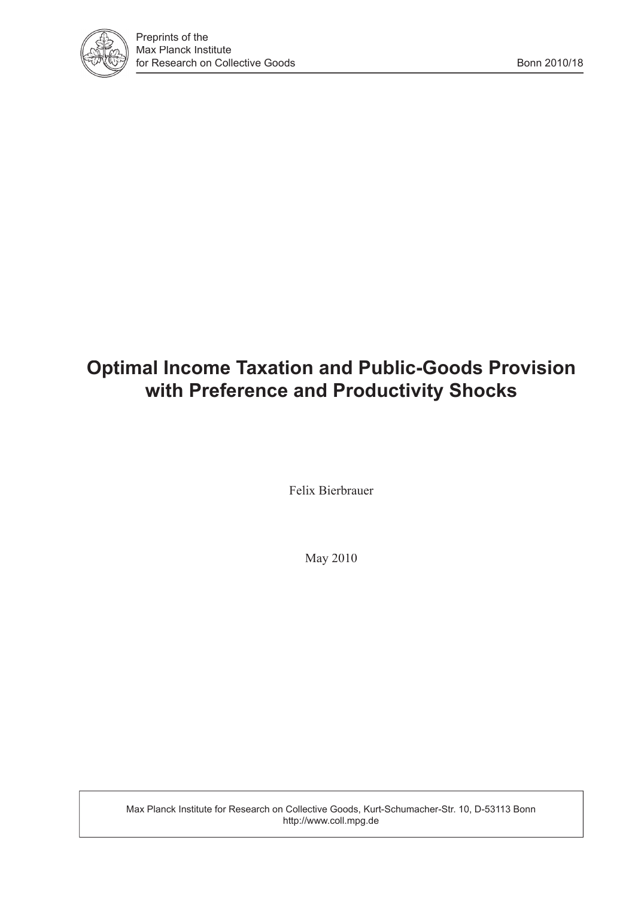Preprints of the
Max Planck Institute
for Research on Collective Goods

Bonn 2010/18

# Optimal Income Taxation and Public-Goods Provision with Preference and Productivity Shocks

Felix Bierbrauer

May 2010

Max Planck Institute for Research on Collective Goods, Kurt-Schumacher-Str. 10, D-53113 Bonn
http://www.coll.mpg.de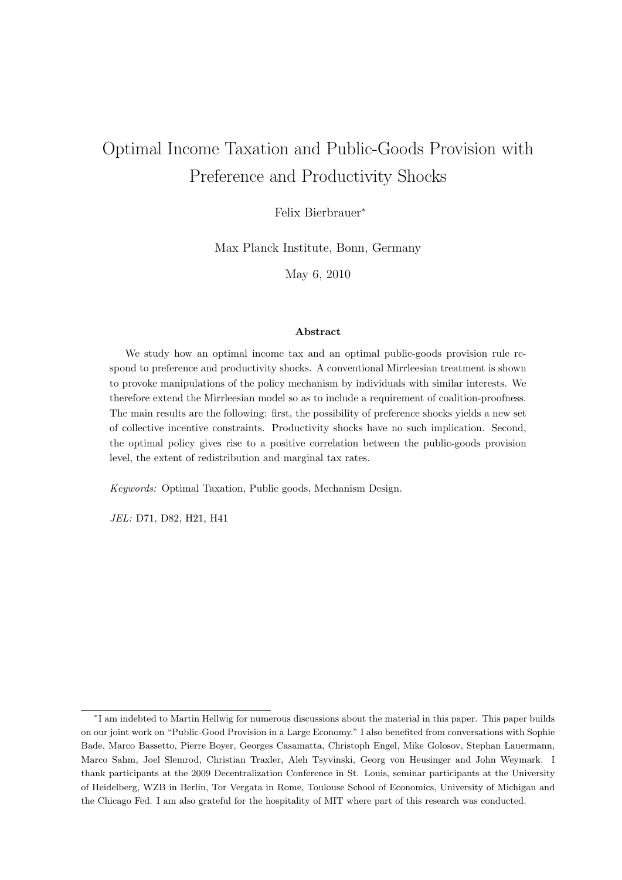# Optimal Income Taxation and Public-Goods Provision with Preference and Productivity Shocks

Felix Bierbrauer[*]

Max Planck Institute, Bonn, Germany

May 6, 2010

### Abstract

We study how an optimal income tax and an optimal public-goods provision rule respond to preference and productivity shocks. A conventional Mirrleesian treatment is shown to provoke manipulations of the policy mechanism by individuals with similar interests. We therefore extend the Mirrleesian model so as to include a requirement of coalition-proofness. The main results are the following: first, the possibility of preference shocks yields a new set of collective incentive constraints. Productivity shocks have no such implication. Second, the optimal policy gives rise to a positive correlation between the public-goods provision level, the extent of redistribution and marginal tax rates.

*Keywords:* Optimal Taxation, Public goods, Mechanism Design.

*JEL:* D71, D82, H21, H41

---

[*] I am indebted to Martin Hellwig for numerous discussions about the material in this paper. This paper builds on our joint work on "Public-Good Provision in a Large Economy." I also benefited from conversations with Sophie Bade, Marco Bassetto, Pierre Boyer, Georges Casamatta, Christoph Engel, Mike Golosov, Stephan Lauermann, Marco Sahm, Joel Slemrod, Christian Traxler, Aleh Tsyvinski, Georg von Heusinger and John Weymark. I thank participants at the 2009 Decentralization Conference in St. Louis, seminar participants at the University of Heidelberg, WZB in Berlin, Tor Vergata in Rome, Toulouse School of Economics, University of Michigan and the Chicago Fed. I am also grateful for the hospitality of MIT where part of this research was conducted.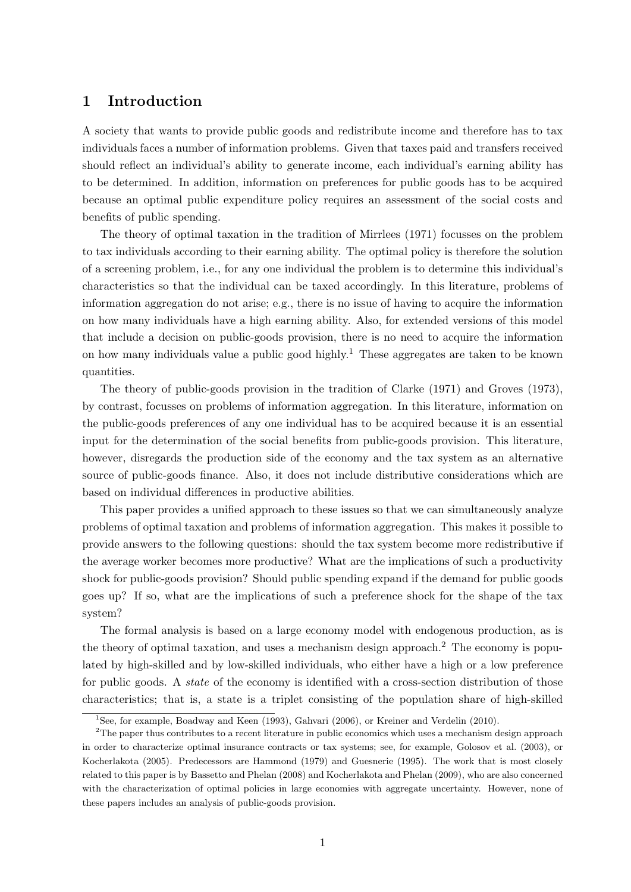# 1 Introduction

A society that wants to provide public goods and redistribute income and therefore has to tax individuals faces a number of information problems. Given that taxes paid and transfers received should reflect an individual's ability to generate income, each individual's earning ability has to be determined. In addition, information on preferences for public goods has to be acquired because an optimal public expenditure policy requires an assessment of the social costs and benefits of public spending.

The theory of optimal taxation in the tradition of Mirrlees (1971) focusses on the problem to tax individuals according to their earning ability. The optimal policy is therefore the solution of a screening problem, i.e., for any one individual the problem is to determine this individual's characteristics so that the individual can be taxed accordingly. In this literature, problems of information aggregation do not arise; e.g., there is no issue of having to acquire the information on how many individuals have a high earning ability. Also, for extended versions of this model that include a decision on public-goods provision, there is no need to acquire the information on how many individuals value a public good highly.[1] These aggregates are taken to be known quantities.

The theory of public-goods provision in the tradition of Clarke (1971) and Groves (1973), by contrast, focusses on problems of information aggregation. In this literature, information on the public-goods preferences of any one individual has to be acquired because it is an essential input for the determination of the social benefits from public-goods provision. This literature, however, disregards the production side of the economy and the tax system as an alternative source of public-goods finance. Also, it does not include distributive considerations which are based on individual differences in productive abilities.

This paper provides a unified approach to these issues so that we can simultaneously analyze problems of optimal taxation and problems of information aggregation. This makes it possible to provide answers to the following questions: should the tax system become more redistributive if the average worker becomes more productive? What are the implications of such a productivity shock for public-goods provision? Should public spending expand if the demand for public goods goes up? If so, what are the implications of such a preference shock for the shape of the tax system?

The formal analysis is based on a large economy model with endogenous production, as is the theory of optimal taxation, and uses a mechanism design approach.[2] The economy is populated by high-skilled and by low-skilled individuals, who either have a high or a low preference for public goods. A *state* of the economy is identified with a cross-section distribution of those characteristics; that is, a state is a triplet consisting of the population share of high-skilled

[1] See, for example, Boadway and Keen (1993), Gahvari (2006), or Kreiner and Verdelin (2010).

[2] The paper thus contributes to a recent literature in public economics which uses a mechanism design approach in order to characterize optimal insurance contracts or tax systems; see, for example, Golosov et al. (2003), or Kocherlakota (2005). Predecessors are Hammond (1979) and Guesnerie (1995). The work that is most closely related to this paper is by Bassetto and Phelan (2008) and Kocherlakota and Phelan (2009), who are also concerned with the characterization of optimal policies in large economies with aggregate uncertainty. However, none of these papers includes an analysis of public-goods provision.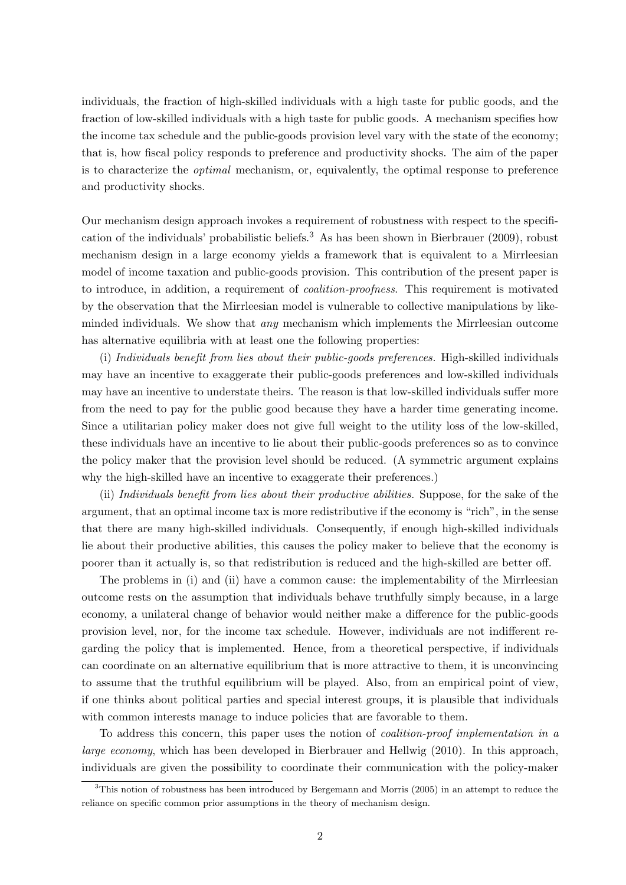individuals, the fraction of high-skilled individuals with a high taste for public goods, and the fraction of low-skilled individuals with a high taste for public goods. A mechanism specifies how the income tax schedule and the public-goods provision level vary with the state of the economy; that is, how fiscal policy responds to preference and productivity shocks. The aim of the paper is to characterize the *optimal* mechanism, or, equivalently, the optimal response to preference and productivity shocks.

Our mechanism design approach invokes a requirement of robustness with respect to the specification of the individuals' probabilistic beliefs.[3] As has been shown in Bierbrauer (2009), robust mechanism design in a large economy yields a framework that is equivalent to a Mirrleesian model of income taxation and public-goods provision. This contribution of the present paper is to introduce, in addition, a requirement of *coalition-proofness*. This requirement is motivated by the observation that the Mirrleesian model is vulnerable to collective manipulations by like-minded individuals. We show that *any* mechanism which implements the Mirrleesian outcome has alternative equilibria with at least one the following properties:

(i) *Individuals benefit from lies about their public-goods preferences.* High-skilled individuals may have an incentive to exaggerate their public-goods preferences and low-skilled individuals may have an incentive to understate theirs. The reason is that low-skilled individuals suffer more from the need to pay for the public good because they have a harder time generating income. Since a utilitarian policy maker does not give full weight to the utility loss of the low-skilled, these individuals have an incentive to lie about their public-goods preferences so as to convince the policy maker that the provision level should be reduced. (A symmetric argument explains why the high-skilled have an incentive to exaggerate their preferences.)

(ii) *Individuals benefit from lies about their productive abilities.* Suppose, for the sake of the argument, that an optimal income tax is more redistributive if the economy is "rich", in the sense that there are many high-skilled individuals. Consequently, if enough high-skilled individuals lie about their productive abilities, this causes the policy maker to believe that the economy is poorer than it actually is, so that redistribution is reduced and the high-skilled are better off.

The problems in (i) and (ii) have a common cause: the implementability of the Mirrleesian outcome rests on the assumption that individuals behave truthfully simply because, in a large economy, a unilateral change of behavior would neither make a difference for the public-goods provision level, nor, for the income tax schedule. However, individuals are not indifferent regarding the policy that is implemented. Hence, from a theoretical perspective, if individuals can coordinate on an alternative equilibrium that is more attractive to them, it is unconvincing to assume that the truthful equilibrium will be played. Also, from an empirical point of view, if one thinks about political parties and special interest groups, it is plausible that individuals with common interests manage to induce policies that are favorable to them.

To address this concern, this paper uses the notion of *coalition-proof implementation in a large economy*, which has been developed in Bierbrauer and Hellwig (2010). In this approach, individuals are given the possibility to coordinate their communication with the policy-maker

[3] This notion of robustness has been introduced by Bergemann and Morris (2005) in an attempt to reduce the reliance on specific common prior assumptions in the theory of mechanism design.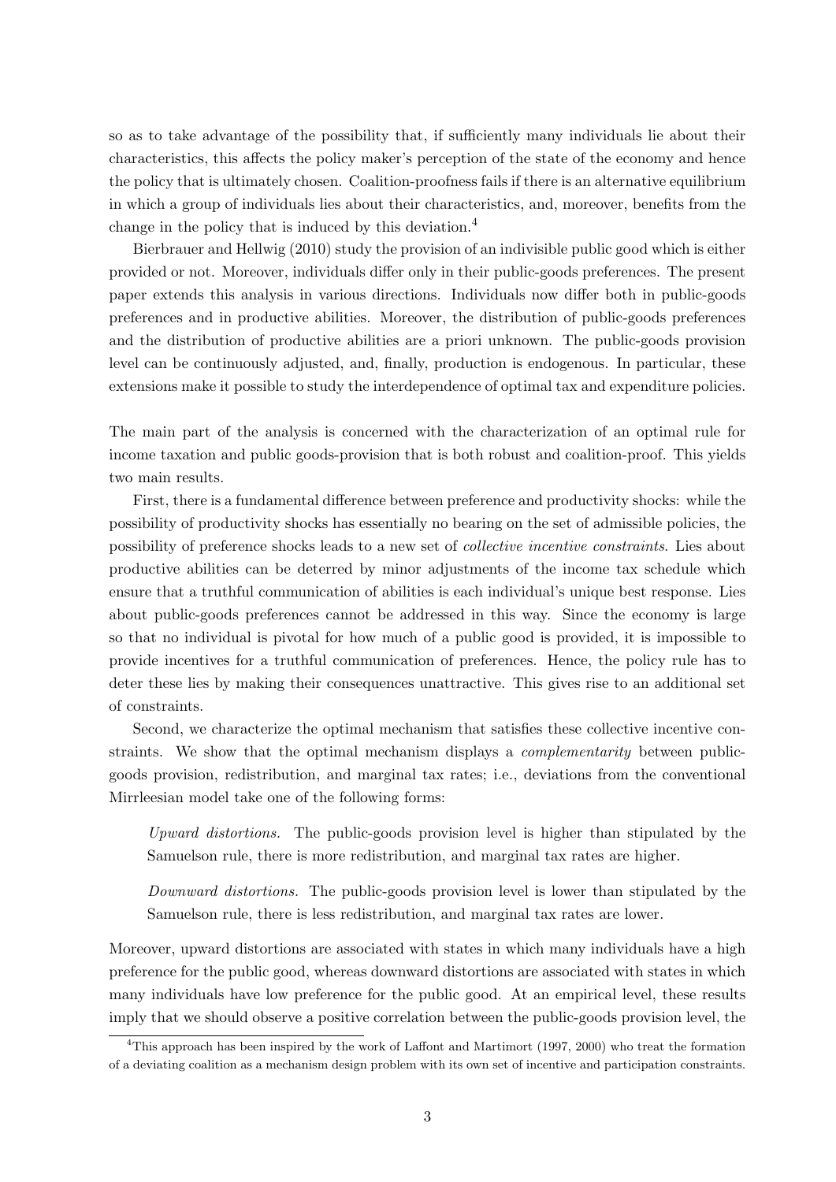so as to take advantage of the possibility that, if sufficiently many individuals lie about their characteristics, this affects the policy maker's perception of the state of the economy and hence the policy that is ultimately chosen. Coalition-proofness fails if there is an alternative equilibrium in which a group of individuals lies about their characteristics, and, moreover, benefits from the change in the policy that is induced by this deviation.[4]

Bierbrauer and Hellwig (2010) study the provision of an indivisible public good which is either provided or not. Moreover, individuals differ only in their public-goods preferences. The present paper extends this analysis in various directions. Individuals now differ both in public-goods preferences and in productive abilities. Moreover, the distribution of public-goods preferences and the distribution of productive abilities are a priori unknown. The public-goods provision level can be continuously adjusted, and, finally, production is endogenous. In particular, these extensions make it possible to study the interdependence of optimal tax and expenditure policies.

The main part of the analysis is concerned with the characterization of an optimal rule for income taxation and public goods-provision that is both robust and coalition-proof. This yields two main results.

First, there is a fundamental difference between preference and productivity shocks: while the possibility of productivity shocks has essentially no bearing on the set of admissible policies, the possibility of preference shocks leads to a new set of *collective incentive constraints*. Lies about productive abilities can be deterred by minor adjustments of the income tax schedule which ensure that a truthful communication of abilities is each individual's unique best response. Lies about public-goods preferences cannot be addressed in this way. Since the economy is large so that no individual is pivotal for how much of a public good is provided, it is impossible to provide incentives for a truthful communication of preferences. Hence, the policy rule has to deter these lies by making their consequences unattractive. This gives rise to an additional set of constraints.

Second, we characterize the optimal mechanism that satisfies these collective incentive constraints. We show that the optimal mechanism displays a *complementarity* between public-goods provision, redistribution, and marginal tax rates; i.e., deviations from the conventional Mirrleesian model take one of the following forms:

> *Upward distortions.* The public-goods provision level is higher than stipulated by the Samuelson rule, there is more redistribution, and marginal tax rates are higher.
>
> *Downward distortions.* The public-goods provision level is lower than stipulated by the Samuelson rule, there is less redistribution, and marginal tax rates are lower.

Moreover, upward distortions are associated with states in which many individuals have a high preference for the public good, whereas downward distortions are associated with states in which many individuals have low preference for the public good. At an empirical level, these results imply that we should observe a positive correlation between the public-goods provision level, the

[4] This approach has been inspired by the work of Laffont and Martimort (1997, 2000) who treat the formation of a deviating coalition as a mechanism design problem with its own set of incentive and participation constraints.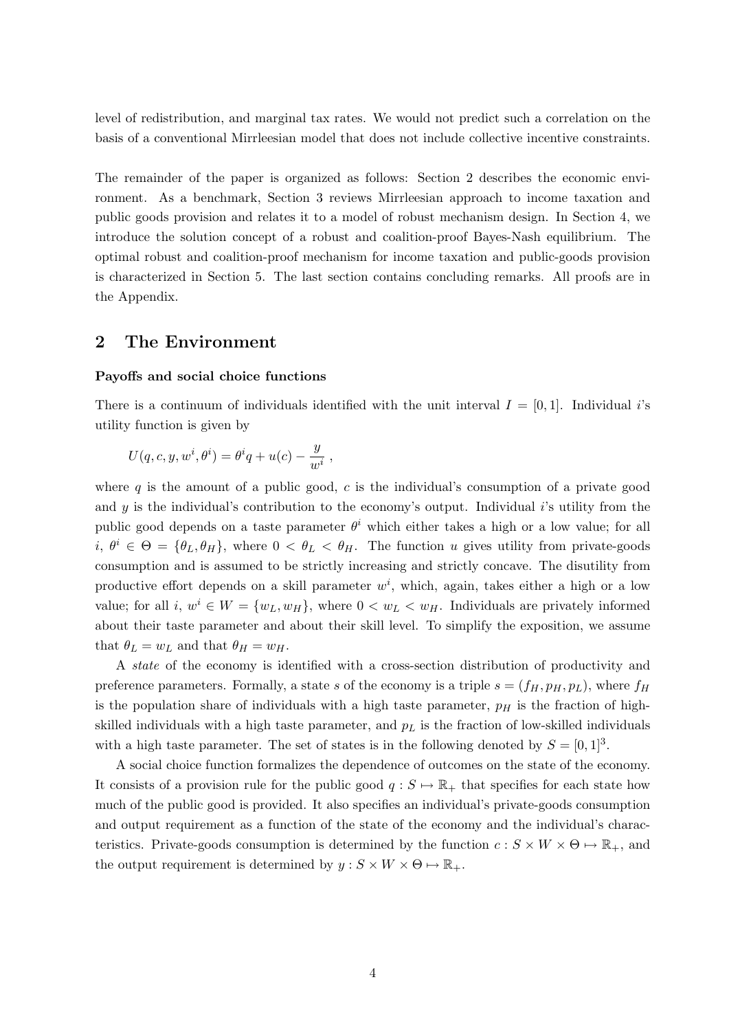level of redistribution, and marginal tax rates. We would not predict such a correlation on the basis of a conventional Mirrleesian model that does not include collective incentive constraints.

The remainder of the paper is organized as follows: Section 2 describes the economic environment. As a benchmark, Section 3 reviews Mirrleesian approach to income taxation and public goods provision and relates it to a model of robust mechanism design. In Section 4, we introduce the solution concept of a robust and coalition-proof Bayes-Nash equilibrium. The optimal robust and coalition-proof mechanism for income taxation and public-goods provision is characterized in Section 5. The last section contains concluding remarks. All proofs are in the Appendix.

## 2 The Environment

**Payoffs and social choice functions**

There is a continuum of individuals identified with the unit interval $I = [0, 1]$. Individual $i$'s utility function is given by

$$U(q, c, y, w^i, \theta^i) = \theta^i q + u(c) - \frac{y}{w^i} \ ,$$

where $q$ is the amount of a public good, $c$ is the individual's consumption of a private good and $y$ is the individual's contribution to the economy's output. Individual $i$'s utility from the public good depends on a taste parameter $\theta^i$ which either takes a high or a low value; for all $i$, $\theta^i \in \Theta = \{\theta_L, \theta_H\}$, where $0 < \theta_L < \theta_H$. The function $u$ gives utility from private-goods consumption and is assumed to be strictly increasing and strictly concave. The disutility from productive effort depends on a skill parameter $w^i$, which, again, takes either a high or a low value; for all $i$, $w^i \in W = \{w_L, w_H\}$, where $0 < w_L < w_H$. Individuals are privately informed about their taste parameter and about their skill level. To simplify the exposition, we assume that $\theta_L = w_L$ and that $\theta_H = w_H$.

A *state* of the economy is identified with a cross-section distribution of productivity and preference parameters. Formally, a state $s$ of the economy is a triple $s = (f_H, p_H, p_L)$, where $f_H$ is the population share of individuals with a high taste parameter, $p_H$ is the fraction of high-skilled individuals with a high taste parameter, and $p_L$ is the fraction of low-skilled individuals with a high taste parameter. The set of states is in the following denoted by $S = [0, 1]^3$.

A social choice function formalizes the dependence of outcomes on the state of the economy. It consists of a provision rule for the public good $q : S \mapsto \mathbb{R}_+$ that specifies for each state how much of the public good is provided. It also specifies an individual's private-goods consumption and output requirement as a function of the state of the economy and the individual's characteristics. Private-goods consumption is determined by the function $c : S \times W \times \Theta \mapsto \mathbb{R}_+$, and the output requirement is determined by $y : S \times W \times \Theta \mapsto \mathbb{R}_+$.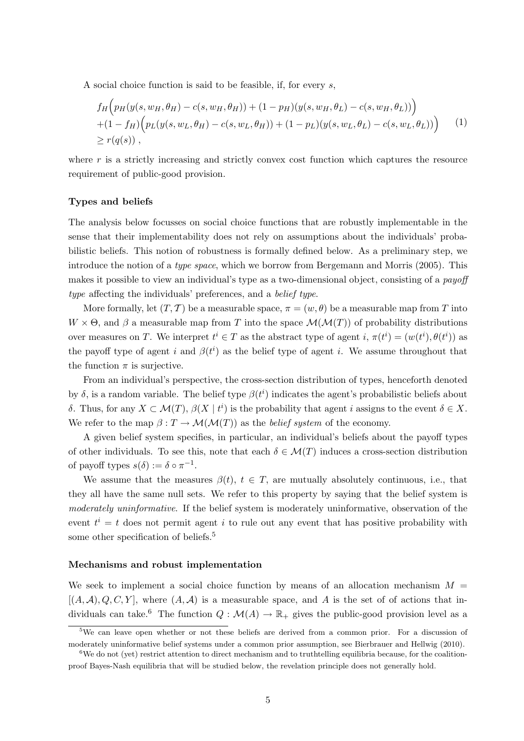A social choice function is said to be feasible, if, for every $s$,

$$
\begin{aligned}
& f_H\Big(p_H(y(s,w_H,\theta_H)-c(s,w_H,\theta_H))+(1-p_H)(y(s,w_H,\theta_L)-c(s,w_H,\theta_L))\Big) \\
& +(1-f_H)\Big(p_L(y(s,w_L,\theta_H)-c(s,w_L,\theta_H))+(1-p_L)(y(s,w_L,\theta_L)-c(s,w_L,\theta_L))\Big) \qquad (1) \\
& \geq r(q(s))\ ,
\end{aligned}
$$

where $r$ is a strictly increasing and strictly convex cost function which captures the resource requirement of public-good provision.

**Types and beliefs**

The analysis below focusses on social choice functions that are robustly implementable in the sense that their implementability does not rely on assumptions about the individuals' probabilistic beliefs. This notion of robustness is formally defined below. As a preliminary step, we introduce the notion of a *type space*, which we borrow from Bergemann and Morris (2005). This makes it possible to view an individual's type as a two-dimensional object, consisting of a *payoff type* affecting the individuals' preferences, and a *belief type*.

More formally, let $(T,\mathcal{T})$ be a measurable space, $\pi=(w,\theta)$ be a measurable map from $T$ into $W\times\Theta$, and $\beta$ a measurable map from $T$ into the space $\mathcal{M}(\mathcal{M}(T))$ of probability distributions over measures on $T$. We interpret $t^i\in T$ as the abstract type of agent $i$, $\pi(t^i)=(w(t^i),\theta(t^i))$ as the payoff type of agent $i$ and $\beta(t^i)$ as the belief type of agent $i$. We assume throughout that the function $\pi$ is surjective.

From an individual's perspective, the cross-section distribution of types, henceforth denoted by $\delta$, is a random variable. The belief type $\beta(t^i)$ indicates the agent's probabilistic beliefs about $\delta$. Thus, for any $X\subset\mathcal{M}(T)$, $\beta(X\mid t^i)$ is the probability that agent $i$ assigns to the event $\delta\in X$. We refer to the map $\beta:T\to\mathcal{M}(\mathcal{M}(T))$ as the *belief system* of the economy.

A given belief system specifies, in particular, an individual's beliefs about the payoff types of other individuals. To see this, note that each $\delta\in\mathcal{M}(T)$ induces a cross-section distribution of payoff types $s(\delta):=\delta\circ\pi^{-1}$.

We assume that the measures $\beta(t)$, $t\in T$, are mutually absolutely continuous, i.e., that they all have the same null sets. We refer to this property by saying that the belief system is *moderately uninformative*. If the belief system is moderately uninformative, observation of the event $t^i=t$ does not permit agent $i$ to rule out any event that has positive probability with some other specification of beliefs.[5]

**Mechanisms and robust implementation**

We seek to implement a social choice function by means of an allocation mechanism $M=[(A,\mathcal{A}),Q,C,Y]$, where $(A,\mathcal{A})$ is a measurable space, and $A$ is the set of of actions that individuals can take.[6] The function $Q:\mathcal{M}(A)\to\mathbb{R}_+$ gives the public-good provision level as a

[5] We can leave open whether or not these beliefs are derived from a common prior. For a discussion of moderately uninformative belief systems under a common prior assumption, see Bierbrauer and Hellwig (2010).

[6] We do not (yet) restrict attention to direct mechanism and to truthtelling equilibria because, for the coalition-proof Bayes-Nash equilibria that will be studied below, the revelation principle does not generally hold.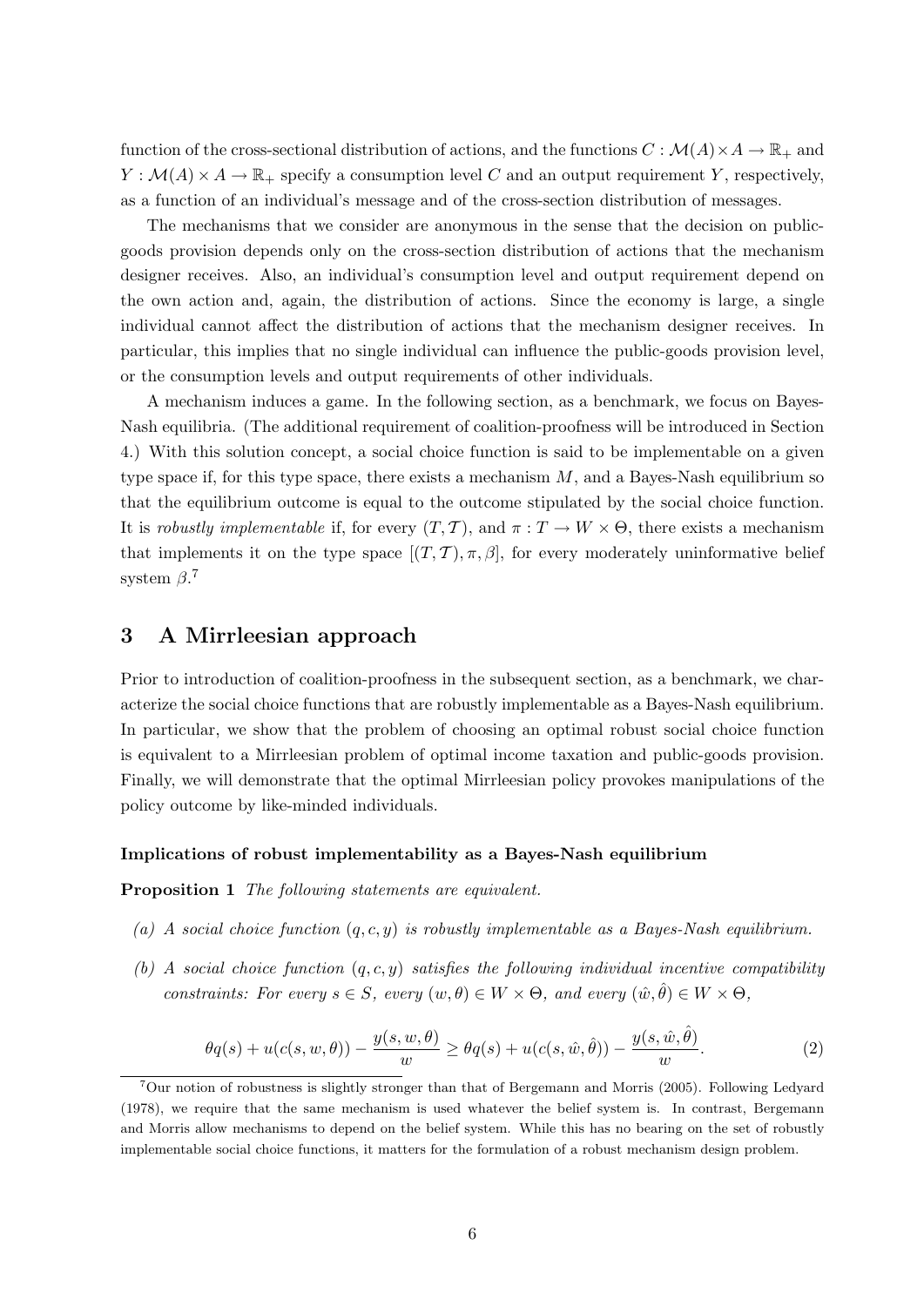function of the cross-sectional distribution of actions, and the functions $C : \mathcal{M}(A) \times A \rightarrow \mathbb{R}_+$ and $Y : \mathcal{M}(A) \times A \rightarrow \mathbb{R}_+$ specify a consumption level $C$ and an output requirement $Y$, respectively, as a function of an individual's message and of the cross-section distribution of messages.

The mechanisms that we consider are anonymous in the sense that the decision on public-goods provision depends only on the cross-section distribution of actions that the mechanism designer receives. Also, an individual's consumption level and output requirement depend on the own action and, again, the distribution of actions. Since the economy is large, a single individual cannot affect the distribution of actions that the mechanism designer receives. In particular, this implies that no single individual can influence the public-goods provision level, or the consumption levels and output requirements of other individuals.

A mechanism induces a game. In the following section, as a benchmark, we focus on Bayes-Nash equilibria. (The additional requirement of coalition-proofness will be introduced in Section 4.) With this solution concept, a social choice function is said to be implementable on a given type space if, for this type space, there exists a mechanism $M$, and a Bayes-Nash equilibrium so that the equilibrium outcome is equal to the outcome stipulated by the social choice function. It is *robustly implementable* if, for every $(T, \mathcal{T})$, and $\pi : T \rightarrow W \times \Theta$, there exists a mechanism that implements it on the type space $[(T, \mathcal{T}), \pi, \beta]$, for every moderately uninformative belief system $\beta$.[7]

## 3 A Mirrleesian approach

Prior to introduction of coalition-proofness in the subsequent section, as a benchmark, we characterize the social choice functions that are robustly implementable as a Bayes-Nash equilibrium. In particular, we show that the problem of choosing an optimal robust social choice function is equivalent to a Mirrleesian problem of optimal income taxation and public-goods provision. Finally, we will demonstrate that the optimal Mirrleesian policy provokes manipulations of the policy outcome by like-minded individuals.

#### Implications of robust implementability as a Bayes-Nash equilibrium

**Proposition 1** *The following statements are equivalent.*

*(a) A social choice function $(q, c, y)$ is robustly implementable as a Bayes-Nash equilibrium.*

*(b) A social choice function $(q, c, y)$ satisfies the following individual incentive compatibility constraints: For every $s \in S$, every $(w, \theta) \in W \times \Theta$, and every $(\hat{w}, \hat{\theta}) \in W \times \Theta$,*

$$\theta q(s) + u(c(s, w, \theta)) - \frac{y(s, w, \theta)}{w} \geq \theta q(s) + u(c(s, \hat{w}, \hat{\theta})) - \frac{y(s, \hat{w}, \hat{\theta})}{w}. \tag{2}$$

[7] Our notion of robustness is slightly stronger than that of Bergemann and Morris (2005). Following Ledyard (1978), we require that the same mechanism is used whatever the belief system is. In contrast, Bergemann and Morris allow mechanisms to depend on the belief system. While this has no bearing on the set of robustly implementable social choice functions, it matters for the formulation of a robust mechanism design problem.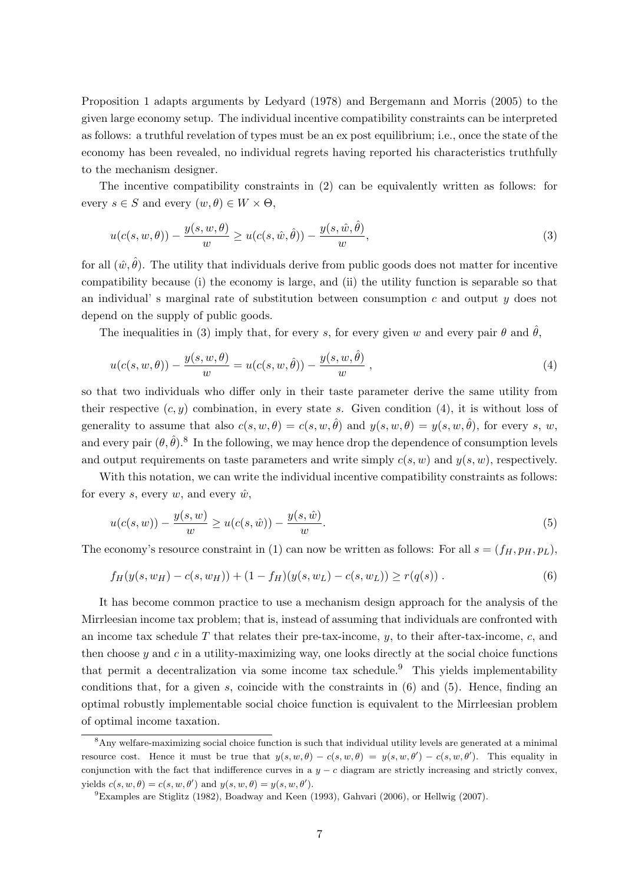Proposition 1 adapts arguments by Ledyard (1978) and Bergemann and Morris (2005) to the given large economy setup. The individual incentive compatibility constraints can be interpreted as follows: a truthful revelation of types must be an ex post equilibrium; i.e., once the state of the economy has been revealed, no individual regrets having reported his characteristics truthfully to the mechanism designer.

The incentive compatibility constraints in (2) can be equivalently written as follows: for every $s \in S$ and every $(w, \theta) \in W \times \Theta$,

$$u(c(s, w, \theta)) - \frac{y(s, w, \theta)}{w} \geq u(c(s, \hat{w}, \hat{\theta})) - \frac{y(s, \hat{w}, \hat{\theta})}{w}, \tag{3}$$

for all $(\hat{w}, \hat{\theta})$. The utility that individuals derive from public goods does not matter for incentive compatibility because (i) the economy is large, and (ii) the utility function is separable so that an individual' s marginal rate of substitution between consumption $c$ and output $y$ does not depend on the supply of public goods.

The inequalities in (3) imply that, for every $s$, for every given $w$ and every pair $\theta$ and $\hat{\theta}$,

$$u(c(s, w, \theta)) - \frac{y(s, w, \theta)}{w} = u(c(s, w, \hat{\theta})) - \frac{y(s, w, \hat{\theta})}{w} \ , \tag{4}$$

so that two individuals who differ only in their taste parameter derive the same utility from their respective $(c, y)$ combination, in every state $s$. Given condition (4), it is without loss of generality to assume that also $c(s, w, \theta) = c(s, w, \hat{\theta})$ and $y(s, w, \theta) = y(s, w, \hat{\theta})$, for every $s$, $w$, and every pair $(\theta, \hat{\theta})$.[8] In the following, we may hence drop the dependence of consumption levels and output requirements on taste parameters and write simply $c(s, w)$ and $y(s, w)$, respectively.

With this notation, we can write the individual incentive compatibility constraints as follows: for every $s$, every $w$, and every $\hat{w}$,

$$u(c(s, w)) - \frac{y(s, w)}{w} \geq u(c(s, \hat{w})) - \frac{y(s, \hat{w})}{w}. \tag{5}$$

The economy's resource constraint in (1) can now be written as follows: For all $s = (f_H, p_H, p_L)$,

$$f_H(y(s, w_H) - c(s, w_H)) + (1 - f_H)(y(s, w_L) - c(s, w_L)) \geq r(q(s)) \ . \tag{6}$$

It has become common practice to use a mechanism design approach for the analysis of the Mirrleesian income tax problem; that is, instead of assuming that individuals are confronted with an income tax schedule $T$ that relates their pre-tax-income, $y$, to their after-tax-income, $c$, and then choose $y$ and $c$ in a utility-maximizing way, one looks directly at the social choice functions that permit a decentralization via some income tax schedule.[9] This yields implementability conditions that, for a given $s$, coincide with the constraints in (6) and (5). Hence, finding an optimal robustly implementable social choice function is equivalent to the Mirrleesian problem of optimal income taxation.

---

[8] Any welfare-maximizing social choice function is such that individual utility levels are generated at a minimal resource cost. Hence it must be true that $y(s, w, \theta) - c(s, w, \theta) = y(s, w, \theta') - c(s, w, \theta')$. This equality in conjunction with the fact that indifference curves in a $y - c$ diagram are strictly increasing and strictly convex, yields $c(s, w, \theta) = c(s, w, \theta')$ and $y(s, w, \theta) = y(s, w, \theta')$.

[9] Examples are Stiglitz (1982), Boadway and Keen (1993), Gahvari (2006), or Hellwig (2007).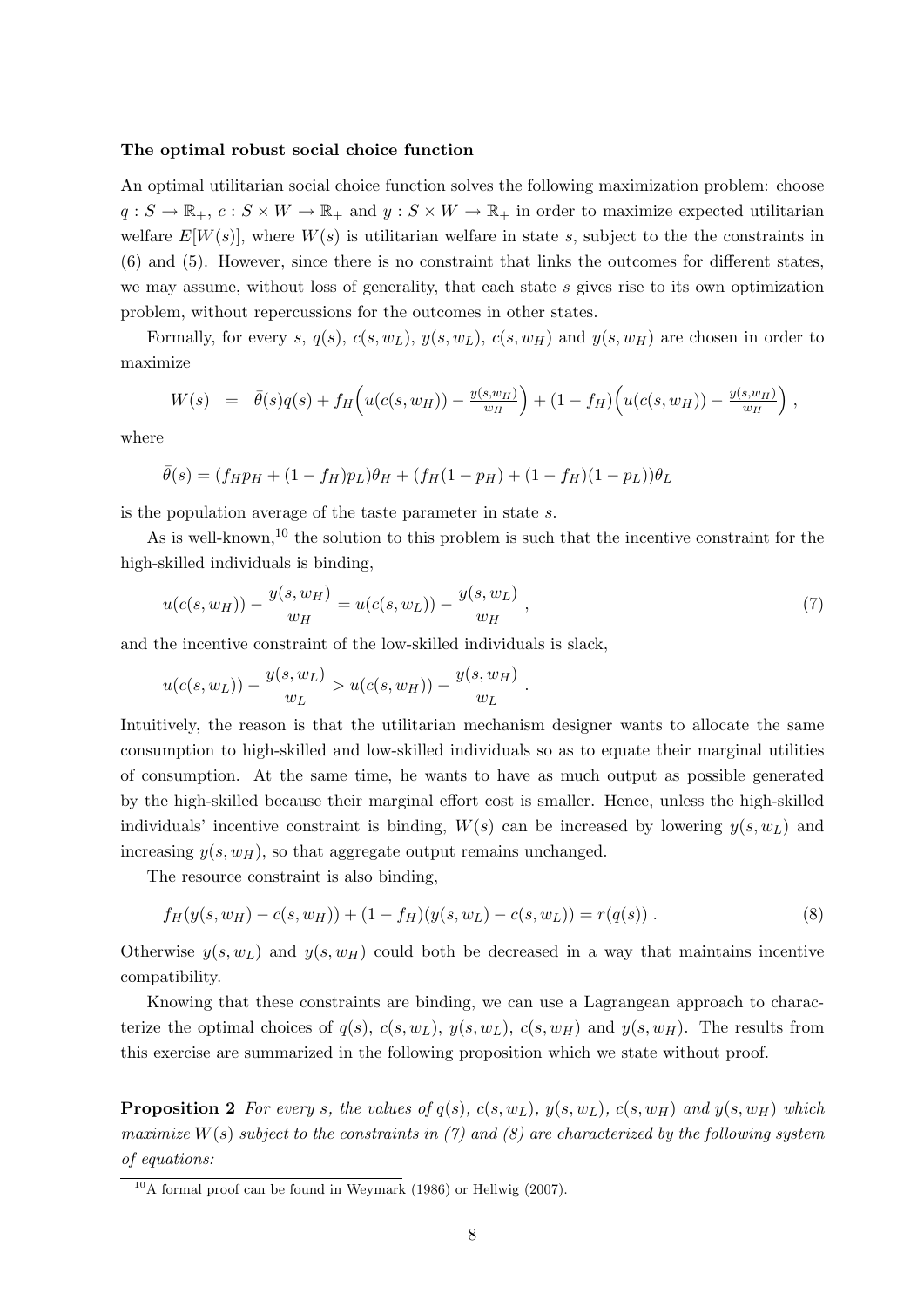**The optimal robust social choice function**

An optimal utilitarian social choice function solves the following maximization problem: choose $q : S \to \mathbb{R}_+$, $c : S \times W \to \mathbb{R}_+$ and $y : S \times W \to \mathbb{R}_+$ in order to maximize expected utilitarian welfare $E[W(s)]$, where $W(s)$ is utilitarian welfare in state $s$, subject to the the constraints in (6) and (5). However, since there is no constraint that links the outcomes for different states, we may assume, without loss of generality, that each state $s$ gives rise to its own optimization problem, without repercussions for the outcomes in other states.

Formally, for every $s$, $q(s)$, $c(s, w_L)$, $y(s, w_L)$, $c(s, w_H)$ and $y(s, w_H)$ are chosen in order to maximize

$$W(s) \;\; = \;\; \bar{\theta}(s)q(s) + f_H\Big(u(c(s,w_H)) - \tfrac{y(s,w_H)}{w_H}\Big) + (1-f_H)\Big(u(c(s,w_H)) - \tfrac{y(s,w_H)}{w_H}\Big) \; ,$$

where

$$\bar{\theta}(s) = (f_H p_H + (1-f_H)p_L)\theta_H + (f_H(1-p_H) + (1-f_H)(1-p_L))\theta_L$$

is the population average of the taste parameter in state $s$.

As is well-known,[10] the solution to this problem is such that the incentive constraint for the high-skilled individuals is binding,

$$u(c(s,w_H)) - \frac{y(s,w_H)}{w_H} = u(c(s,w_L)) - \frac{y(s,w_L)}{w_H} \; , \tag{7}$$

and the incentive constraint of the low-skilled individuals is slack,

$$u(c(s,w_L)) - \frac{y(s,w_L)}{w_L} > u(c(s,w_H)) - \frac{y(s,w_H)}{w_L} \; .$$

Intuitively, the reason is that the utilitarian mechanism designer wants to allocate the same consumption to high-skilled and low-skilled individuals so as to equate their marginal utilities of consumption. At the same time, he wants to have as much output as possible generated by the high-skilled because their marginal effort cost is smaller. Hence, unless the high-skilled individuals' incentive constraint is binding, $W(s)$ can be increased by lowering $y(s, w_L)$ and increasing $y(s, w_H)$, so that aggregate output remains unchanged.

The resource constraint is also binding,

$$f_H(y(s,w_H) - c(s,w_H)) + (1-f_H)(y(s,w_L) - c(s,w_L)) = r(q(s)) \; . \tag{8}$$

Otherwise $y(s, w_L)$ and $y(s, w_H)$ could both be decreased in a way that maintains incentive compatibility.

Knowing that these constraints are binding, we can use a Lagrangean approach to characterize the optimal choices of $q(s)$, $c(s, w_L)$, $y(s, w_L)$, $c(s, w_H)$ and $y(s, w_H)$. The results from this exercise are summarized in the following proposition which we state without proof.

**Proposition 2** *For every $s$, the values of $q(s)$, $c(s, w_L)$, $y(s, w_L)$, $c(s, w_H)$ and $y(s, w_H)$ which maximize $W(s)$ subject to the constraints in (7) and (8) are characterized by the following system of equations:*

[10] A formal proof can be found in Weymark (1986) or Hellwig (2007).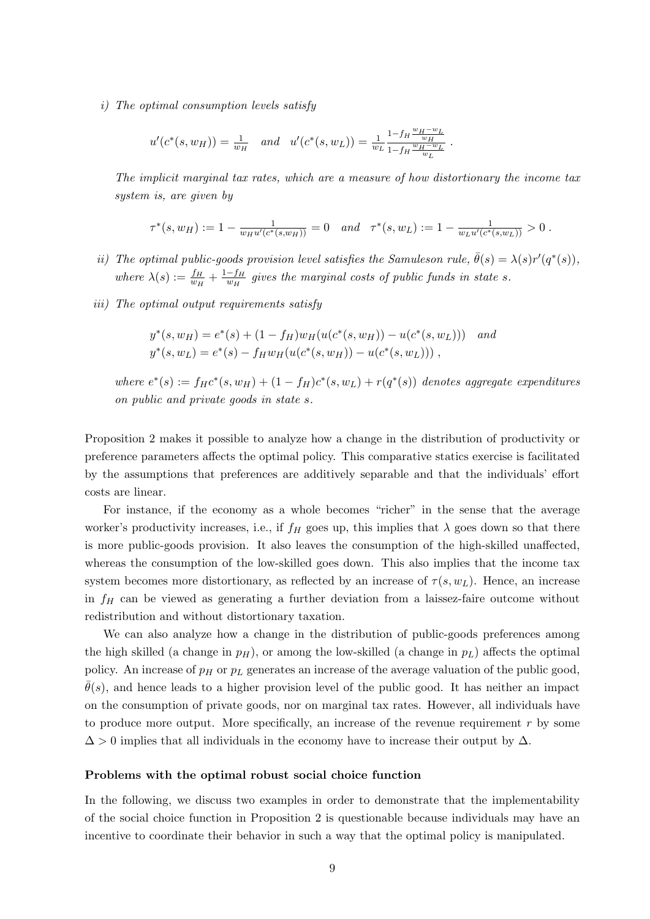*i) The optimal consumption levels satisfy*

$$u'(c^*(s,w_H)) = \frac{1}{w_H} \quad \textit{and} \quad u'(c^*(s,w_L)) = \frac{1}{w_L}\frac{1-f_H\frac{w_H-w_L}{w_H}}{1-f_H\frac{w_H-w_L}{w_L}} \; .$$

*The implicit marginal tax rates, which are a measure of how distortionary the income tax system is, are given by*

$$\tau^*(s,w_H) := 1 - \frac{1}{w_H u'(c^*(s,w_H))} = 0 \quad \textit{and} \quad \tau^*(s,w_L) := 1 - \frac{1}{w_L u'(c^*(s,w_L))} > 0 \; .$$

*ii) The optimal public-goods provision level satisfies the Samuleson rule, $\bar{\theta}(s) = \lambda(s) r'(q^*(s))$, where $\lambda(s) := \frac{f_H}{w_H} + \frac{1-f_H}{w_H}$ gives the marginal costs of public funds in state $s$.*

*iii) The optimal output requirements satisfy*

$$y^*(s,w_H) = e^*(s) + (1-f_H)w_H(u(c^*(s,w_H)) - u(c^*(s,w_L))) \quad \textit{and}$$
$$y^*(s,w_L) = e^*(s) - f_H w_H(u(c^*(s,w_H)) - u(c^*(s,w_L))) \; ,$$

*where $e^*(s) := f_H c^*(s,w_H) + (1-f_H)c^*(s,w_L) + r(q^*(s))$ denotes aggregate expenditures on public and private goods in state $s$.*

Proposition 2 makes it possible to analyze how a change in the distribution of productivity or preference parameters affects the optimal policy. This comparative statics exercise is facilitated by the assumptions that preferences are additively separable and that the individuals' effort costs are linear.

For instance, if the economy as a whole becomes "richer" in the sense that the average worker's productivity increases, i.e., if $f_H$ goes up, this implies that $\lambda$ goes down so that there is more public-goods provision. It also leaves the consumption of the high-skilled unaffected, whereas the consumption of the low-skilled goes down. This also implies that the income tax system becomes more distortionary, as reflected by an increase of $\tau(s, w_L)$. Hence, an increase in $f_H$ can be viewed as generating a further deviation from a laissez-faire outcome without redistribution and without distortionary taxation.

We can also analyze how a change in the distribution of public-goods preferences among the high skilled (a change in $p_H$), or among the low-skilled (a change in $p_L$) affects the optimal policy. An increase of $p_H$ or $p_L$ generates an increase of the average valuation of the public good, $\bar{\theta}(s)$, and hence leads to a higher provision level of the public good. It has neither an impact on the consumption of private goods, nor on marginal tax rates. However, all individuals have to produce more output. More specifically, an increase of the revenue requirement $r$ by some $\Delta > 0$ implies that all individuals in the economy have to increase their output by $\Delta$.

**Problems with the optimal robust social choice function**

In the following, we discuss two examples in order to demonstrate that the implementability of the social choice function in Proposition 2 is questionable because individuals may have an incentive to coordinate their behavior in such a way that the optimal policy is manipulated.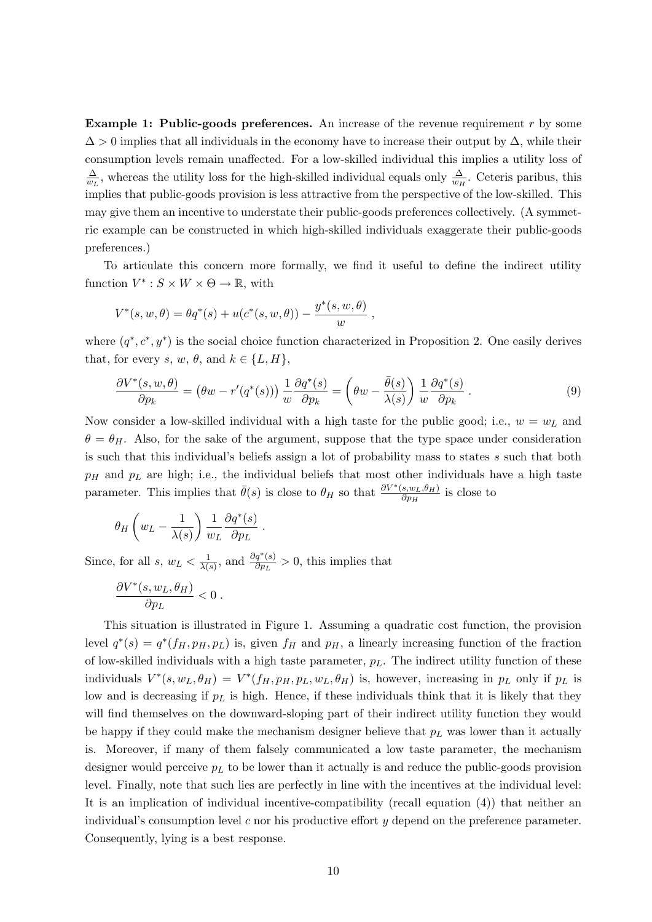**Example 1: Public-goods preferences.** An increase of the revenue requirement $r$ by some $\Delta > 0$ implies that all individuals in the economy have to increase their output by $\Delta$, while their consumption levels remain unaffected. For a low-skilled individual this implies a utility loss of $\frac{\Delta}{w_L}$, whereas the utility loss for the high-skilled individual equals only $\frac{\Delta}{w_H}$. Ceteris paribus, this implies that public-goods provision is less attractive from the perspective of the low-skilled. This may give them an incentive to understate their public-goods preferences collectively. (A symmetric example can be constructed in which high-skilled individuals exaggerate their public-goods preferences.)

To articulate this concern more formally, we find it useful to define the indirect utility function $V^* : S \times W \times \Theta \to \mathbb{R}$, with

$$V^*(s, w, \theta) = \theta q^*(s) + u(c^*(s, w, \theta)) - \frac{y^*(s, w, \theta)}{w} ,$$

where $(q^*, c^*, y^*)$ is the social choice function characterized in Proposition 2. One easily derives that, for every $s$, $w$, $\theta$, and $k \in \{L, H\}$,

$$\frac{\partial V^*(s, w, \theta)}{\partial p_k} = \left(\theta w - r'(q^*(s))\right) \frac{1}{w} \frac{\partial q^*(s)}{\partial p_k} = \left(\theta w - \frac{\bar{\theta}(s)}{\lambda(s)}\right) \frac{1}{w} \frac{\partial q^*(s)}{\partial p_k} . \tag{9}$$

Now consider a low-skilled individual with a high taste for the public good; i.e., $w = w_L$ and $\theta = \theta_H$. Also, for the sake of the argument, suppose that the type space under consideration is such that this individual's beliefs assign a lot of probability mass to states $s$ such that both $p_H$ and $p_L$ are high; i.e., the individual beliefs that most other individuals have a high taste parameter. This implies that $\bar{\theta}(s)$ is close to $\theta_H$ so that $\frac{\partial V^*(s, w_L, \theta_H)}{\partial p_H}$ is close to

$$\theta_H \left(w_L - \frac{1}{\lambda(s)}\right) \frac{1}{w_L} \frac{\partial q^*(s)}{\partial p_L} .$$

Since, for all $s$, $w_L < \frac{1}{\lambda(s)}$, and $\frac{\partial q^*(s)}{\partial p_L} > 0$, this implies that

$$\frac{\partial V^*(s, w_L, \theta_H)}{\partial p_L} < 0 .$$

This situation is illustrated in Figure 1. Assuming a quadratic cost function, the provision level $q^*(s) = q^*(f_H, p_H, p_L)$ is, given $f_H$ and $p_H$, a linearly increasing function of the fraction of low-skilled individuals with a high taste parameter, $p_L$. The indirect utility function of these individuals $V^*(s, w_L, \theta_H) = V^*(f_H, p_H, p_L, w_L, \theta_H)$ is, however, increasing in $p_L$ only if $p_L$ is low and is decreasing if $p_L$ is high. Hence, if these individuals think that it is likely that they will find themselves on the downward-sloping part of their indirect utility function they would be happy if they could make the mechanism designer believe that $p_L$ was lower than it actually is. Moreover, if many of them falsely communicated a low taste parameter, the mechanism designer would perceive $p_L$ to be lower than it actually is and reduce the public-goods provision level. Finally, note that such lies are perfectly in line with the incentives at the individual level: It is an implication of individual incentive-compatibility (recall equation (4)) that neither an individual's consumption level $c$ nor his productive effort $y$ depend on the preference parameter. Consequently, lying is a best response.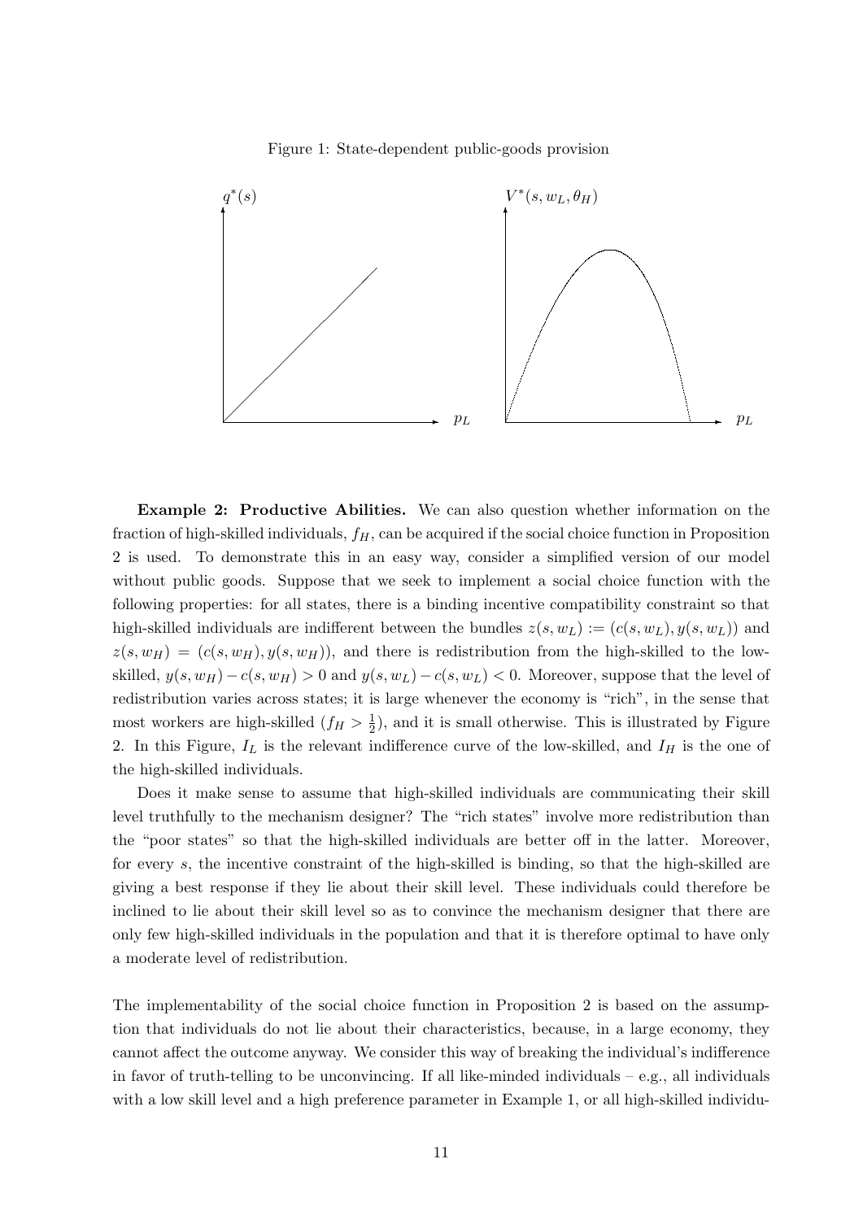Figure 1: State-dependent public-goods provision

$q^*(s)$

$p_L$

$V^*(s, w_L, \theta_H)$

$p_L$

**Example 2: Productive Abilities.** We can also question whether information on the fraction of high-skilled individuals, $f_H$, can be acquired if the social choice function in Proposition 2 is used. To demonstrate this in an easy way, consider a simplified version of our model without public goods. Suppose that we seek to implement a social choice function with the following properties: for all states, there is a binding incentive compatibility constraint so that high-skilled individuals are indifferent between the bundles $z(s, w_L) := (c(s, w_L), y(s, w_L))$ and $z(s, w_H) = (c(s, w_H), y(s, w_H))$, and there is redistribution from the high-skilled to the low-skilled, $y(s, w_H) - c(s, w_H) > 0$ and $y(s, w_L) - c(s, w_L) < 0$. Moreover, suppose that the level of redistribution varies across states; it is large whenever the economy is "rich", in the sense that most workers are high-skilled ($f_H > \frac{1}{2}$), and it is small otherwise. This is illustrated by Figure 2. In this Figure, $I_L$ is the relevant indifference curve of the low-skilled, and $I_H$ is the one of the high-skilled individuals.

Does it make sense to assume that high-skilled individuals are communicating their skill level truthfully to the mechanism designer? The "rich states" involve more redistribution than the "poor states" so that the high-skilled individuals are better off in the latter. Moreover, for every $s$, the incentive constraint of the high-skilled is binding, so that the high-skilled are giving a best response if they lie about their skill level. These individuals could therefore be inclined to lie about their skill level so as to convince the mechanism designer that there are only few high-skilled individuals in the population and that it is therefore optimal to have only a moderate level of redistribution.

The implementability of the social choice function in Proposition 2 is based on the assumption that individuals do not lie about their characteristics, because, in a large economy, they cannot affect the outcome anyway. We consider this way of breaking the individual's indifference in favor of truth-telling to be unconvincing. If all like-minded individuals – e.g., all individuals with a low skill level and a high preference parameter in Example 1, or all high-skilled individu-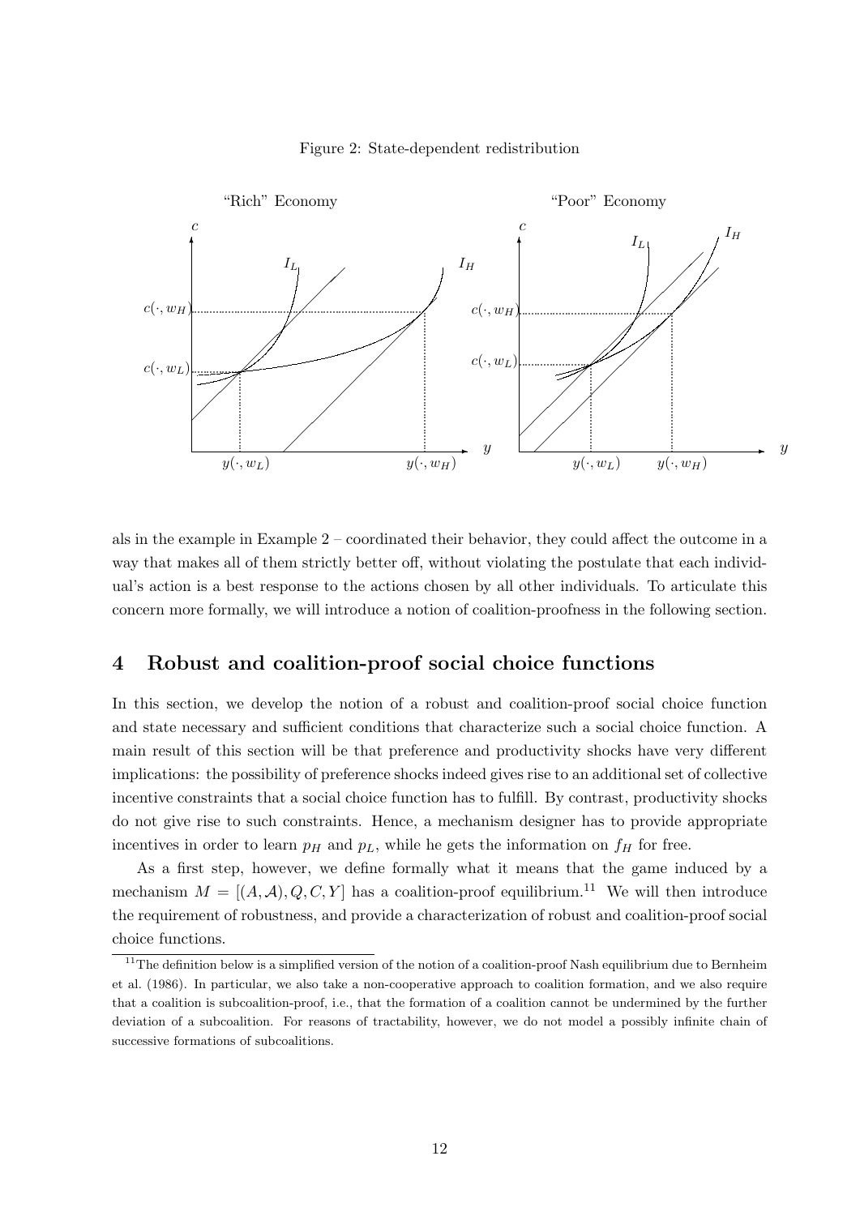Figure 2: State-dependent redistribution

"Rich" Economy

$c$

$I_L$

$I_H$

$c(\cdot, w_H)$

$c(\cdot, w_L)$

$y$

$y(\cdot, w_L)$

$y(\cdot, w_H)$

"Poor" Economy

$c$

$I_L$

$I_H$

$c(\cdot, w_H)$

$c(\cdot, w_L)$

$y$

$y(\cdot, w_L)$

$y(\cdot, w_H)$

als in the example in Example 2 – coordinated their behavior, they could affect the outcome in a way that makes all of them strictly better off, without violating the postulate that each individual's action is a best response to the actions chosen by all other individuals. To articulate this concern more formally, we will introduce a notion of coalition-proofness in the following section.

## 4 Robust and coalition-proof social choice functions

In this section, we develop the notion of a robust and coalition-proof social choice function and state necessary and sufficient conditions that characterize such a social choice function. A main result of this section will be that preference and productivity shocks have very different implications: the possibility of preference shocks indeed gives rise to an additional set of collective incentive constraints that a social choice function has to fulfill. By contrast, productivity shocks do not give rise to such constraints. Hence, a mechanism designer has to provide appropriate incentives in order to learn $p_H$ and $p_L$, while he gets the information on $f_H$ for free.

As a first step, however, we define formally what it means that the game induced by a mechanism $M = [(A, \mathcal{A}), Q, C, Y]$ has a coalition-proof equilibrium.[11] We will then introduce the requirement of robustness, and provide a characterization of robust and coalition-proof social choice functions.

[11] The definition below is a simplified version of the notion of a coalition-proof Nash equilibrium due to Bernheim et al. (1986). In particular, we also take a non-cooperative approach to coalition formation, and we also require that a coalition is subcoalition-proof, i.e., that the formation of a coalition cannot be undermined by the further deviation of a subcoalition. For reasons of tractability, however, we do not model a possibly infinite chain of successive formations of subcoalitions.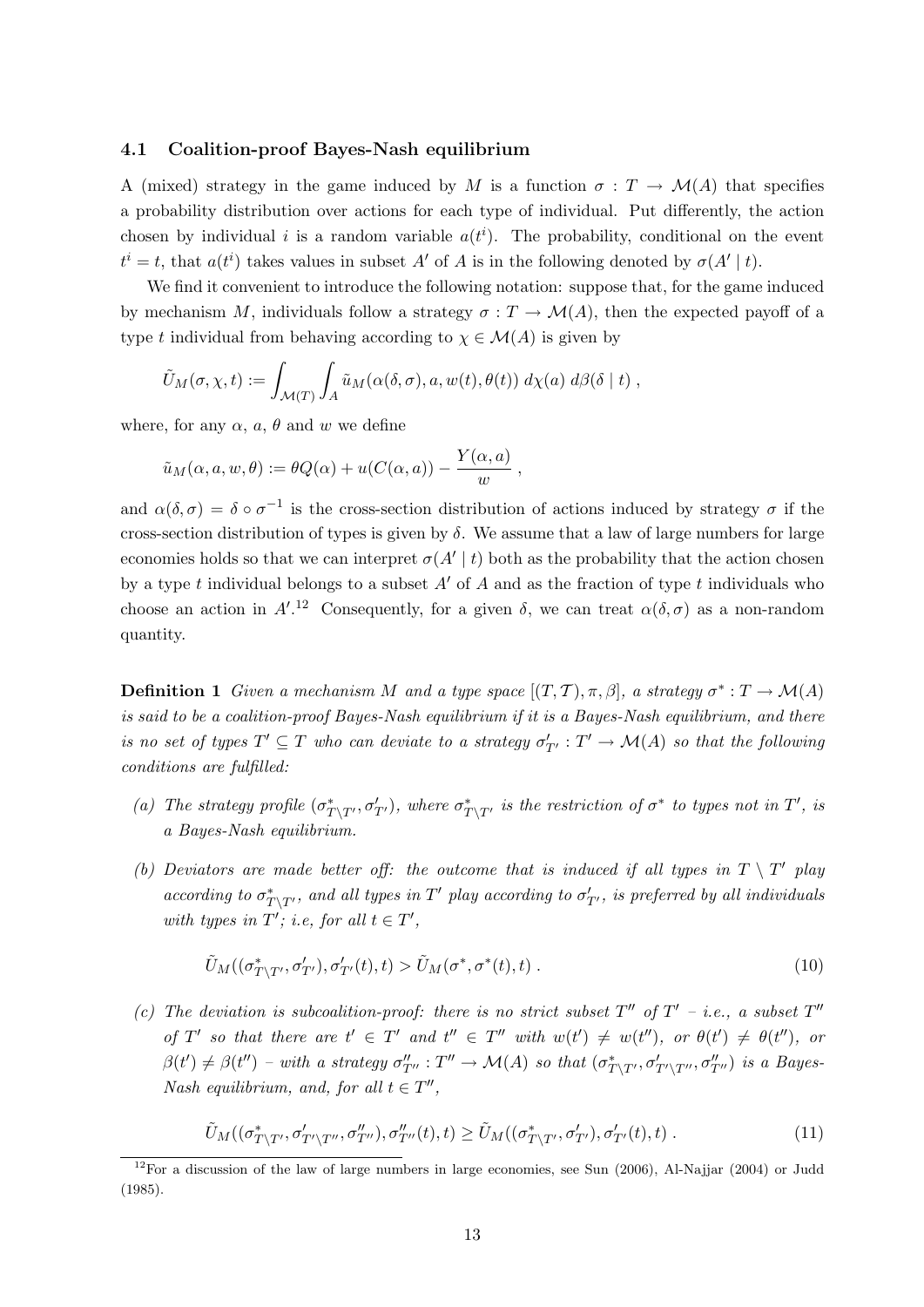### 4.1 Coalition-proof Bayes-Nash equilibrium

A (mixed) strategy in the game induced by $M$ is a function $\sigma : T \to \mathcal{M}(A)$ that specifies a probability distribution over actions for each type of individual. Put differently, the action chosen by individual $i$ is a random variable $a(t^i)$. The probability, conditional on the event $t^i = t$, that $a(t^i)$ takes values in subset $A'$ of $A$ is in the following denoted by $\sigma(A' \mid t)$.

We find it convenient to introduce the following notation: suppose that, for the game induced by mechanism $M$, individuals follow a strategy $\sigma : T \to \mathcal{M}(A)$, then the expected payoff of a type $t$ individual from behaving according to $\chi \in \mathcal{M}(A)$ is given by

$$\tilde{U}_M(\sigma, \chi, t) := \int_{\mathcal{M}(T)} \int_A \tilde{u}_M(\alpha(\delta, \sigma), a, w(t), \theta(t)) \, d\chi(a) \, d\beta(\delta \mid t) \, ,$$

where, for any $\alpha$, $a$, $\theta$ and $w$ we define

$$\tilde{u}_M(\alpha, a, w, \theta) := \theta Q(\alpha) + u(C(\alpha, a)) - \frac{Y(\alpha, a)}{w} \, ,$$

and $\alpha(\delta, \sigma) = \delta \circ \sigma^{-1}$ is the cross-section distribution of actions induced by strategy $\sigma$ if the cross-section distribution of types is given by $\delta$. We assume that a law of large numbers for large economies holds so that we can interpret $\sigma(A' \mid t)$ both as the probability that the action chosen by a type $t$ individual belongs to a subset $A'$ of $A$ and as the fraction of type $t$ individuals who choose an action in $A'$.[12] Consequently, for a given $\delta$, we can treat $\alpha(\delta, \sigma)$ as a non-random quantity.

**Definition 1** *Given a mechanism $M$ and a type space $[(T, \mathcal{T}), \pi, \beta]$, a strategy $\sigma^* : T \to \mathcal{M}(A)$ is said to be a coalition-proof Bayes-Nash equilibrium if it is a Bayes-Nash equilibrium, and there is no set of types $T' \subseteq T$ who can deviate to a strategy $\sigma'_{T'} : T' \to \mathcal{M}(A)$ so that the following conditions are fulfilled:*

*(a) The strategy profile $(\sigma^*_{T \setminus T'}, \sigma'_{T'})$, where $\sigma^*_{T \setminus T'}$ is the restriction of $\sigma^*$ to types not in $T'$, is a Bayes-Nash equilibrium.*

*(b) Deviators are made better off: the outcome that is induced if all types in $T \setminus T'$ play according to $\sigma^*_{T \setminus T'}$, and all types in $T'$ play according to $\sigma'_{T'}$, is preferred by all individuals with types in $T'$; i.e, for all $t \in T'$,*

$$\tilde{U}_M((\sigma^*_{T \setminus T'}, \sigma'_{T'}), \sigma'_{T'}(t), t) > \tilde{U}_M(\sigma^*, \sigma^*(t), t) \, . \tag{10}$$

*(c) The deviation is subcoalition-proof: there is no strict subset $T''$ of $T'$ – i.e., a subset $T''$ of $T'$ so that there are $t' \in T'$ and $t'' \in T''$ with $w(t') \neq w(t'')$, or $\theta(t') \neq \theta(t'')$, or $\beta(t') \neq \beta(t'')$ – with a strategy $\sigma''_{T''} : T'' \to \mathcal{M}(A)$ so that $(\sigma^*_{T \setminus T'}, \sigma'_{T' \setminus T''}, \sigma''_{T''})$ is a Bayes-Nash equilibrium, and, for all $t \in T''$,*

$$\tilde{U}_M((\sigma^*_{T \setminus T'}, \sigma'_{T' \setminus T''}, \sigma''_{T''}), \sigma''_{T''}(t), t) \geq \tilde{U}_M((\sigma^*_{T \setminus T'}, \sigma'_{T'}), \sigma'_{T'}(t), t) \, . \tag{11}$$

[12] For a discussion of the law of large numbers in large economies, see Sun (2006), Al-Najjar (2004) or Judd (1985).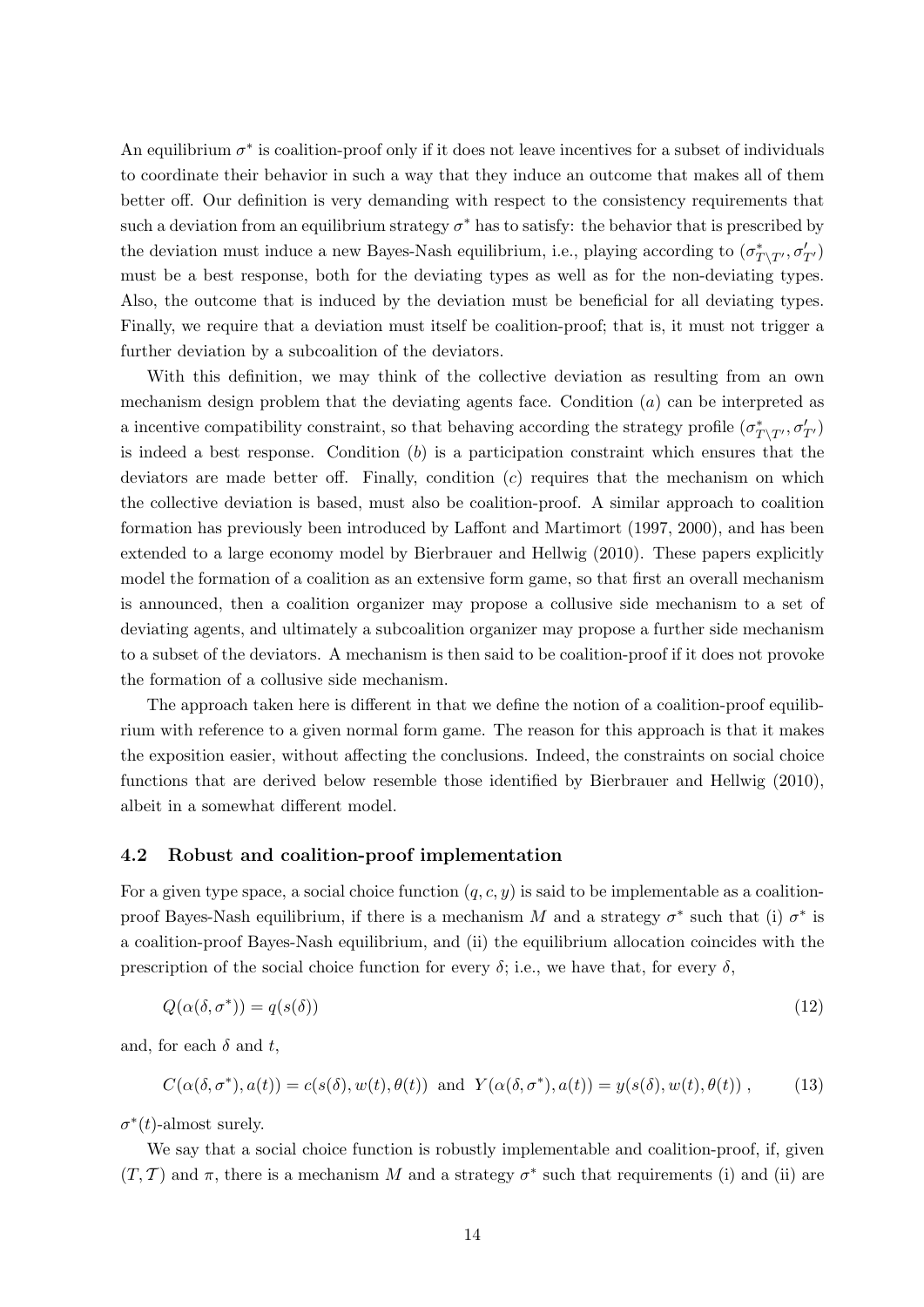An equilibrium $\sigma^*$ is coalition-proof only if it does not leave incentives for a subset of individuals to coordinate their behavior in such a way that they induce an outcome that makes all of them better off. Our definition is very demanding with respect to the consistency requirements that such a deviation from an equilibrium strategy $\sigma^*$ has to satisfy: the behavior that is prescribed by the deviation must induce a new Bayes-Nash equilibrium, i.e., playing according to $(\sigma^*_{T\setminus T'}, \sigma'_{T'})$ must be a best response, both for the deviating types as well as for the non-deviating types. Also, the outcome that is induced by the deviation must be beneficial for all deviating types. Finally, we require that a deviation must itself be coalition-proof; that is, it must not trigger a further deviation by a subcoalition of the deviators.

With this definition, we may think of the collective deviation as resulting from an own mechanism design problem that the deviating agents face. Condition $(a)$ can be interpreted as a incentive compatibility constraint, so that behaving according the strategy profile $(\sigma^*_{T\setminus T'}, \sigma'_{T'})$ is indeed a best response. Condition $(b)$ is a participation constraint which ensures that the deviators are made better off. Finally, condition $(c)$ requires that the mechanism on which the collective deviation is based, must also be coalition-proof. A similar approach to coalition formation has previously been introduced by Laffont and Martimort (1997, 2000), and has been extended to a large economy model by Bierbrauer and Hellwig (2010). These papers explicitly model the formation of a coalition as an extensive form game, so that first an overall mechanism is announced, then a coalition organizer may propose a collusive side mechanism to a set of deviating agents, and ultimately a subcoalition organizer may propose a further side mechanism to a subset of the deviators. A mechanism is then said to be coalition-proof if it does not provoke the formation of a collusive side mechanism.

The approach taken here is different in that we define the notion of a coalition-proof equilibrium with reference to a given normal form game. The reason for this approach is that it makes the exposition easier, without affecting the conclusions. Indeed, the constraints on social choice functions that are derived below resemble those identified by Bierbrauer and Hellwig (2010), albeit in a somewhat different model.

### 4.2 Robust and coalition-proof implementation

For a given type space, a social choice function $(q, c, y)$ is said to be implementable as a coalition-proof Bayes-Nash equilibrium, if there is a mechanism $M$ and a strategy $\sigma^*$ such that (i) $\sigma^*$ is a coalition-proof Bayes-Nash equilibrium, and (ii) the equilibrium allocation coincides with the prescription of the social choice function for every $\delta$; i.e., we have that, for every $\delta$,

$$Q(\alpha(\delta, \sigma^*)) = q(s(\delta)) \tag{12}$$

and, for each $\delta$ and $t$,

$$C(\alpha(\delta, \sigma^*), a(t)) = c(s(\delta), w(t), \theta(t)) \text{ and } Y(\alpha(\delta, \sigma^*), a(t)) = y(s(\delta), w(t), \theta(t)) \,, \tag{13}$$

$\sigma^*(t)$-almost surely.

We say that a social choice function is robustly implementable and coalition-proof, if, given $(T, \mathcal{T})$ and $\pi$, there is a mechanism $M$ and a strategy $\sigma^*$ such that requirements (i) and (ii) are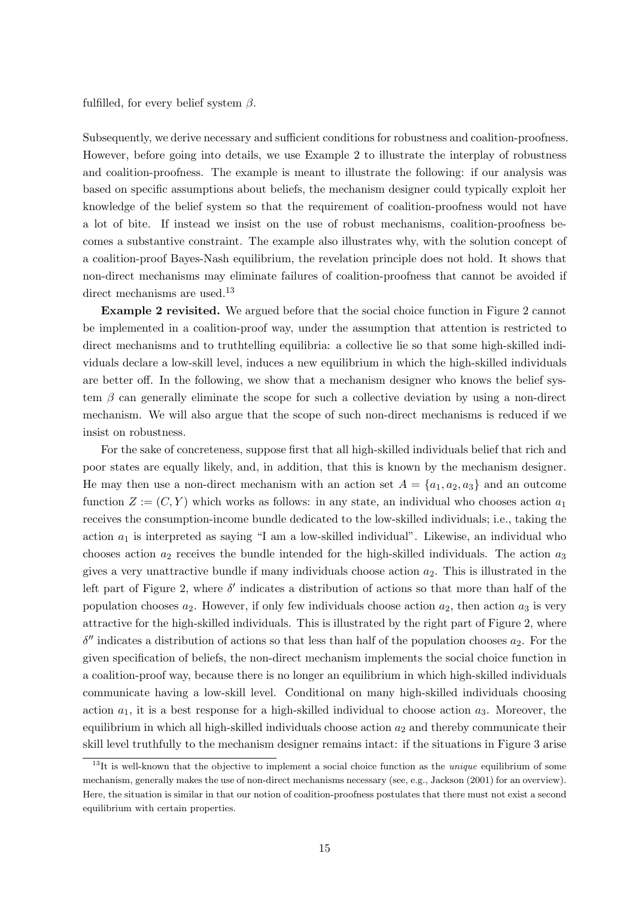fulfilled, for every belief system $\beta$.

Subsequently, we derive necessary and sufficient conditions for robustness and coalition-proofness. However, before going into details, we use Example 2 to illustrate the interplay of robustness and coalition-proofness. The example is meant to illustrate the following: if our analysis was based on specific assumptions about beliefs, the mechanism designer could typically exploit her knowledge of the belief system so that the requirement of coalition-proofness would not have a lot of bite. If instead we insist on the use of robust mechanisms, coalition-proofness becomes a substantive constraint. The example also illustrates why, with the solution concept of a coalition-proof Bayes-Nash equilibrium, the revelation principle does not hold. It shows that non-direct mechanisms may eliminate failures of coalition-proofness that cannot be avoided if direct mechanisms are used.[13]

**Example 2 revisited.** We argued before that the social choice function in Figure 2 cannot be implemented in a coalition-proof way, under the assumption that attention is restricted to direct mechanisms and to truthtelling equilibria: a collective lie so that some high-skilled individuals declare a low-skill level, induces a new equilibrium in which the high-skilled individuals are better off. In the following, we show that a mechanism designer who knows the belief system $\beta$ can generally eliminate the scope for such a collective deviation by using a non-direct mechanism. We will also argue that the scope of such non-direct mechanisms is reduced if we insist on robustness.

For the sake of concreteness, suppose first that all high-skilled individuals belief that rich and poor states are equally likely, and, in addition, that this is known by the mechanism designer. He may then use a non-direct mechanism with an action set $A = \{a_1, a_2, a_3\}$ and an outcome function $Z := (C, Y)$ which works as follows: in any state, an individual who chooses action $a_1$ receives the consumption-income bundle dedicated to the low-skilled individuals; i.e., taking the action $a_1$ is interpreted as saying "I am a low-skilled individual". Likewise, an individual who chooses action $a_2$ receives the bundle intended for the high-skilled individuals. The action $a_3$ gives a very unattractive bundle if many individuals choose action $a_2$. This is illustrated in the left part of Figure 2, where $\delta'$ indicates a distribution of actions so that more than half of the population chooses $a_2$. However, if only few individuals choose action $a_2$, then action $a_3$ is very attractive for the high-skilled individuals. This is illustrated by the right part of Figure 2, where $\delta''$ indicates a distribution of actions so that less than half of the population chooses $a_2$. For the given specification of beliefs, the non-direct mechanism implements the social choice function in a coalition-proof way, because there is no longer an equilibrium in which high-skilled individuals communicate having a low-skill level. Conditional on many high-skilled individuals choosing action $a_1$, it is a best response for a high-skilled individual to choose action $a_3$. Moreover, the equilibrium in which all high-skilled individuals choose action $a_2$ and thereby communicate their skill level truthfully to the mechanism designer remains intact: if the situations in Figure 3 arise

[13]It is well-known that the objective to implement a social choice function as the *unique* equilibrium of some mechanism, generally makes the use of non-direct mechanisms necessary (see, e.g., Jackson (2001) for an overview). Here, the situation is similar in that our notion of coalition-proofness postulates that there must not exist a second equilibrium with certain properties.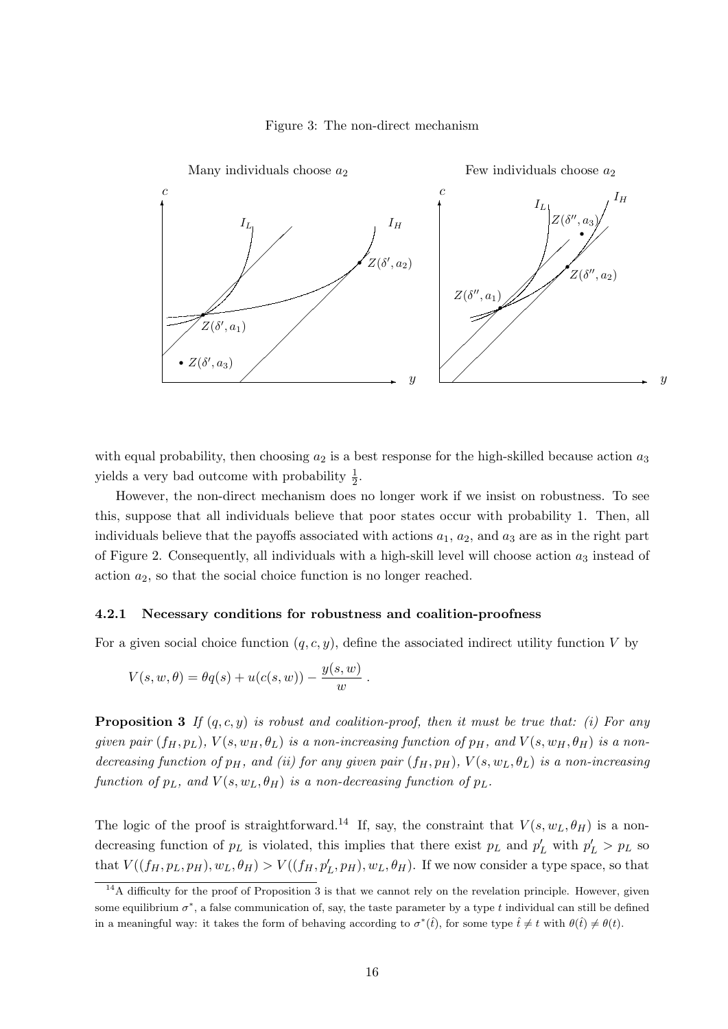Figure 3: The non-direct mechanism

with equal probability, then choosing $a_2$ is a best response for the high-skilled because action $a_3$ yields a very bad outcome with probability $\frac{1}{2}$.

However, the non-direct mechanism does no longer work if we insist on robustness. To see this, suppose that all individuals believe that poor states occur with probability 1. Then, all individuals believe that the payoffs associated with actions $a_1$, $a_2$, and $a_3$ are as in the right part of Figure 2. Consequently, all individuals with a high-skill level will choose action $a_3$ instead of action $a_2$, so that the social choice function is no longer reached.

### 4.2.1 Necessary conditions for robustness and coalition-proofness

For a given social choice function $(q, c, y)$, define the associated indirect utility function $V$ by

$$V(s, w, \theta) = \theta q(s) + u(c(s, w)) - \frac{y(s, w)}{w} .$$

**Proposition 3** *If $(q, c, y)$ is robust and coalition-proof, then it must be true that: (i) For any given pair $(f_H, p_L)$, $V(s, w_H, \theta_L)$ is a non-increasing function of $p_H$, and $V(s, w_H, \theta_H)$ is a non-decreasing function of $p_H$, and (ii) for any given pair $(f_H, p_H)$, $V(s, w_L, \theta_L)$ is a non-increasing function of $p_L$, and $V(s, w_L, \theta_H)$ is a non-decreasing function of $p_L$.*

The logic of the proof is straightforward.[14] If, say, the constraint that $V(s, w_L, \theta_H)$ is a non-decreasing function of $p_L$ is violated, this implies that there exist $p_L$ and $p'_L$ with $p'_L > p_L$ so that $V((f_H, p_L, p_H), w_L, \theta_H) > V((f_H, p'_L, p_H), w_L, \theta_H)$. If we now consider a type space, so that

[14] A difficulty for the proof of Proposition 3 is that we cannot rely on the revelation principle. However, given some equilibrium $\sigma^*$, a false communication of, say, the taste parameter by a type $t$ individual can still be defined in a meaningful way: it takes the form of behaving according to $\sigma^*(\hat{t})$, for some type $\hat{t} \neq t$ with $\theta(\hat{t}) \neq \theta(t)$.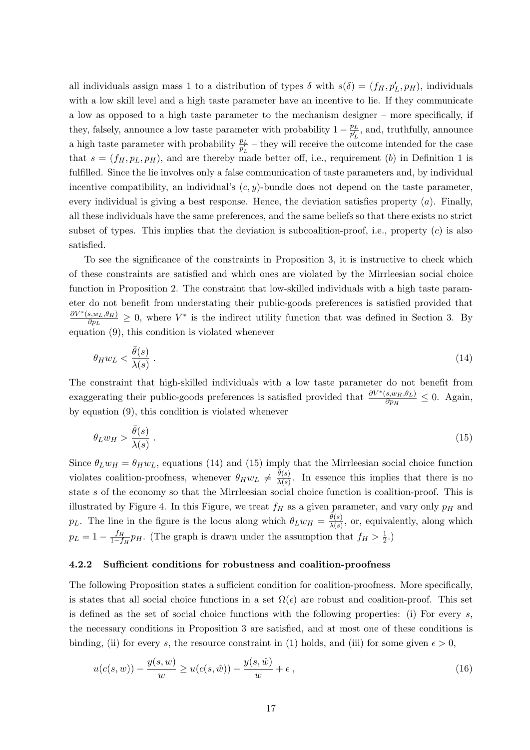all individuals assign mass 1 to a distribution of types $\delta$ with $s(\delta) = (f_H, p'_L, p_H)$, individuals with a low skill level and a high taste parameter have an incentive to lie. If they communicate a low as opposed to a high taste parameter to the mechanism designer – more specifically, if they, falsely, announce a low taste parameter with probability $1 - \frac{p_L}{p'_L}$, and, truthfully, announce a high taste parameter with probability $\frac{p_L}{p'_L}$ – they will receive the outcome intended for the case that $s = (f_H, p_L, p_H)$, and are thereby made better off, i.e., requirement $(b)$ in Definition 1 is fulfilled. Since the lie involves only a false communication of taste parameters and, by individual incentive compatibility, an individual's $(c, y)$-bundle does not depend on the taste parameter, every individual is giving a best response. Hence, the deviation satisfies property $(a)$. Finally, all these individuals have the same preferences, and the same beliefs so that there exists no strict subset of types. This implies that the deviation is subcoalition-proof, i.e., property $(c)$ is also satisfied.

To see the significance of the constraints in Proposition 3, it is instructive to check which of these constraints are satisfied and which ones are violated by the Mirrleesian social choice function in Proposition 2. The constraint that low-skilled individuals with a high taste parameter do not benefit from understating their public-goods preferences is satisfied provided that $\frac{\partial V^*(s, w_L, \theta_H)}{\partial p_L} \geq 0$, where $V^*$ is the indirect utility function that was defined in Section 3. By equation (9), this condition is violated whenever

$$\theta_H w_L < \frac{\bar{\theta}(s)}{\lambda(s)} \, . \tag{14}$$

The constraint that high-skilled individuals with a low taste parameter do not benefit from exaggerating their public-goods preferences is satisfied provided that $\frac{\partial V^*(s, w_H, \theta_L)}{\partial p_H} \leq 0$. Again, by equation (9), this condition is violated whenever

$$\theta_L w_H > \frac{\bar{\theta}(s)}{\lambda(s)} \, . \tag{15}$$

Since $\theta_L w_H = \theta_H w_L$, equations (14) and (15) imply that the Mirrleesian social choice function violates coalition-proofness, whenever $\theta_H w_L \neq \frac{\bar{\theta}(s)}{\lambda(s)}$. In essence this implies that there is no state $s$ of the economy so that the Mirrleesian social choice function is coalition-proof. This is illustrated by Figure 4. In this Figure, we treat $f_H$ as a given parameter, and vary only $p_H$ and $p_L$. The line in the figure is the locus along which $\theta_L w_H = \frac{\bar{\theta}(s)}{\lambda(s)}$, or, equivalently, along which $p_L = 1 - \frac{f_H}{1-f_H} p_H$. (The graph is drawn under the assumption that $f_H > \frac{1}{2}$.)

### 4.2.2 Sufficient conditions for robustness and coalition-proofness

The following Proposition states a sufficient condition for coalition-proofness. More specifically, is states that all social choice functions in a set $\Omega(\epsilon)$ are robust and coalition-proof. This set is defined as the set of social choice functions with the following properties: (i) For every $s$, the necessary conditions in Proposition 3 are satisfied, and at most one of these conditions is binding, (ii) for every $s$, the resource constraint in (1) holds, and (iii) for some given $\epsilon > 0$,

$$u(c(s, w)) - \frac{y(s, w)}{w} \geq u(c(s, \hat{w})) - \frac{y(s, \hat{w})}{w} + \epsilon \, , \tag{16}$$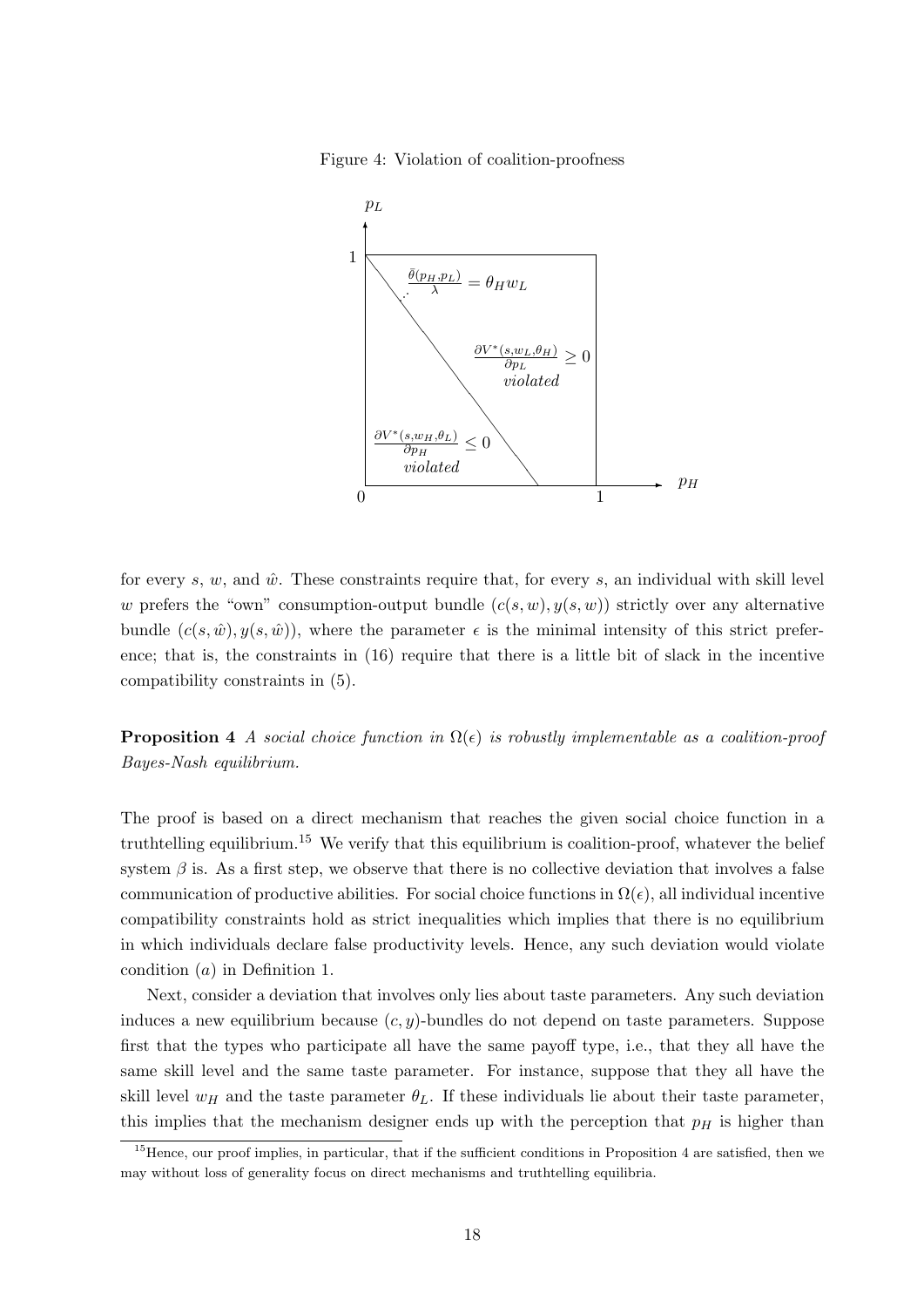Figure 4: Violation of coalition-proofness

$p_L$

1

$\frac{\bar{\theta}(p_H,p_L)}{\lambda} = \theta_H w_L$

$\frac{\partial V^*(s,w_L,\theta_H)}{\partial p_L} \geq 0$
*violated*

$\frac{\partial V^*(s,w_H,\theta_L)}{\partial p_H} \leq 0$
*violated*

0

1

$p_H$

for every $s$, $w$, and $\hat{w}$. These constraints require that, for every $s$, an individual with skill level $w$ prefers the "own" consumption-output bundle $(c(s,w), y(s,w))$ strictly over any alternative bundle $(c(s,\hat{w}), y(s,\hat{w}))$, where the parameter $\epsilon$ is the minimal intensity of this strict preference; that is, the constraints in (16) require that there is a little bit of slack in the incentive compatibility constraints in (5).

**Proposition 4** *A social choice function in $\Omega(\epsilon)$ is robustly implementable as a coalition-proof Bayes-Nash equilibrium.*

The proof is based on a direct mechanism that reaches the given social choice function in a truthtelling equilibrium.[15] We verify that this equilibrium is coalition-proof, whatever the belief system $\beta$ is. As a first step, we observe that there is no collective deviation that involves a false communication of productive abilities. For social choice functions in $\Omega(\epsilon)$, all individual incentive compatibility constraints hold as strict inequalities which implies that there is no equilibrium in which individuals declare false productivity levels. Hence, any such deviation would violate condition $(a)$ in Definition 1.

Next, consider a deviation that involves only lies about taste parameters. Any such deviation induces a new equilibrium because $(c,y)$-bundles do not depend on taste parameters. Suppose first that the types who participate all have the same payoff type, i.e., that they all have the same skill level and the same taste parameter. For instance, suppose that they all have the skill level $w_H$ and the taste parameter $\theta_L$. If these individuals lie about their taste parameter, this implies that the mechanism designer ends up with the perception that $p_H$ is higher than

[15] Hence, our proof implies, in particular, that if the sufficient conditions in Proposition 4 are satisfied, then we may without loss of generality focus on direct mechanisms and truthtelling equilibria.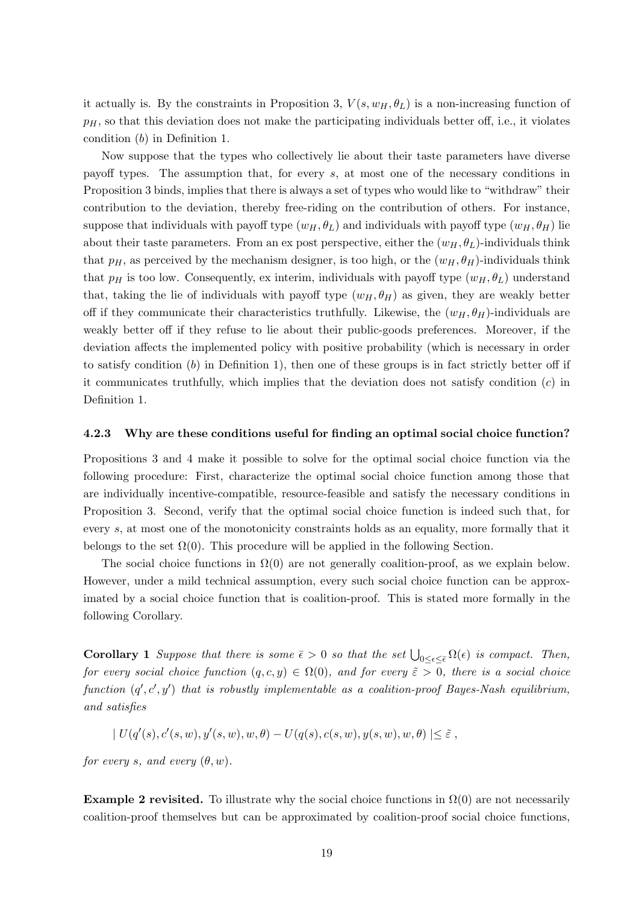it actually is. By the constraints in Proposition 3, $V(s, w_H, \theta_L)$ is a non-increasing function of $p_H$, so that this deviation does not make the participating individuals better off, i.e., it violates condition $(b)$ in Definition 1.

Now suppose that the types who collectively lie about their taste parameters have diverse payoff types. The assumption that, for every $s$, at most one of the necessary conditions in Proposition 3 binds, implies that there is always a set of types who would like to "withdraw" their contribution to the deviation, thereby free-riding on the contribution of others. For instance, suppose that individuals with payoff type $(w_H, \theta_L)$ and individuals with payoff type $(w_H, \theta_H)$ lie about their taste parameters. From an ex post perspective, either the $(w_H, \theta_L)$-individuals think that $p_H$, as perceived by the mechanism designer, is too high, or the $(w_H, \theta_H)$-individuals think that $p_H$ is too low. Consequently, ex interim, individuals with payoff type $(w_H, \theta_L)$ understand that, taking the lie of individuals with payoff type $(w_H, \theta_H)$ as given, they are weakly better off if they communicate their characteristics truthfully. Likewise, the $(w_H, \theta_H)$-individuals are weakly better off if they refuse to lie about their public-goods preferences. Moreover, if the deviation affects the implemented policy with positive probability (which is necessary in order to satisfy condition $(b)$ in Definition 1), then one of these groups is in fact strictly better off if it communicates truthfully, which implies that the deviation does not satisfy condition $(c)$ in Definition 1.

### 4.2.3 Why are these conditions useful for finding an optimal social choice function?

Propositions 3 and 4 make it possible to solve for the optimal social choice function via the following procedure: First, characterize the optimal social choice function among those that are individually incentive-compatible, resource-feasible and satisfy the necessary conditions in Proposition 3. Second, verify that the optimal social choice function is indeed such that, for every $s$, at most one of the monotonicity constraints holds as an equality, more formally that it belongs to the set $\Omega(0)$. This procedure will be applied in the following Section.

The social choice functions in $\Omega(0)$ are not generally coalition-proof, as we explain below. However, under a mild technical assumption, every such social choice function can be approximated by a social choice function that is coalition-proof. This is stated more formally in the following Corollary.

**Corollary 1** *Suppose that there is some $\bar{\epsilon} > 0$ so that the set $\bigcup_{0 \leq \epsilon \leq \bar{\epsilon}} \Omega(\epsilon)$ is compact. Then, for every social choice function $(q, c, y) \in \Omega(0)$, and for every $\tilde{\varepsilon} > 0$, there is a social choice function $(q', c', y')$ that is robustly implementable as a coalition-proof Bayes-Nash equilibrium, and satisfies*

$$| \, U(q'(s), c'(s, w), y'(s, w), w, \theta) - U(q(s), c(s, w), y(s, w), w, \theta) \, | \leq \tilde{\varepsilon} \, ,$$

*for every $s$, and every $(\theta, w)$.*

**Example 2 revisited.** To illustrate why the social choice functions in $\Omega(0)$ are not necessarily coalition-proof themselves but can be approximated by coalition-proof social choice functions,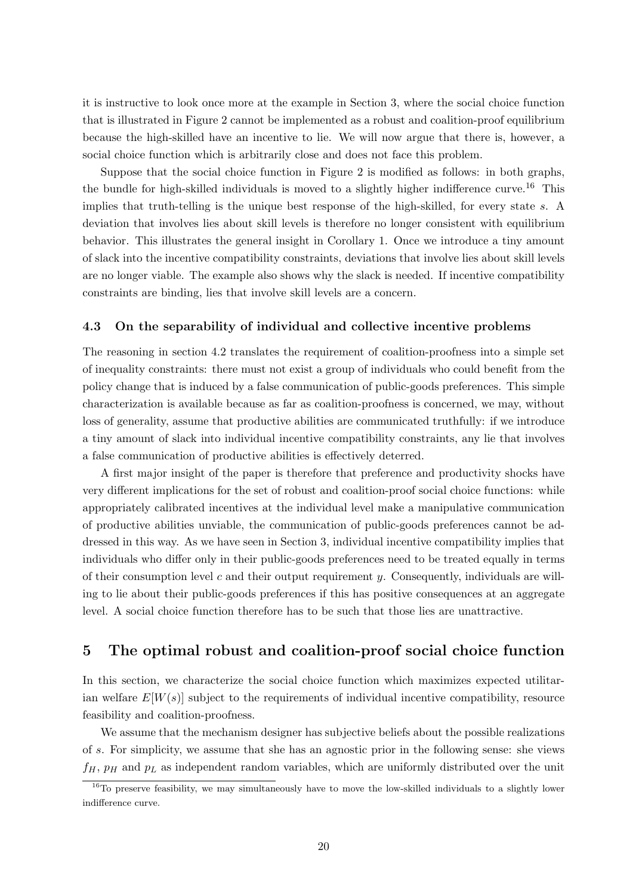it is instructive to look once more at the example in Section 3, where the social choice function that is illustrated in Figure 2 cannot be implemented as a robust and coalition-proof equilibrium because the high-skilled have an incentive to lie. We will now argue that there is, however, a social choice function which is arbitrarily close and does not face this problem.

Suppose that the social choice function in Figure 2 is modified as follows: in both graphs, the bundle for high-skilled individuals is moved to a slightly higher indifference curve.[16] This implies that truth-telling is the unique best response of the high-skilled, for every state $s$. A deviation that involves lies about skill levels is therefore no longer consistent with equilibrium behavior. This illustrates the general insight in Corollary 1. Once we introduce a tiny amount of slack into the incentive compatibility constraints, deviations that involve lies about skill levels are no longer viable. The example also shows why the slack is needed. If incentive compatibility constraints are binding, lies that involve skill levels are a concern.

### 4.3 On the separability of individual and collective incentive problems

The reasoning in section 4.2 translates the requirement of coalition-proofness into a simple set of inequality constraints: there must not exist a group of individuals who could benefit from the policy change that is induced by a false communication of public-goods preferences. This simple characterization is available because as far as coalition-proofness is concerned, we may, without loss of generality, assume that productive abilities are communicated truthfully: if we introduce a tiny amount of slack into individual incentive compatibility constraints, any lie that involves a false communication of productive abilities is effectively deterred.

A first major insight of the paper is therefore that preference and productivity shocks have very different implications for the set of robust and coalition-proof social choice functions: while appropriately calibrated incentives at the individual level make a manipulative communication of productive abilities unviable, the communication of public-goods preferences cannot be addressed in this way. As we have seen in Section 3, individual incentive compatibility implies that individuals who differ only in their public-goods preferences need to be treated equally in terms of their consumption level $c$ and their output requirement $y$. Consequently, individuals are willing to lie about their public-goods preferences if this has positive consequences at an aggregate level. A social choice function therefore has to be such that those lies are unattractive.

## 5 The optimal robust and coalition-proof social choice function

In this section, we characterize the social choice function which maximizes expected utilitarian welfare $E[W(s)]$ subject to the requirements of individual incentive compatibility, resource feasibility and coalition-proofness.

We assume that the mechanism designer has subjective beliefs about the possible realizations of $s$. For simplicity, we assume that she has an agnostic prior in the following sense: she views $f_H$, $p_H$ and $p_L$ as independent random variables, which are uniformly distributed over the unit

[16] To preserve feasibility, we may simultaneously have to move the low-skilled individuals to a slightly lower indifference curve.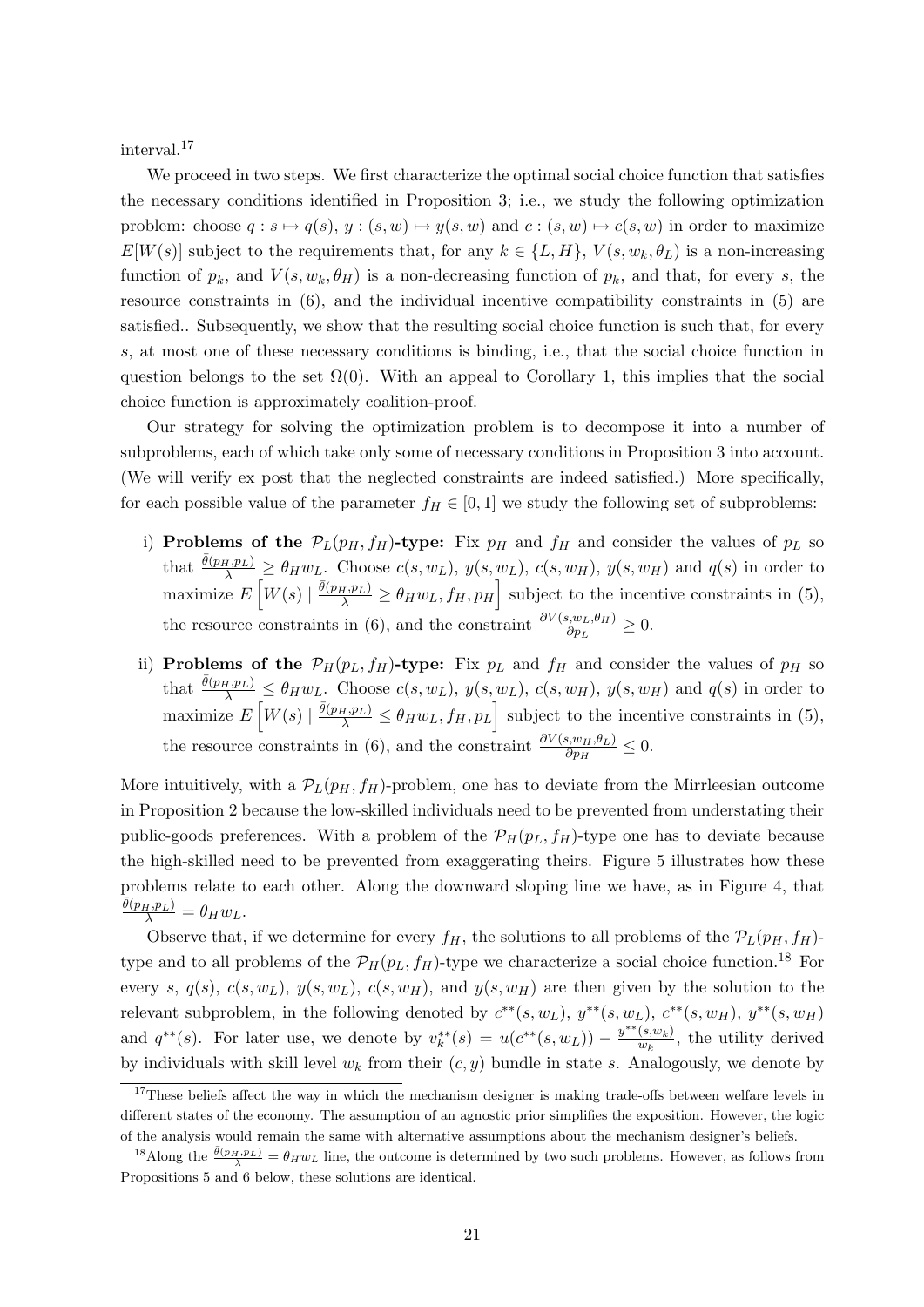interval.[17]

We proceed in two steps. We first characterize the optimal social choice function that satisfies the necessary conditions identified in Proposition 3; i.e., we study the following optimization problem: choose $q : s \mapsto q(s)$, $y : (s, w) \mapsto y(s, w)$ and $c : (s, w) \mapsto c(s, w)$ in order to maximize $E[W(s)]$ subject to the requirements that, for any $k \in \{L, H\}$, $V(s, w_k, \theta_L)$ is a non-increasing function of $p_k$, and $V(s, w_k, \theta_H)$ is a non-decreasing function of $p_k$, and that, for every $s$, the resource constraints in (6), and the individual incentive compatibility constraints in (5) are satisfied.. Subsequently, we show that the resulting social choice function is such that, for every $s$, at most one of these necessary conditions is binding, i.e., that the social choice function in question belongs to the set $\Omega(0)$. With an appeal to Corollary 1, this implies that the social choice function is approximately coalition-proof.

Our strategy for solving the optimization problem is to decompose it into a number of subproblems, each of which take only some of necessary conditions in Proposition 3 into account. (We will verify ex post that the neglected constraints are indeed satisfied.) More specifically, for each possible value of the parameter $f_H \in [0, 1]$ we study the following set of subproblems:

i) **Problems of the $\mathcal{P}_L(p_H, f_H)$-type:** Fix $p_H$ and $f_H$ and consider the values of $p_L$ so that $\frac{\bar{\theta}(p_H, p_L)}{\lambda} \geq \theta_H w_L$. Choose $c(s, w_L)$, $y(s, w_L)$, $c(s, w_H)$, $y(s, w_H)$ and $q(s)$ in order to maximize $E\left[W(s) \mid \frac{\bar{\theta}(p_H, p_L)}{\lambda} \geq \theta_H w_L, f_H, p_H\right]$ subject to the incentive constraints in (5), the resource constraints in (6), and the constraint $\frac{\partial V(s, w_L, \theta_H)}{\partial p_L} \geq 0$.

ii) **Problems of the $\mathcal{P}_H(p_L, f_H)$-type:** Fix $p_L$ and $f_H$ and consider the values of $p_H$ so that $\frac{\bar{\theta}(p_H, p_L)}{\lambda} \leq \theta_H w_L$. Choose $c(s, w_L)$, $y(s, w_L)$, $c(s, w_H)$, $y(s, w_H)$ and $q(s)$ in order to maximize $E\left[W(s) \mid \frac{\bar{\theta}(p_H, p_L)}{\lambda} \leq \theta_H w_L, f_H, p_L\right]$ subject to the incentive constraints in (5), the resource constraints in (6), and the constraint $\frac{\partial V(s, w_H, \theta_L)}{\partial p_H} \leq 0$.

More intuitively, with a $\mathcal{P}_L(p_H, f_H)$-problem, one has to deviate from the Mirrleesian outcome in Proposition 2 because the low-skilled individuals need to be prevented from understating their public-goods preferences. With a problem of the $\mathcal{P}_H(p_L, f_H)$-type one has to deviate because the high-skilled need to be prevented from exaggerating theirs. Figure 5 illustrates how these problems relate to each other. Along the downward sloping line we have, as in Figure 4, that $\frac{\bar{\theta}(p_H, p_L)}{\lambda} = \theta_H w_L$.

Observe that, if we determine for every $f_H$, the solutions to all problems of the $\mathcal{P}_L(p_H, f_H)$-type and to all problems of the $\mathcal{P}_H(p_L, f_H)$-type we characterize a social choice function.[18] For every $s$, $q(s)$, $c(s, w_L)$, $y(s, w_L)$, $c(s, w_H)$, and $y(s, w_H)$ are then given by the solution to the relevant subproblem, in the following denoted by $c^{**}(s, w_L)$, $y^{**}(s, w_L)$, $c^{**}(s, w_H)$, $y^{**}(s, w_H)$ and $q^{**}(s)$. For later use, we denote by $v_k^{**}(s) = u(c^{**}(s, w_L)) - \frac{y^{**}(s, w_k)}{w_k}$, the utility derived by individuals with skill level $w_k$ from their $(c, y)$ bundle in state $s$. Analogously, we denote by

[17] These beliefs affect the way in which the mechanism designer is making trade-offs between welfare levels in different states of the economy. The assumption of an agnostic prior simplifies the exposition. However, the logic of the analysis would remain the same with alternative assumptions about the mechanism designer's beliefs.

[18] Along the $\frac{\bar{\theta}(p_H, p_L)}{\lambda} = \theta_H w_L$ line, the outcome is determined by two such problems. However, as follows from Propositions 5 and 6 below, these solutions are identical.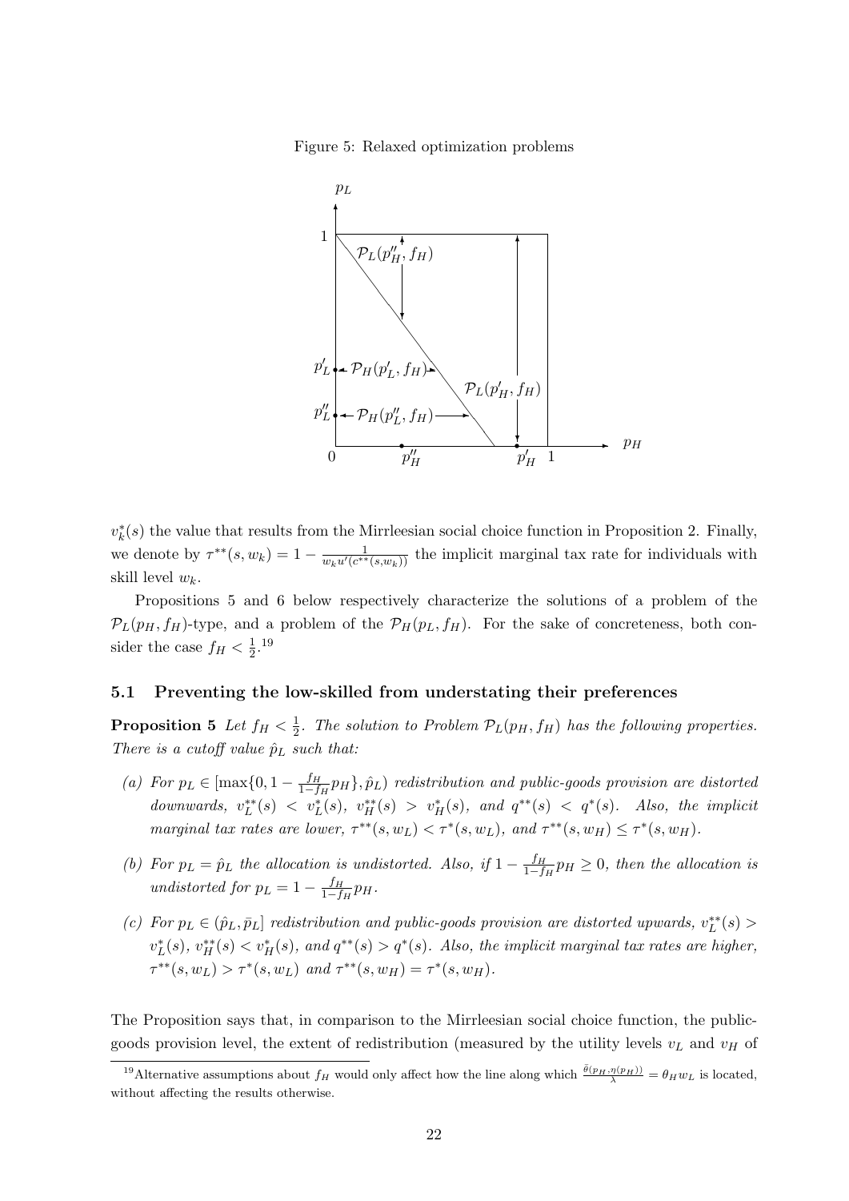Figure 5: Relaxed optimization problems

$p_L$

1

$\mathcal{P}_L(p''_H, f_H)$

$p'_L$

$\mathcal{P}_H(p'_L, f_H)$

$\mathcal{P}_L(p'_H, f_H)$

$p''_L$

$\mathcal{P}_H(p''_L, f_H)$

0

$p''_H$

$p'_H$

1

$p_H$

$v_k^*(s)$ the value that results from the Mirrleesian social choice function in Proposition 2. Finally, we denote by $\tau^{**}(s, w_k) = 1 - \frac{1}{w_k u'(c^{**}(s, w_k))}$ the implicit marginal tax rate for individuals with skill level $w_k$.

Propositions 5 and 6 below respectively characterize the solutions of a problem of the $\mathcal{P}_L(p_H, f_H)$-type, and a problem of the $\mathcal{P}_H(p_L, f_H)$. For the sake of concreteness, both consider the case $f_H < \frac{1}{2}$.[19]

### 5.1 Preventing the low-skilled from understating their preferences

**Proposition 5** *Let $f_H < \frac{1}{2}$. The solution to Problem $\mathcal{P}_L(p_H, f_H)$ has the following properties. There is a cutoff value $\hat{p}_L$ such that:*

*(a) For $p_L \in [\max\{0, 1 - \frac{f_H}{1-f_H} p_H\}, \hat{p}_L)$ redistribution and public-goods provision are distorted downwards, $v_L^{**}(s) < v_L^*(s)$, $v_H^{**}(s) > v_H^*(s)$, and $q^{**}(s) < q^*(s)$. Also, the implicit marginal tax rates are lower, $\tau^{**}(s, w_L) < \tau^*(s, w_L)$, and $\tau^{**}(s, w_H) \leq \tau^*(s, w_H)$.*

*(b) For $p_L = \hat{p}_L$ the allocation is undistorted. Also, if $1 - \frac{f_H}{1-f_H} p_H \geq 0$, then the allocation is undistorted for $p_L = 1 - \frac{f_H}{1-f_H} p_H$.*

*(c) For $p_L \in (\hat{p}_L, \bar{p}_L]$ redistribution and public-goods provision are distorted upwards, $v_L^{**}(s) > v_L^*(s)$, $v_H^{**}(s) < v_H^*(s)$, and $q^{**}(s) > q^*(s)$. Also, the implicit marginal tax rates are higher, $\tau^{**}(s, w_L) > \tau^*(s, w_L)$ and $\tau^{**}(s, w_H) = \tau^*(s, w_H)$.*

The Proposition says that, in comparison to the Mirrleesian social choice function, the public-goods provision level, the extent of redistribution (measured by the utility levels $v_L$ and $v_H$ of

[19] Alternative assumptions about $f_H$ would only affect how the line along which $\frac{\bar{\theta}(p_H, \eta(p_H))}{\lambda} = \theta_H w_L$ is located, without affecting the results otherwise.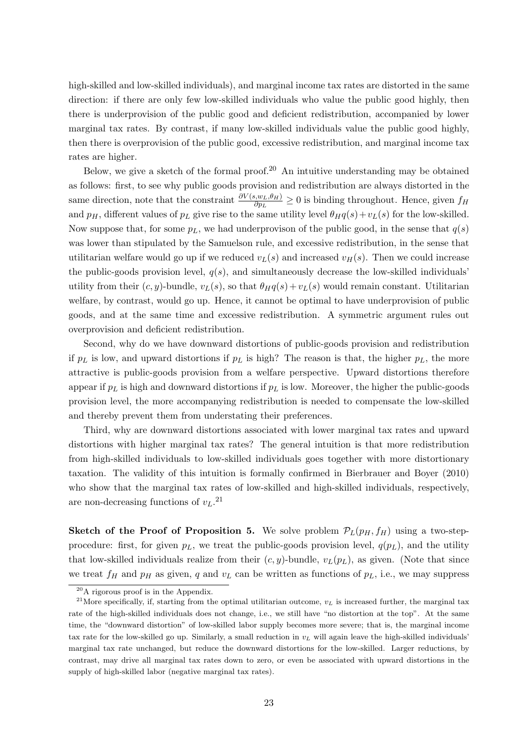high-skilled and low-skilled individuals), and marginal income tax rates are distorted in the same direction: if there are only few low-skilled individuals who value the public good highly, then there is underprovision of the public good and deficient redistribution, accompanied by lower marginal tax rates. By contrast, if many low-skilled individuals value the public good highly, then there is overprovision of the public good, excessive redistribution, and marginal income tax rates are higher.

Below, we give a sketch of the formal proof.[20] An intuitive understanding may be obtained as follows: first, to see why public goods provision and redistribution are always distorted in the same direction, note that the constraint $\frac{\partial V(s,w_L,\theta_H)}{\partial p_L} \geq 0$ is binding throughout. Hence, given $f_H$ and $p_H$, different values of $p_L$ give rise to the same utility level $\theta_H q(s) + v_L(s)$ for the low-skilled. Now suppose that, for some $p_L$, we had underprovison of the public good, in the sense that $q(s)$ was lower than stipulated by the Samuelson rule, and excessive redistribution, in the sense that utilitarian welfare would go up if we reduced $v_L(s)$ and increased $v_H(s)$. Then we could increase the public-goods provision level, $q(s)$, and simultaneously decrease the low-skilled individuals' utility from their $(c, y)$-bundle, $v_L(s)$, so that $\theta_H q(s) + v_L(s)$ would remain constant. Utilitarian welfare, by contrast, would go up. Hence, it cannot be optimal to have underprovision of public goods, and at the same time and excessive redistribution. A symmetric argument rules out overprovision and deficient redistribution.

Second, why do we have downward distortions of public-goods provision and redistribution if $p_L$ is low, and upward distortions if $p_L$ is high? The reason is that, the higher $p_L$, the more attractive is public-goods provision from a welfare perspective. Upward distortions therefore appear if $p_L$ is high and downward distortions if $p_L$ is low. Moreover, the higher the public-goods provision level, the more accompanying redistribution is needed to compensate the low-skilled and thereby prevent them from understating their preferences.

Third, why are downward distortions associated with lower marginal tax rates and upward distortions with higher marginal tax rates? The general intuition is that more redistribution from high-skilled individuals to low-skilled individuals goes together with more distortionary taxation. The validity of this intuition is formally confirmed in Bierbrauer and Boyer (2010) who show that the marginal tax rates of low-skilled and high-skilled individuals, respectively, are non-decreasing functions of $v_L$.[21]

**Sketch of the Proof of Proposition 5.** We solve problem $\mathcal{P}_L(p_H, f_H)$ using a two-step-procedure: first, for given $p_L$, we treat the public-goods provision level, $q(p_L)$, and the utility that low-skilled individuals realize from their $(c, y)$-bundle, $v_L(p_L)$, as given. (Note that since we treat $f_H$ and $p_H$ as given, $q$ and $v_L$ can be written as functions of $p_L$, i.e., we may suppress

[20] A rigorous proof is in the Appendix.

[21] More specifically, if, starting from the optimal utilitarian outcome, $v_L$ is increased further, the marginal tax rate of the high-skilled individuals does not change, i.e., we still have "no distortion at the top". At the same time, the "downward distortion" of low-skilled labor supply becomes more severe; that is, the marginal income tax rate for the low-skilled go up. Similarly, a small reduction in $v_L$ will again leave the high-skilled individuals' marginal tax rate unchanged, but reduce the downward distortions for the low-skilled. Larger reductions, by contrast, may drive all marginal tax rates down to zero, or even be associated with upward distortions in the supply of high-skilled labor (negative marginal tax rates).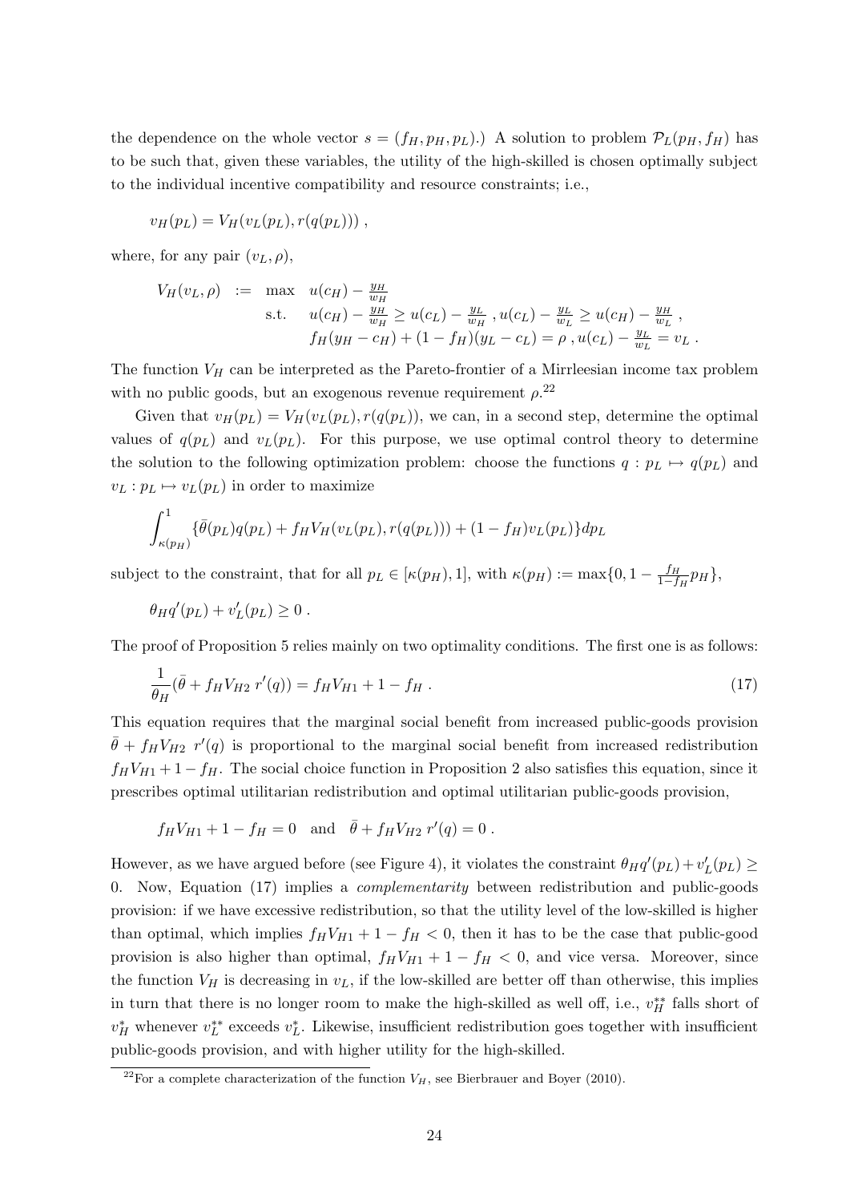the dependence on the whole vector $s = (f_H, p_H, p_L)$.) A solution to problem $\mathcal{P}_L(p_H, f_H)$ has to be such that, given these variables, the utility of the high-skilled is chosen optimally subject to the individual incentive compatibility and resource constraints; i.e.,

$$v_H(p_L) = V_H(v_L(p_L), r(q(p_L))) ,$$

where, for any pair $(v_L, \rho)$,

$$\begin{aligned} V_H(v_L, \rho) \;:=\; & \max \quad u(c_H) - \tfrac{y_H}{w_H} \\ & \text{s.t.} \quad u(c_H) - \tfrac{y_H}{w_H} \geq u(c_L) - \tfrac{y_L}{w_H} \, , u(c_L) - \tfrac{y_L}{w_L} \geq u(c_H) - \tfrac{y_H}{w_L} \, , \\ & \qquad f_H(y_H - c_H) + (1 - f_H)(y_L - c_L) = \rho \, , u(c_L) - \tfrac{y_L}{w_L} = v_L \, . \end{aligned}$$

The function $V_H$ can be interpreted as the Pareto-frontier of a Mirrleesian income tax problem with no public goods, but an exogenous revenue requirement $\rho$.[22]

Given that $v_H(p_L) = V_H(v_L(p_L), r(q(p_L)))$, we can, in a second step, determine the optimal values of $q(p_L)$ and $v_L(p_L)$. For this purpose, we use optimal control theory to determine the solution to the following optimization problem: choose the functions $q : p_L \mapsto q(p_L)$ and $v_L : p_L \mapsto v_L(p_L)$ in order to maximize

$$\int_{\kappa(p_H)}^{1} \{\bar{\theta}(p_L)q(p_L) + f_H V_H(v_L(p_L), r(q(p_L))) + (1 - f_H)v_L(p_L)\} dp_L$$

subject to the constraint, that for all $p_L \in [\kappa(p_H), 1]$, with $\kappa(p_H) := \max\{0, 1 - \frac{f_H}{1-f_H} p_H\}$,

$$\theta_H q'(p_L) + v_L'(p_L) \geq 0 \, .$$

The proof of Proposition 5 relies mainly on two optimality conditions. The first one is as follows:

$$\frac{1}{\theta_H}(\bar{\theta} + f_H V_{H2} \; r'(q)) = f_H V_{H1} + 1 - f_H \, . \tag{17}$$

This equation requires that the marginal social benefit from increased public-goods provision $\bar{\theta} + f_H V_{H2} \; r'(q)$ is proportional to the marginal social benefit from increased redistribution $f_H V_{H1} + 1 - f_H$. The social choice function in Proposition 2 also satisfies this equation, since it prescribes optimal utilitarian redistribution and optimal utilitarian public-goods provision,

$$f_H V_{H1} + 1 - f_H = 0 \quad \text{and} \quad \bar{\theta} + f_H V_{H2} \; r'(q) = 0 \, .$$

However, as we have argued before (see Figure 4), it violates the constraint $\theta_H q'(p_L) + v_L'(p_L) \geq 0$. Now, Equation (17) implies a *complementarity* between redistribution and public-goods provision: if we have excessive redistribution, so that the utility level of the low-skilled is higher than optimal, which implies $f_H V_{H1} + 1 - f_H < 0$, then it has to be the case that public-good provision is also higher than optimal, $f_H V_{H1} + 1 - f_H < 0$, and vice versa. Moreover, since the function $V_H$ is decreasing in $v_L$, if the low-skilled are better off than otherwise, this implies in turn that there is no longer room to make the high-skilled as well off, i.e., $v_H^{**}$ falls short of $v_H^*$ whenever $v_L^{**}$ exceeds $v_L^*$. Likewise, insufficient redistribution goes together with insufficient public-goods provision, and with higher utility for the high-skilled.

[22] For a complete characterization of the function $V_H$, see Bierbrauer and Boyer (2010).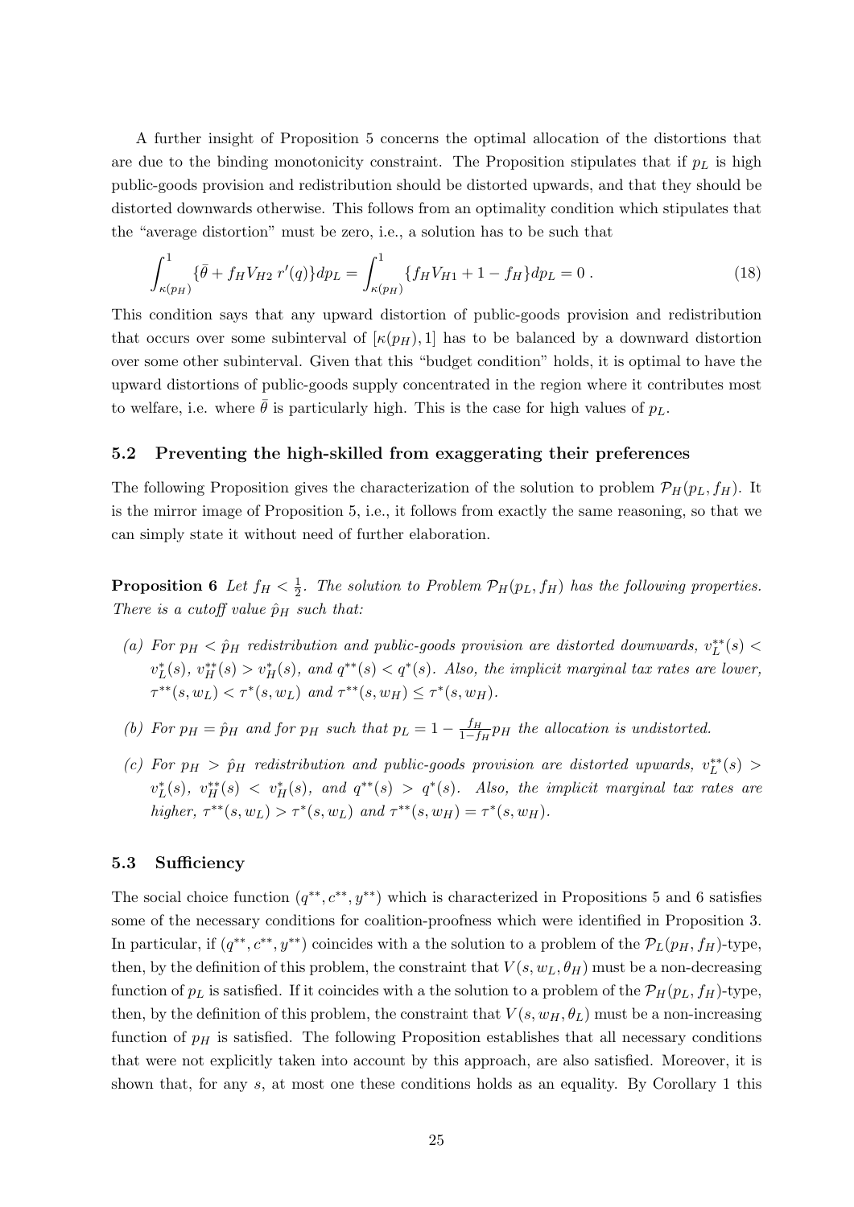A further insight of Proposition 5 concerns the optimal allocation of the distortions that are due to the binding monotonicity constraint. The Proposition stipulates that if $p_L$ is high public-goods provision and redistribution should be distorted upwards, and that they should be distorted downwards otherwise. This follows from an optimality condition which stipulates that the "average distortion" must be zero, i.e., a solution has to be such that

$$\int_{\kappa(p_H)}^{1} \{\bar{\theta} + f_H V_{H2}\, r'(q)\} dp_L = \int_{\kappa(p_H)}^{1} \{f_H V_{H1} + 1 - f_H\} dp_L = 0 \,. \tag{18}$$

This condition says that any upward distortion of public-goods provision and redistribution that occurs over some subinterval of $[\kappa(p_H), 1]$ has to be balanced by a downward distortion over some other subinterval. Given that this "budget condition" holds, it is optimal to have the upward distortions of public-goods supply concentrated in the region where it contributes most to welfare, i.e. where $\bar{\theta}$ is particularly high. This is the case for high values of $p_L$.

### 5.2 Preventing the high-skilled from exaggerating their preferences

The following Proposition gives the characterization of the solution to problem $\mathcal{P}_H(p_L, f_H)$. It is the mirror image of Proposition 5, i.e., it follows from exactly the same reasoning, so that we can simply state it without need of further elaboration.

**Proposition 6** *Let $f_H < \frac{1}{2}$. The solution to Problem $\mathcal{P}_H(p_L, f_H)$ has the following properties. There is a cutoff value $\hat{p}_H$ such that:*

*(a) For $p_H < \hat{p}_H$ redistribution and public-goods provision are distorted downwards, $v_L^{**}(s) < v_L^*(s)$, $v_H^{**}(s) > v_H^*(s)$, and $q^{**}(s) < q^*(s)$. Also, the implicit marginal tax rates are lower, $\tau^{**}(s, w_L) < \tau^*(s, w_L)$ and $\tau^{**}(s, w_H) \leq \tau^*(s, w_H)$.*

*(b) For $p_H = \hat{p}_H$ and for $p_H$ such that $p_L = 1 - \frac{f_H}{1-f_H} p_H$ the allocation is undistorted.*

*(c) For $p_H > \hat{p}_H$ redistribution and public-goods provision are distorted upwards, $v_L^{**}(s) > v_L^*(s)$, $v_H^{**}(s) < v_H^*(s)$, and $q^{**}(s) > q^*(s)$. Also, the implicit marginal tax rates are higher, $\tau^{**}(s, w_L) > \tau^*(s, w_L)$ and $\tau^{**}(s, w_H) = \tau^*(s, w_H)$.*

### 5.3 Sufficiency

The social choice function $(q^{**}, c^{**}, y^{**})$ which is characterized in Propositions 5 and 6 satisfies some of the necessary conditions for coalition-proofness which were identified in Proposition 3. In particular, if $(q^{**}, c^{**}, y^{**})$ coincides with a the solution to a problem of the $\mathcal{P}_L(p_H, f_H)$-type, then, by the definition of this problem, the constraint that $V(s, w_L, \theta_H)$ must be a non-decreasing function of $p_L$ is satisfied. If it coincides with a the solution to a problem of the $\mathcal{P}_H(p_L, f_H)$-type, then, by the definition of this problem, the constraint that $V(s, w_H, \theta_L)$ must be a non-increasing function of $p_H$ is satisfied. The following Proposition establishes that all necessary conditions that were not explicitly taken into account by this approach, are also satisfied. Moreover, it is shown that, for any $s$, at most one these conditions holds as an equality. By Corollary 1 this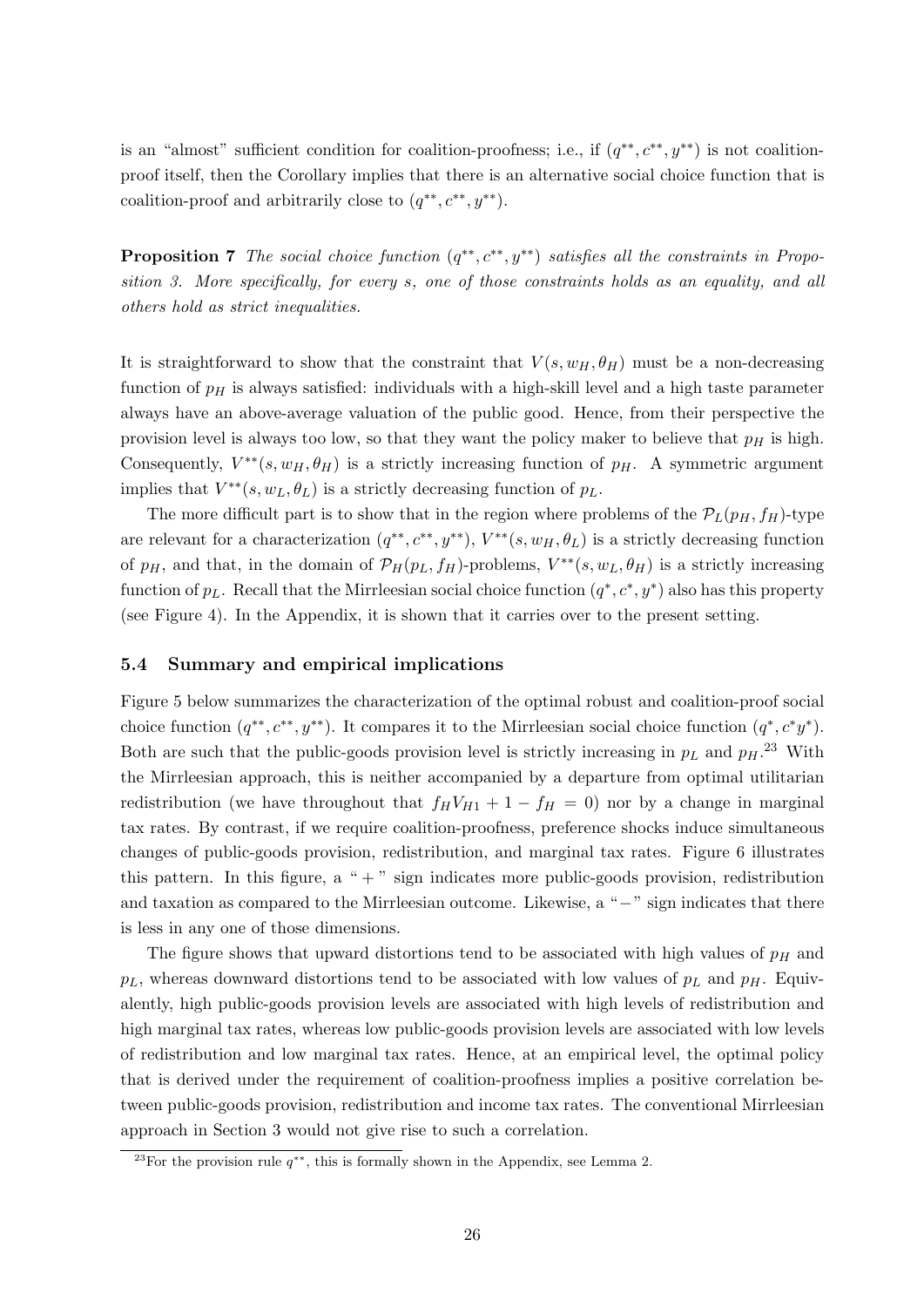is an "almost" sufficient condition for coalition-proofness; i.e., if $(q^{**}, c^{**}, y^{**})$ is not coalition-proof itself, then the Corollary implies that there is an alternative social choice function that is coalition-proof and arbitrarily close to $(q^{**}, c^{**}, y^{**})$.

**Proposition 7** *The social choice function $(q^{**}, c^{**}, y^{**})$ satisfies all the constraints in Proposition 3. More specifically, for every $s$, one of those constraints holds as an equality, and all others hold as strict inequalities.*

It is straightforward to show that the constraint that $V(s, w_H, \theta_H)$ must be a non-decreasing function of $p_H$ is always satisfied: individuals with a high-skill level and a high taste parameter always have an above-average valuation of the public good. Hence, from their perspective the provision level is always too low, so that they want the policy maker to believe that $p_H$ is high. Consequently, $V^{**}(s, w_H, \theta_H)$ is a strictly increasing function of $p_H$. A symmetric argument implies that $V^{**}(s, w_L, \theta_L)$ is a strictly decreasing function of $p_L$.

The more difficult part is to show that in the region where problems of the $\mathcal{P}_L(p_H, f_H)$-type are relevant for a characterization $(q^{**}, c^{**}, y^{**})$, $V^{**}(s, w_H, \theta_L)$ is a strictly decreasing function of $p_H$, and that, in the domain of $\mathcal{P}_H(p_L, f_H)$-problems, $V^{**}(s, w_L, \theta_H)$ is a strictly increasing function of $p_L$. Recall that the Mirrleesian social choice function $(q^*, c^*, y^*)$ also has this property (see Figure 4). In the Appendix, it is shown that it carries over to the present setting.

### 5.4 Summary and empirical implications

Figure 5 below summarizes the characterization of the optimal robust and coalition-proof social choice function $(q^{**}, c^{**}, y^{**})$. It compares it to the Mirrleesian social choice function $(q^*, c^* y^*)$. Both are such that the public-goods provision level is strictly increasing in $p_L$ and $p_H$.[23] With the Mirrleesian approach, this is neither accompanied by a departure from optimal utilitarian redistribution (we have throughout that $f_H V_{H1} + 1 - f_H = 0$) nor by a change in marginal tax rates. By contrast, if we require coalition-proofness, preference shocks induce simultaneous changes of public-goods provision, redistribution, and marginal tax rates. Figure 6 illustrates this pattern. In this figure, a " + " sign indicates more public-goods provision, redistribution and taxation as compared to the Mirrleesian outcome. Likewise, a " − " sign indicates that there is less in any one of those dimensions.

The figure shows that upward distortions tend to be associated with high values of $p_H$ and $p_L$, whereas downward distortions tend to be associated with low values of $p_L$ and $p_H$. Equivalently, high public-goods provision levels are associated with high levels of redistribution and high marginal tax rates, whereas low public-goods provision levels are associated with low levels of redistribution and low marginal tax rates. Hence, at an empirical level, the optimal policy that is derived under the requirement of coalition-proofness implies a positive correlation between public-goods provision, redistribution and income tax rates. The conventional Mirrleesian approach in Section 3 would not give rise to such a correlation.

[23] For the provision rule $q^{**}$, this is formally shown in the Appendix, see Lemma 2.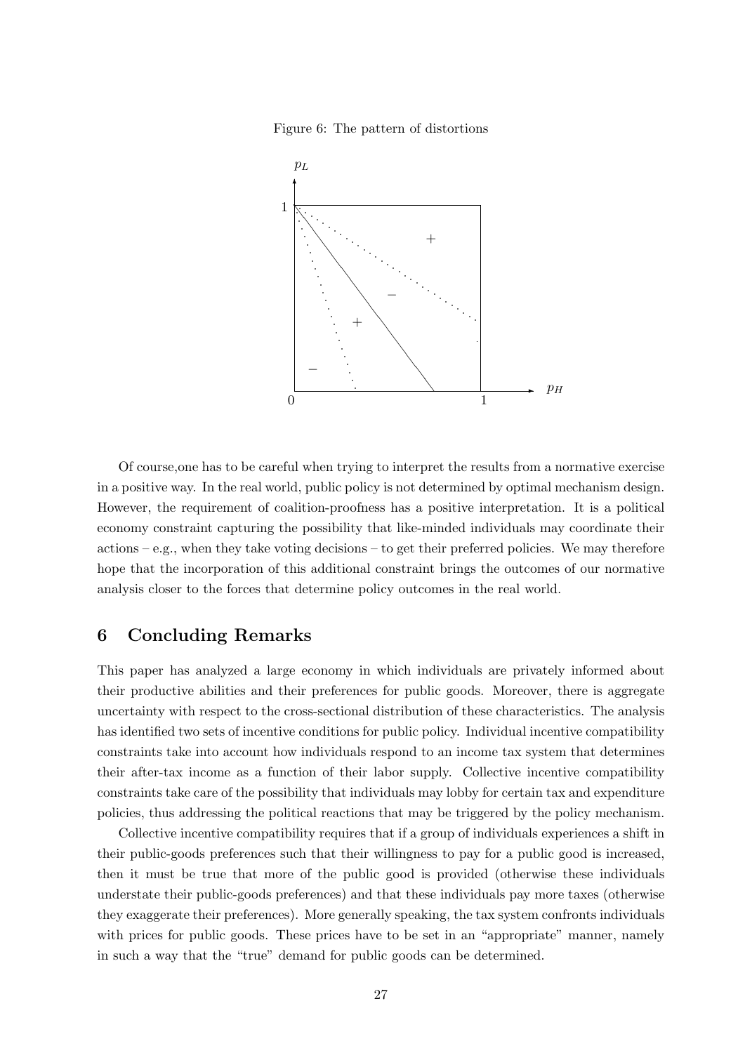Figure 6: The pattern of distortions

$p_L$

1

+

−

+

−

0

1

$p_H$

Of course,one has to be careful when trying to interpret the results from a normative exercise in a positive way. In the real world, public policy is not determined by optimal mechanism design. However, the requirement of coalition-proofness has a positive interpretation. It is a political economy constraint capturing the possibility that like-minded individuals may coordinate their actions – e.g., when they take voting decisions – to get their preferred policies. We may therefore hope that the incorporation of this additional constraint brings the outcomes of our normative analysis closer to the forces that determine policy outcomes in the real world.

## 6 Concluding Remarks

This paper has analyzed a large economy in which individuals are privately informed about their productive abilities and their preferences for public goods. Moreover, there is aggregate uncertainty with respect to the cross-sectional distribution of these characteristics. The analysis has identified two sets of incentive conditions for public policy. Individual incentive compatibility constraints take into account how individuals respond to an income tax system that determines their after-tax income as a function of their labor supply. Collective incentive compatibility constraints take care of the possibility that individuals may lobby for certain tax and expenditure policies, thus addressing the political reactions that may be triggered by the policy mechanism.

Collective incentive compatibility requires that if a group of individuals experiences a shift in their public-goods preferences such that their willingness to pay for a public good is increased, then it must be true that more of the public good is provided (otherwise these individuals understate their public-goods preferences) and that these individuals pay more taxes (otherwise they exaggerate their preferences). More generally speaking, the tax system confronts individuals with prices for public goods. These prices have to be set in an "appropriate" manner, namely in such a way that the "true" demand for public goods can be determined.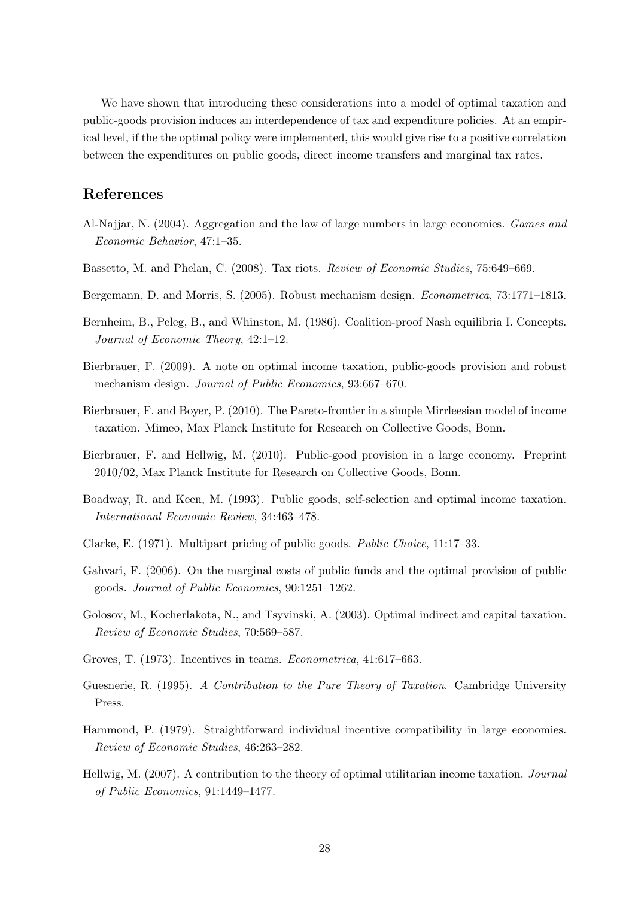We have shown that introducing these considerations into a model of optimal taxation and public-goods provision induces an interdependence of tax and expenditure policies. At an empirical level, if the the optimal policy were implemented, this would give rise to a positive correlation between the expenditures on public goods, direct income transfers and marginal tax rates.

## References

Al-Najjar, N. (2004). Aggregation and the law of large numbers in large economies. *Games and Economic Behavior*, 47:1–35.

Bassetto, M. and Phelan, C. (2008). Tax riots. *Review of Economic Studies*, 75:649–669.

Bergemann, D. and Morris, S. (2005). Robust mechanism design. *Econometrica*, 73:1771–1813.

Bernheim, B., Peleg, B., and Whinston, M. (1986). Coalition-proof Nash equilibria I. Concepts. *Journal of Economic Theory*, 42:1–12.

Bierbrauer, F. (2009). A note on optimal income taxation, public-goods provision and robust mechanism design. *Journal of Public Economics*, 93:667–670.

Bierbrauer, F. and Boyer, P. (2010). The Pareto-frontier in a simple Mirrleesian model of income taxation. Mimeo, Max Planck Institute for Research on Collective Goods, Bonn.

Bierbrauer, F. and Hellwig, M. (2010). Public-good provision in a large economy. Preprint 2010/02, Max Planck Institute for Research on Collective Goods, Bonn.

Boadway, R. and Keen, M. (1993). Public goods, self-selection and optimal income taxation. *International Economic Review*, 34:463–478.

Clarke, E. (1971). Multipart pricing of public goods. *Public Choice*, 11:17–33.

Gahvari, F. (2006). On the marginal costs of public funds and the optimal provision of public goods. *Journal of Public Economics*, 90:1251–1262.

Golosov, M., Kocherlakota, N., and Tsyvinski, A. (2003). Optimal indirect and capital taxation. *Review of Economic Studies*, 70:569–587.

Groves, T. (1973). Incentives in teams. *Econometrica*, 41:617–663.

Guesnerie, R. (1995). *A Contribution to the Pure Theory of Taxation*. Cambridge University Press.

Hammond, P. (1979). Straightforward individual incentive compatibility in large economies. *Review of Economic Studies*, 46:263–282.

Hellwig, M. (2007). A contribution to the theory of optimal utilitarian income taxation. *Journal of Public Economics*, 91:1449–1477.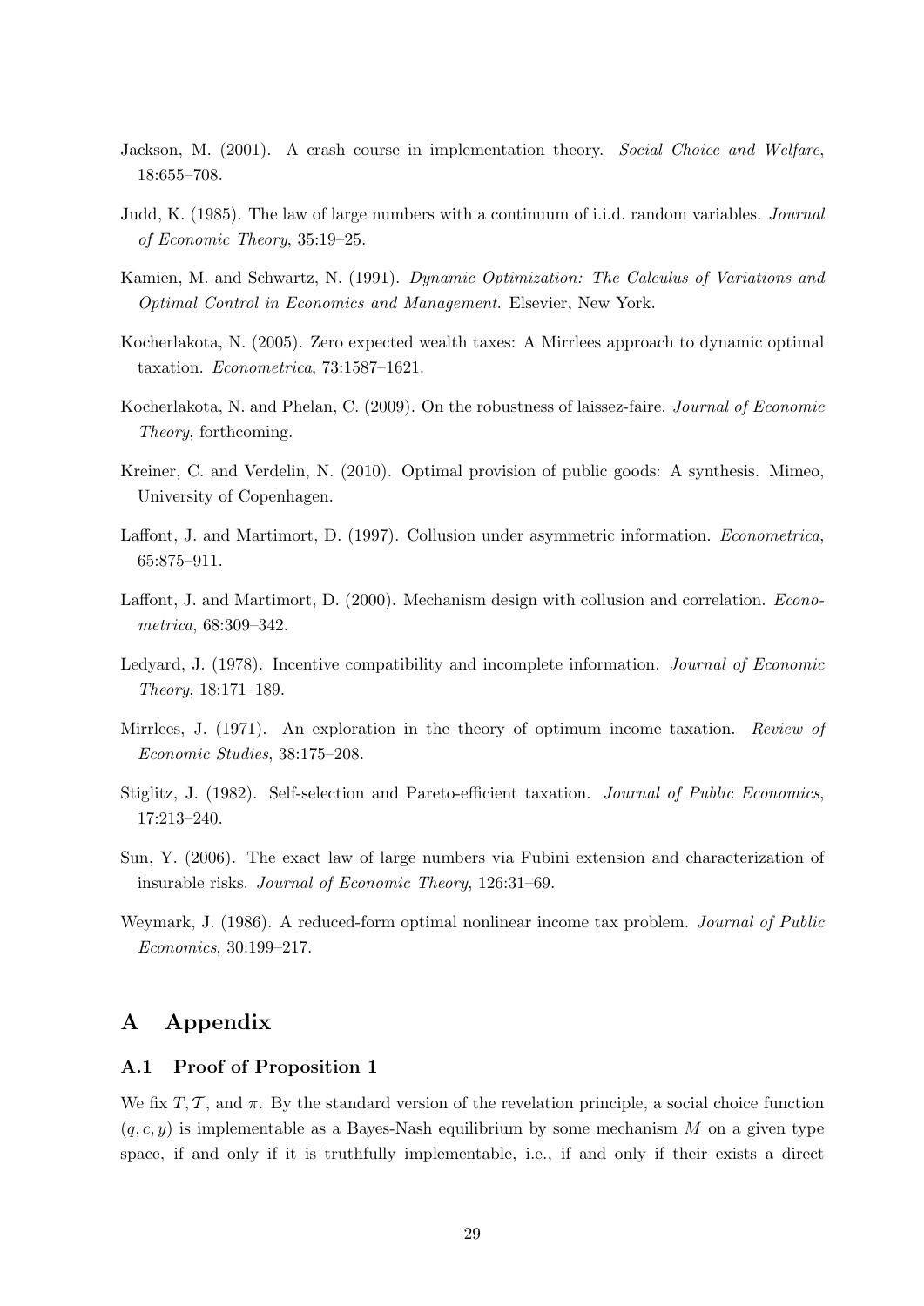Jackson, M. (2001). A crash course in implementation theory. *Social Choice and Welfare*, 18:655–708.

Judd, K. (1985). The law of large numbers with a continuum of i.i.d. random variables. *Journal of Economic Theory*, 35:19–25.

Kamien, M. and Schwartz, N. (1991). *Dynamic Optimization: The Calculus of Variations and Optimal Control in Economics and Management*. Elsevier, New York.

Kocherlakota, N. (2005). Zero expected wealth taxes: A Mirrlees approach to dynamic optimal taxation. *Econometrica*, 73:1587–1621.

Kocherlakota, N. and Phelan, C. (2009). On the robustness of laissez-faire. *Journal of Economic Theory*, forthcoming.

Kreiner, C. and Verdelin, N. (2010). Optimal provision of public goods: A synthesis. Mimeo, University of Copenhagen.

Laffont, J. and Martimort, D. (1997). Collusion under asymmetric information. *Econometrica*, 65:875–911.

Laffont, J. and Martimort, D. (2000). Mechanism design with collusion and correlation. *Econometrica*, 68:309–342.

Ledyard, J. (1978). Incentive compatibility and incomplete information. *Journal of Economic Theory*, 18:171–189.

Mirrlees, J. (1971). An exploration in the theory of optimum income taxation. *Review of Economic Studies*, 38:175–208.

Stiglitz, J. (1982). Self-selection and Pareto-efficient taxation. *Journal of Public Economics*, 17:213–240.

Sun, Y. (2006). The exact law of large numbers via Fubini extension and characterization of insurable risks. *Journal of Economic Theory*, 126:31–69.

Weymark, J. (1986). A reduced-form optimal nonlinear income tax problem. *Journal of Public Economics*, 30:199–217.

# A Appendix

## A.1 Proof of Proposition 1

We fix $T, \mathcal{T}$, and $\pi$. By the standard version of the revelation principle, a social choice function $(q, c, y)$ is implementable as a Bayes-Nash equilibrium by some mechanism $M$ on a given type space, if and only if it is truthfully implementable, i.e., if and only if their exists a direct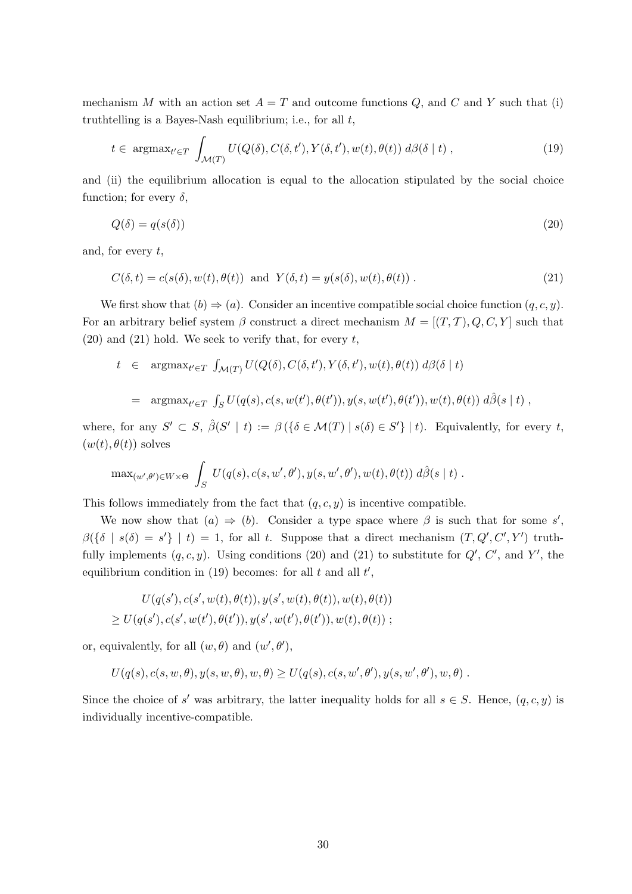mechanism $M$ with an action set $A = T$ and outcome functions $Q$, and $C$ and $Y$ such that (i) truthtelling is a Bayes-Nash equilibrium; i.e., for all $t$,

$$t \in \operatorname{argmax}_{t' \in T} \int_{\mathcal{M}(T)} U(Q(\delta), C(\delta, t'), Y(\delta, t'), w(t), \theta(t)) \, d\beta(\delta \mid t) \,, \tag{19}$$

and (ii) the equilibrium allocation is equal to the allocation stipulated by the social choice function; for every $\delta$,

$$Q(\delta) = q(s(\delta)) \tag{20}$$

and, for every $t$,

$$C(\delta, t) = c(s(\delta), w(t), \theta(t)) \text{ and } Y(\delta, t) = y(s(\delta), w(t), \theta(t)) \,. \tag{21}$$

We first show that $(b) \Rightarrow (a)$. Consider an incentive compatible social choice function $(q, c, y)$. For an arbitrary belief system $\beta$ construct a direct mechanism $M = [(T, \mathcal{T}), Q, C, Y]$ such that (20) and (21) hold. We seek to verify that, for every $t$,

$$\begin{aligned} t &\in \operatorname{argmax}_{t' \in T} \textstyle\int_{\mathcal{M}(T)} U(Q(\delta), C(\delta, t'), Y(\delta, t'), w(t), \theta(t)) \, d\beta(\delta \mid t) \\ &= \operatorname{argmax}_{t' \in T} \textstyle\int_S U(q(s), c(s, w(t'), \theta(t')), y(s, w(t'), \theta(t')), w(t), \theta(t)) \, d\hat{\beta}(s \mid t) \,, \end{aligned}$$

where, for any $S' \subset S$, $\hat{\beta}(S' \mid t) := \beta\left(\{\delta \in \mathcal{M}(T) \mid s(\delta) \in S'\} \mid t\right)$. Equivalently, for every $t$, $(w(t), \theta(t))$ solves

$$\max_{(w', \theta') \in W \times \Theta} \int_S U(q(s), c(s, w', \theta'), y(s, w', \theta'), w(t), \theta(t)) \, d\hat{\beta}(s \mid t) \,.$$

This follows immediately from the fact that $(q, c, y)$ is incentive compatible.

We now show that $(a) \Rightarrow (b)$. Consider a type space where $\beta$ is such that for some $s'$, $\beta(\{\delta \mid s(\delta) = s'\} \mid t) = 1$, for all $t$. Suppose that a direct mechanism $(T, Q', C', Y')$ truthfully implements $(q, c, y)$. Using conditions (20) and (21) to substitute for $Q'$, $C'$, and $Y'$, the equilibrium condition in (19) becomes: for all $t$ and all $t'$,

$$\begin{aligned} &U(q(s'), c(s', w(t), \theta(t)), y(s', w(t), \theta(t)), w(t), \theta(t)) \\ \geq\ &U(q(s'), c(s', w(t'), \theta(t')), y(s', w(t'), \theta(t')), w(t), \theta(t)) \,; \end{aligned}$$

or, equivalently, for all $(w, \theta)$ and $(w', \theta')$,

$$U(q(s), c(s, w, \theta), y(s, w, \theta), w, \theta) \geq U(q(s), c(s, w', \theta'), y(s, w', \theta'), w, \theta) \,.$$

Since the choice of $s'$ was arbitrary, the latter inequality holds for all $s \in S$. Hence, $(q, c, y)$ is individually incentive-compatible.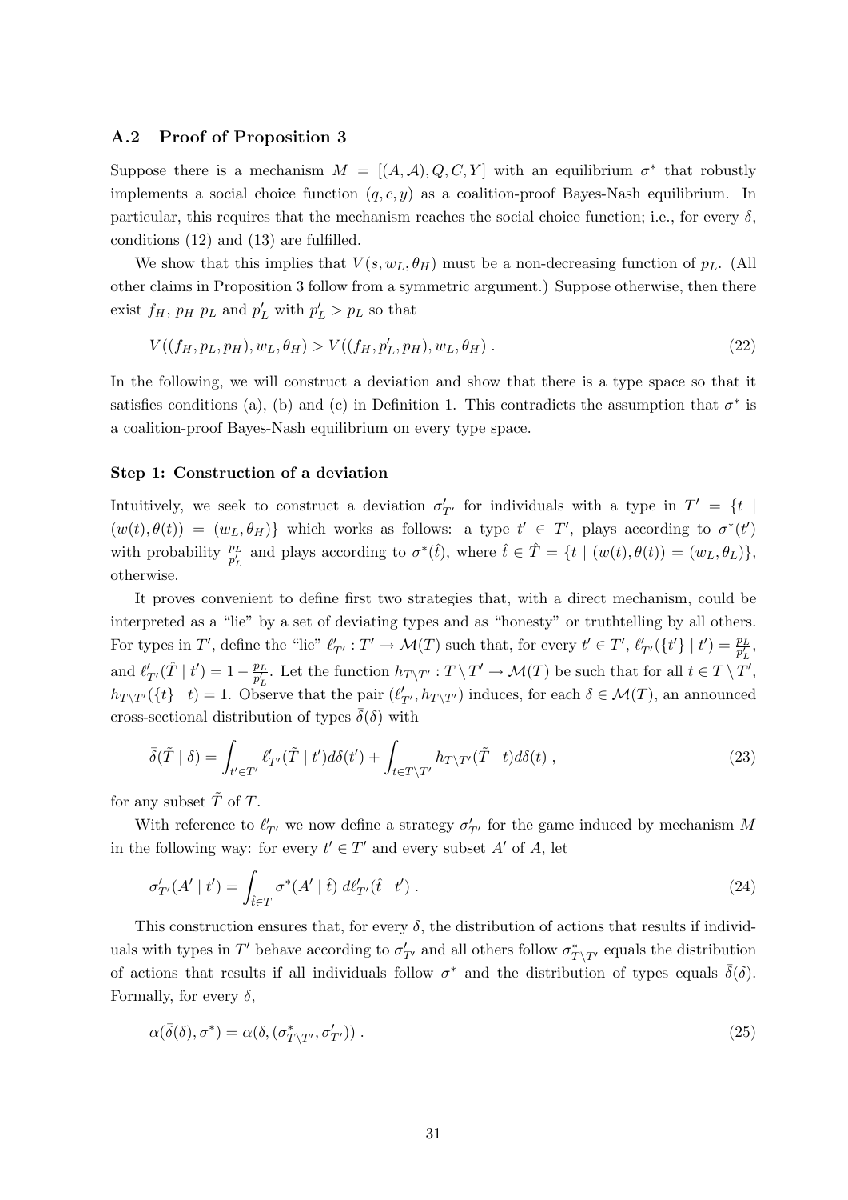### A.2 Proof of Proposition 3

Suppose there is a mechanism $M = [(A, \mathcal{A}), Q, C, Y]$ with an equilibrium $\sigma^*$ that robustly implements a social choice function $(q, c, y)$ as a coalition-proof Bayes-Nash equilibrium. In particular, this requires that the mechanism reaches the social choice function; i.e., for every $\delta$, conditions (12) and (13) are fulfilled.

We show that this implies that $V(s, w_L, \theta_H)$ must be a non-decreasing function of $p_L$. (All other claims in Proposition 3 follow from a symmetric argument.) Suppose otherwise, then there exist $f_H$, $p_H$ $p_L$ and $p'_L$ with $p'_L > p_L$ so that

$$V((f_H, p_L, p_H), w_L, \theta_H) > V((f_H, p'_L, p_H), w_L, \theta_H) . \tag{22}$$

In the following, we will construct a deviation and show that there is a type space so that it satisfies conditions (a), (b) and (c) in Definition 1. This contradicts the assumption that $\sigma^*$ is a coalition-proof Bayes-Nash equilibrium on every type space.

#### Step 1: Construction of a deviation

Intuitively, we seek to construct a deviation $\sigma'_{T'}$ for individuals with a type in $T' = \{t \mid (w(t), \theta(t)) = (w_L, \theta_H)\}$ which works as follows: a type $t' \in T'$, plays according to $\sigma^*(t')$ with probability $\frac{p_L}{p'_L}$ and plays according to $\sigma^*(\hat{t})$, where $\hat{t} \in \hat{T} = \{t \mid (w(t), \theta(t)) = (w_L, \theta_L)\}$, otherwise.

It proves convenient to define first two strategies that, with a direct mechanism, could be interpreted as a "lie" by a set of deviating types and as "honesty" or truthtelling by all others. For types in $T'$, define the "lie" $\ell'_{T'} : T' \to \mathcal{M}(T)$ such that, for every $t' \in T'$, $\ell'_{T'}(\{t'\} \mid t') = \frac{p_L}{p'_L}$, and $\ell'_{T'}(\hat{T} \mid t') = 1 - \frac{p_L}{p'_L}$. Let the function $h_{T \setminus T'} : T \setminus T' \to \mathcal{M}(T)$ be such that for all $t \in T \setminus T'$, $h_{T \setminus T'}(\{t\} \mid t) = 1$. Observe that the pair $(\ell'_{T'}, h_{T \setminus T'})$ induces, for each $\delta \in \mathcal{M}(T)$, an announced cross-sectional distribution of types $\bar{\delta}(\delta)$ with

$$\bar{\delta}(\tilde{T} \mid \delta) = \int_{t' \in T'} \ell'_{T'}(\tilde{T} \mid t') d\delta(t') + \int_{t \in T \setminus T'} h_{T \setminus T'}(\tilde{T} \mid t) d\delta(t) , \tag{23}$$

for any subset $\tilde{T}$ of $T$.

With reference to $\ell'_{T'}$ we now define a strategy $\sigma'_{T'}$ for the game induced by mechanism $M$ in the following way: for every $t' \in T'$ and every subset $A'$ of $A$, let

$$\sigma'_{T'}(A' \mid t') = \int_{\hat{t} \in T} \sigma^*(A' \mid \hat{t}) \, d\ell'_{T'}(\hat{t} \mid t') . \tag{24}$$

This construction ensures that, for every $\delta$, the distribution of actions that results if individuals with types in $T'$ behave according to $\sigma'_{T'}$ and all others follow $\sigma^*_{T \setminus T'}$ equals the distribution of actions that results if all individuals follow $\sigma^*$ and the distribution of types equals $\bar{\delta}(\delta)$. Formally, for every $\delta$,

$$\alpha(\bar{\delta}(\delta), \sigma^*) = \alpha(\delta, (\sigma^*_{T \setminus T'}, \sigma'_{T'})) . \tag{25}$$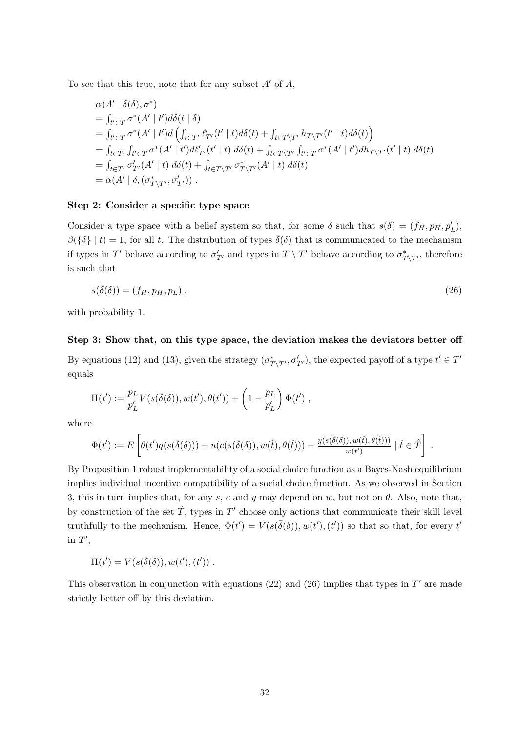To see that this true, note that for any subset $A'$ of $A$,

$$
\begin{aligned}
&\alpha(A' \mid \bar{\delta}(\delta), \sigma^*) \\
&= \int_{t' \in T} \sigma^*(A' \mid t') d\bar{\delta}(t \mid \delta) \\
&= \int_{t' \in T} \sigma^*(A' \mid t') d\left( \int_{t \in T'} \ell'_{T'}(t' \mid t) d\delta(t) + \int_{t \in T \setminus T'} h_{T \setminus T'}(t' \mid t) d\delta(t) \right) \\
&= \int_{t \in T'} \int_{t' \in T} \sigma^*(A' \mid t') d\ell'_{T'}(t' \mid t)\, d\delta(t) + \int_{t \in T \setminus T'} \int_{t' \in T} \sigma^*(A' \mid t') dh_{T \setminus T'}(t' \mid t)\, d\delta(t) \\
&= \int_{t \in T'} \sigma'_{T'}(A' \mid t)\, d\delta(t) + \int_{t \in T \setminus T'} \sigma^*_{T \setminus T'}(A' \mid t)\, d\delta(t) \\
&= \alpha(A' \mid \delta, (\sigma^*_{T \setminus T'}, \sigma'_{T'}))\ .
\end{aligned}
$$

**Step 2: Consider a specific type space**

Consider a type space with a belief system so that, for some $\delta$ such that $s(\delta) = (f_H, p_H, p'_L)$, $\beta(\{\delta\} \mid t) = 1$, for all $t$. The distribution of types $\bar{\delta}(\delta)$ that is communicated to the mechanism if types in $T'$ behave according to $\sigma'_{T'}$ and types in $T \setminus T'$ behave according to $\sigma^*_{T \setminus T'}$, therefore is such that

$$
s(\bar{\delta}(\delta)) = (f_H, p_H, p_L)\ , \tag{26}
$$

with probability 1.

**Step 3: Show that, on this type space, the deviation makes the deviators better off**

By equations (12) and (13), given the strategy $(\sigma^*_{T \setminus T'}, \sigma'_{T'})$, the expected payoff of a type $t' \in T'$ equals

$$
\Pi(t') := \frac{p_L}{p'_L} V(s(\bar{\delta}(\delta)), w(t'), \theta(t')) + \left(1 - \frac{p_L}{p'_L}\right) \Phi(t')\ ,
$$

where

$$
\Phi(t') := E\left[ \theta(t') q(s(\bar{\delta}(\delta))) + u(c(s(\bar{\delta}(\delta)), w(\hat{t}), \theta(\hat{t}))) - \frac{y(s(\bar{\delta}(\delta)), w(\hat{t}), \theta(\hat{t}))}{w(t')} \mid \hat{t} \in \hat{T} \right]\ .
$$

By Proposition 1 robust implementability of a social choice function as a Bayes-Nash equilibrium implies individual incentive compatibility of a social choice function. As we observed in Section 3, this in turn implies that, for any $s$, $c$ and $y$ may depend on $w$, but not on $\theta$. Also, note that, by construction of the set $\hat{T}$, types in $T'$ choose only actions that communicate their skill level truthfully to the mechanism. Hence, $\Phi(t') = V(s(\bar{\delta}(\delta)), w(t'), (t'))$ so that so that, for every $t'$ in $T'$,

$$
\Pi(t') = V(s(\bar{\delta}(\delta)), w(t'), (t'))\ .
$$

This observation in conjunction with equations (22) and (26) implies that types in $T'$ are made strictly better off by this deviation.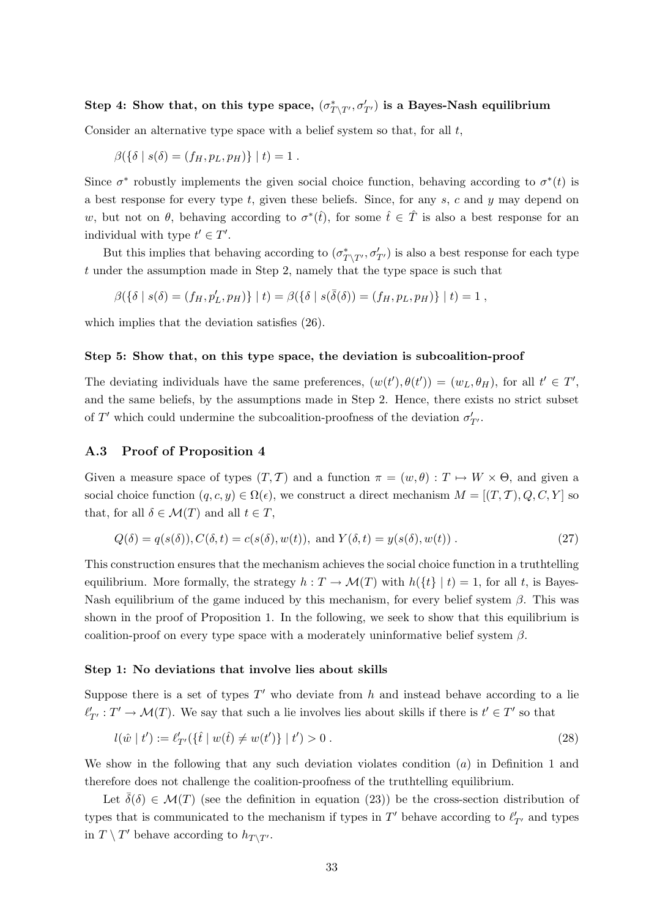#### Step 4: Show that, on this type space, $(\sigma^*_{T \setminus T'}, \sigma'_{T'})$ is a Bayes-Nash equilibrium

Consider an alternative type space with a belief system so that, for all $t$,

$$\beta(\{\delta \mid s(\delta) = (f_H, p_L, p_H)\} \mid t) = 1 \; .$$

Since $\sigma^*$ robustly implements the given social choice function, behaving according to $\sigma^*(t)$ is a best response for every type $t$, given these beliefs. Since, for any $s$, $c$ and $y$ may depend on $w$, but not on $\theta$, behaving according to $\sigma^*(\hat{t})$, for some $\hat{t} \in \hat{T}$ is also a best response for an individual with type $t' \in T'$.

But this implies that behaving according to $(\sigma^*_{T \setminus T'}, \sigma'_{T'})$ is also a best response for each type $t$ under the assumption made in Step 2, namely that the type space is such that

$$\beta(\{\delta \mid s(\delta) = (f_H, p'_L, p_H)\} \mid t) = \beta(\{\delta \mid s(\bar{\delta}(\delta)) = (f_H, p_L, p_H)\} \mid t) = 1 \; ,$$

which implies that the deviation satisfies (26).

#### Step 5: Show that, on this type space, the deviation is subcoalition-proof

The deviating individuals have the same preferences, $(w(t'), \theta(t')) = (w_L, \theta_H)$, for all $t' \in T'$, and the same beliefs, by the assumptions made in Step 2. Hence, there exists no strict subset of $T'$ which could undermine the subcoalition-proofness of the deviation $\sigma'_{T'}$.

### A.3 Proof of Proposition 4

Given a measure space of types $(T, \mathcal{T})$ and a function $\pi = (w, \theta) : T \mapsto W \times \Theta$, and given a social choice function $(q, c, y) \in \Omega(\epsilon)$, we construct a direct mechanism $M = [(T, \mathcal{T}), Q, C, Y]$ so that, for all $\delta \in \mathcal{M}(T)$ and all $t \in T$,

$$Q(\delta) = q(s(\delta)), C(\delta, t) = c(s(\delta), w(t)), \text{ and } Y(\delta, t) = y(s(\delta), w(t)) \; . \tag{27}$$

This construction ensures that the mechanism achieves the social choice function in a truthtelling equilibrium. More formally, the strategy $h : T \to \mathcal{M}(T)$ with $h(\{t\} \mid t) = 1$, for all $t$, is Bayes-Nash equilibrium of the game induced by this mechanism, for every belief system $\beta$. This was shown in the proof of Proposition 1. In the following, we seek to show that this equilibrium is coalition-proof on every type space with a moderately uninformative belief system $\beta$.

#### Step 1: No deviations that involve lies about skills

Suppose there is a set of types $T'$ who deviate from $h$ and instead behave according to a lie $\ell'_{T'} : T' \to \mathcal{M}(T)$. We say that such a lie involves lies about skills if there is $t' \in T'$ so that

$$l(\hat{w} \mid t') := \ell'_{T'}(\{\hat{t} \mid w(\hat{t}) \neq w(t')\} \mid t') > 0 \; . \tag{28}$$

We show in the following that any such deviation violates condition $(a)$ in Definition 1 and therefore does not challenge the coalition-proofness of the truthtelling equilibrium.

Let $\bar{\delta}(\delta) \in \mathcal{M}(T)$ (see the definition in equation (23)) be the cross-section distribution of types that is communicated to the mechanism if types in $T'$ behave according to $\ell'_{T'}$ and types in $T \setminus T'$ behave according to $h_{T \setminus T'}$.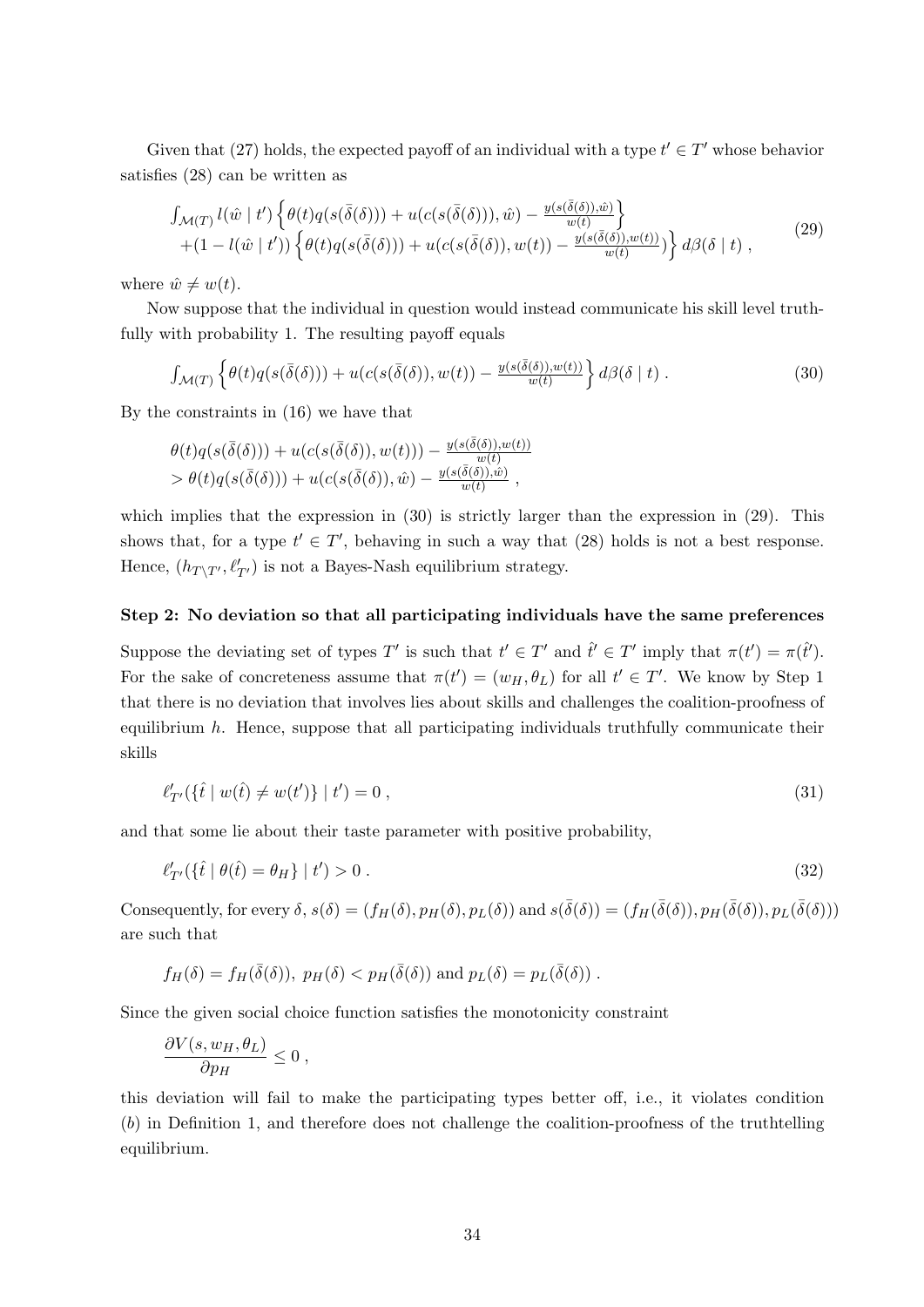Given that (27) holds, the expected payoff of an individual with a type $t' \in T'$ whose behavior satisfies (28) can be written as

$$
\begin{aligned}
&\int_{\mathcal{M}(T)} l(\hat{w} \mid t') \left\{ \theta(t) q(s(\bar{\delta}(\delta))) + u(c(s(\bar{\delta}(\delta))), \hat{w}) - \frac{y(s(\bar{\delta}(\delta)), \hat{w})}{w(t)} \right\} \\
&+ (1 - l(\hat{w} \mid t')) \left\{ \theta(t) q(s(\bar{\delta}(\delta))) + u(c(s(\bar{\delta}(\delta)), w(t)) - \frac{y(s(\bar{\delta}(\delta)), w(t))}{w(t)} ) \right\} d\beta(\delta \mid t) ,
\end{aligned} \tag{29}
$$

where $\hat{w} \neq w(t)$.

Now suppose that the individual in question would instead communicate his skill level truthfully with probability 1. The resulting payoff equals

$$
\int_{\mathcal{M}(T)} \left\{ \theta(t) q(s(\bar{\delta}(\delta))) + u(c(s(\bar{\delta}(\delta)), w(t)) - \frac{y(s(\bar{\delta}(\delta)), w(t))}{w(t)} \right\} d\beta(\delta \mid t) . \tag{30}
$$

By the constraints in (16) we have that

$$
\begin{aligned}
&\theta(t) q(s(\bar{\delta}(\delta))) + u(c(s(\bar{\delta}(\delta)), w(t))) - \frac{y(s(\bar{\delta}(\delta)), w(t))}{w(t)} \\
&> \theta(t) q(s(\bar{\delta}(\delta))) + u(c(s(\bar{\delta}(\delta)), \hat{w}) - \frac{y(s(\bar{\delta}(\delta)), \hat{w})}{w(t)} ,
\end{aligned}
$$

which implies that the expression in (30) is strictly larger than the expression in (29). This shows that, for a type $t' \in T'$, behaving in such a way that (28) holds is not a best response. Hence, $(h_{T \setminus T'}, \ell'_{T'})$ is not a Bayes-Nash equilibrium strategy.

**Step 2: No deviation so that all participating individuals have the same preferences**

Suppose the deviating set of types $T'$ is such that $t' \in T'$ and $\hat{t}' \in T'$ imply that $\pi(t') = \pi(\hat{t}')$. For the sake of concreteness assume that $\pi(t') = (w_H, \theta_L)$ for all $t' \in T'$. We know by Step 1 that there is no deviation that involves lies about skills and challenges the coalition-proofness of equilibrium $h$. Hence, suppose that all participating individuals truthfully communicate their skills

$$
\ell'_{T'}(\{\hat{t} \mid w(\hat{t}) \neq w(t')\} \mid t') = 0 , \tag{31}
$$

and that some lie about their taste parameter with positive probability,

$$
\ell'_{T'}(\{\hat{t} \mid \theta(\hat{t}) = \theta_H\} \mid t') > 0 . \tag{32}
$$

Consequently, for every $\delta$, $s(\delta) = (f_H(\delta), p_H(\delta), p_L(\delta))$ and $s(\bar{\delta}(\delta)) = (f_H(\bar{\delta}(\delta)), p_H(\bar{\delta}(\delta)), p_L(\bar{\delta}(\delta)))$ are such that

$$
f_H(\delta) = f_H(\bar{\delta}(\delta)), \; p_H(\delta) < p_H(\bar{\delta}(\delta)) \text{ and } p_L(\delta) = p_L(\bar{\delta}(\delta)) .
$$

Since the given social choice function satisfies the monotonicity constraint

$$
\frac{\partial V(s, w_H, \theta_L)}{\partial p_H} \leq 0 ,
$$

this deviation will fail to make the participating types better off, i.e., it violates condition ($b$) in Definition 1, and therefore does not challenge the coalition-proofness of the truthtelling equilibrium.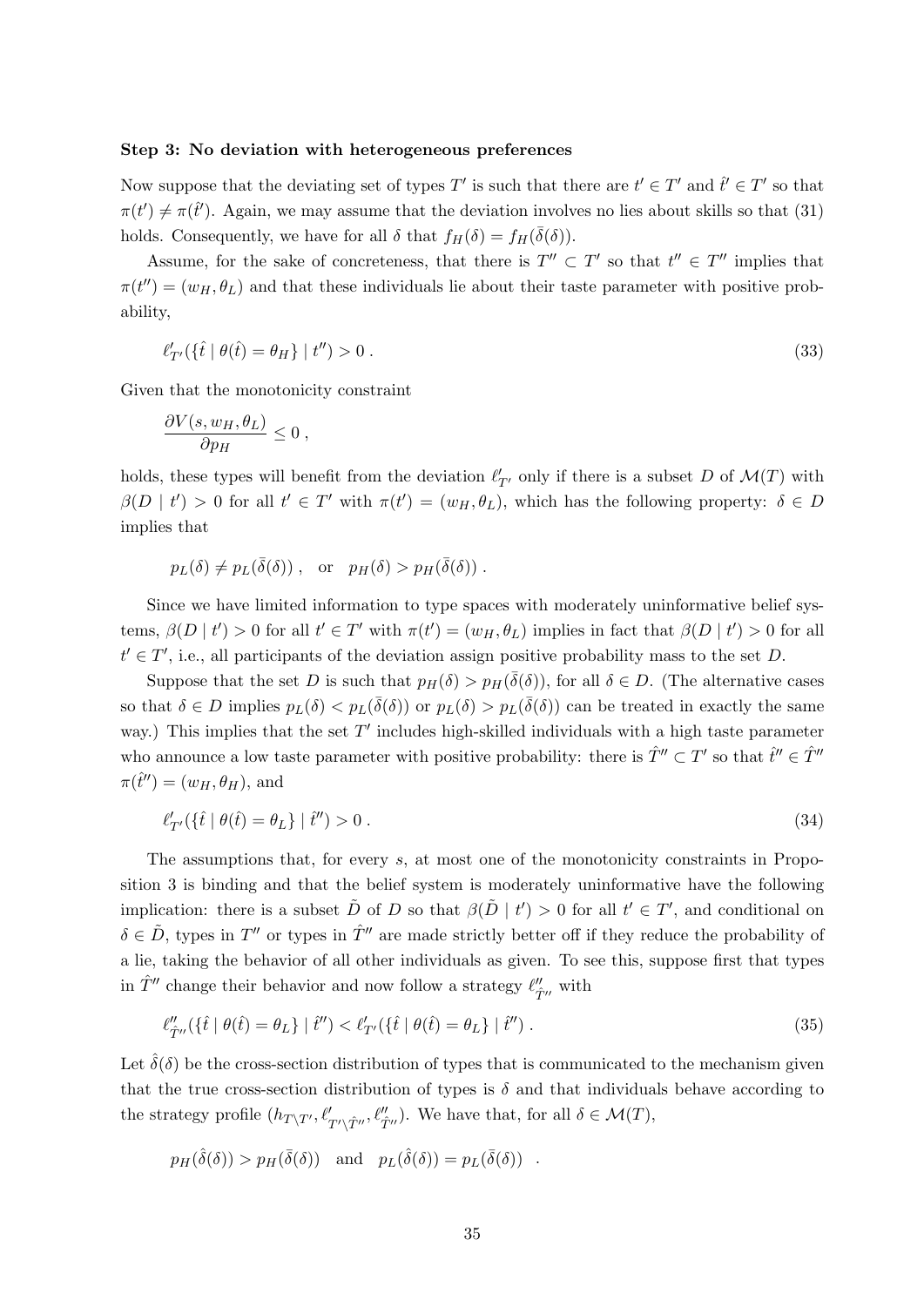**Step 3: No deviation with heterogeneous preferences**

Now suppose that the deviating set of types $T'$ is such that there are $t' \in T'$ and $\hat{t}' \in T'$ so that $\pi(t') \neq \pi(\hat{t}')$. Again, we may assume that the deviation involves no lies about skills so that (31) holds. Consequently, we have for all $\delta$ that $f_H(\delta) = f_H(\bar{\bar{\delta}}(\delta))$.

Assume, for the sake of concreteness, that there is $T'' \subset T'$ so that $t'' \in T''$ implies that $\pi(t'') = (w_H, \theta_L)$ and that these individuals lie about their taste parameter with positive probability,

$$\ell'_{T'}(\{\hat{t} \mid \theta(\hat{t}) = \theta_H\} \mid t'') > 0 \,. \tag{33}$$

Given that the monotonicity constraint

$$\frac{\partial V(s, w_H, \theta_L)}{\partial p_H} \leq 0 \,,$$

holds, these types will benefit from the deviation $\ell'_{T'}$ only if there is a subset $D$ of $\mathcal{M}(T)$ with $\beta(D \mid t') > 0$ for all $t' \in T'$ with $\pi(t') = (w_H, \theta_L)$, which has the following property: $\delta \in D$ implies that

$$p_L(\delta) \neq p_L(\bar{\bar{\delta}}(\delta)) \,, \quad \text{or} \quad p_H(\delta) > p_H(\bar{\bar{\delta}}(\delta)) \,.$$

Since we have limited information to type spaces with moderately uninformative belief systems, $\beta(D \mid t') > 0$ for all $t' \in T'$ with $\pi(t') = (w_H, \theta_L)$ implies in fact that $\beta(D \mid t') > 0$ for all $t' \in T'$, i.e., all participants of the deviation assign positive probability mass to the set $D$.

Suppose that the set $D$ is such that $p_H(\delta) > p_H(\bar{\bar{\delta}}(\delta))$, for all $\delta \in D$. (The alternative cases so that $\delta \in D$ implies $p_L(\delta) < p_L(\bar{\bar{\delta}}(\delta))$ or $p_L(\delta) > p_L(\bar{\bar{\delta}}(\delta))$ can be treated in exactly the same way.) This implies that the set $T'$ includes high-skilled individuals with a high taste parameter who announce a low taste parameter with positive probability: there is $\hat{T}'' \subset T'$ so that $\hat{t}'' \in \hat{T}''$ $\pi(\hat{t}'') = (w_H, \theta_H)$, and

$$\ell'_{T'}(\{\hat{t} \mid \theta(\hat{t}) = \theta_L\} \mid \hat{t}'') > 0 \,. \tag{34}$$

The assumptions that, for every $s$, at most one of the monotonicity constraints in Proposition 3 is binding and that the belief system is moderately uninformative have the following implication: there is a subset $\tilde{D}$ of $D$ so that $\beta(\tilde{D} \mid t') > 0$ for all $t' \in T'$, and conditional on $\delta \in \tilde{D}$, types in $T''$ or types in $\hat{T}''$ are made strictly better off if they reduce the probability of a lie, taking the behavior of all other individuals as given. To see this, suppose first that types in $\hat{T}''$ change their behavior and now follow a strategy $\ell''_{\hat{T}''}$ with

$$\ell''_{\hat{T}''}(\{\hat{t} \mid \theta(\hat{t}) = \theta_L\} \mid \hat{t}'') < \ell'_{T'}(\{\hat{t} \mid \theta(\hat{t}) = \theta_L\} \mid \hat{t}'') \,. \tag{35}$$

Let $\hat{\delta}(\delta)$ be the cross-section distribution of types that is communicated to the mechanism given that the true cross-section distribution of types is $\delta$ and that individuals behave according to the strategy profile $(h_{T \setminus T'}, \ell'_{T' \setminus \hat{T}''}, \ell''_{\hat{T}''})$. We have that, for all $\delta \in \mathcal{M}(T)$,

$$p_H(\hat{\delta}(\delta)) > p_H(\bar{\bar{\delta}}(\delta)) \quad \text{and} \quad p_L(\hat{\delta}(\delta)) = p_L(\bar{\bar{\delta}}(\delta)) \quad .$$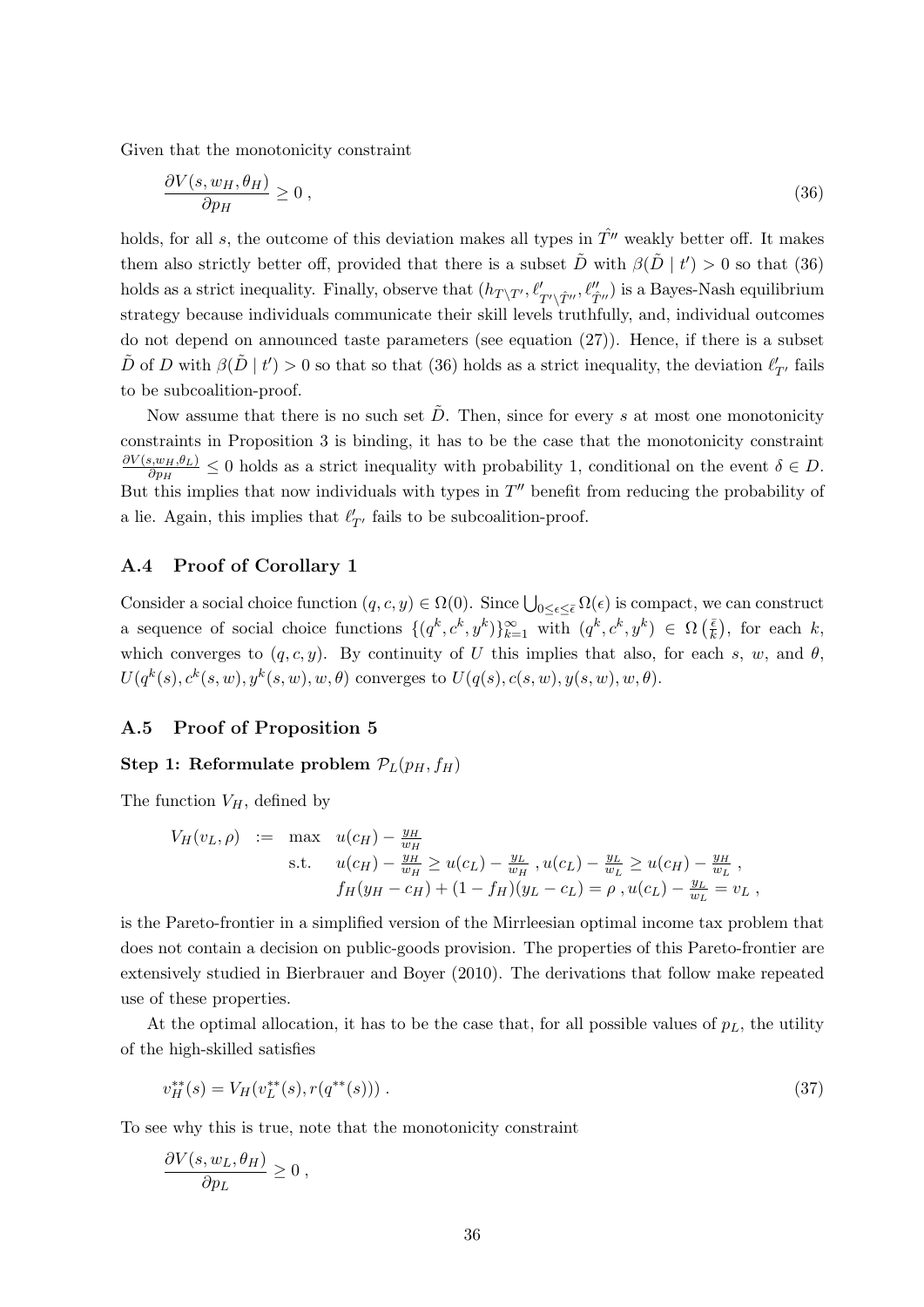Given that the monotonicity constraint

$$\frac{\partial V(s, w_H, \theta_H)}{\partial p_H} \geq 0 \,, \tag{36}$$

holds, for all $s$, the outcome of this deviation makes all types in $\hat{T}''$ weakly better off. It makes them also strictly better off, provided that there is a subset $\tilde{D}$ with $\beta(\tilde{D} \mid t') > 0$ so that (36) holds as a strict inequality. Finally, observe that $(h_{T \setminus T'}, \ell'_{T' \setminus \hat{T}''}, \ell''_{\hat{T}''})$ is a Bayes-Nash equilibrium strategy because individuals communicate their skill levels truthfully, and, individual outcomes do not depend on announced taste parameters (see equation (27)). Hence, if there is a subset $\tilde{D}$ of $D$ with $\beta(\tilde{D} \mid t') > 0$ so that so that (36) holds as a strict inequality, the deviation $\ell'_{T'}$ fails to be subcoalition-proof.

Now assume that there is no such set $\tilde{D}$. Then, since for every $s$ at most one monotonicity constraints in Proposition 3 is binding, it has to be the case that the monotonicity constraint $\frac{\partial V(s, w_H, \theta_L)}{\partial p_H} \leq 0$ holds as a strict inequality with probability 1, conditional on the event $\delta \in D$. But this implies that now individuals with types in $T''$ benefit from reducing the probability of a lie. Again, this implies that $\ell'_{T'}$ fails to be subcoalition-proof.

### A.4 Proof of Corollary 1

Consider a social choice function $(q, c, y) \in \Omega(0)$. Since $\bigcup_{0 \leq \epsilon \leq \bar{\epsilon}} \Omega(\epsilon)$ is compact, we can construct a sequence of social choice functions $\{(q^k, c^k, y^k)\}_{k=1}^{\infty}$ with $(q^k, c^k, y^k) \in \Omega\left(\frac{\bar{\epsilon}}{k}\right)$, for each $k$, which converges to $(q, c, y)$. By continuity of $U$ this implies that also, for each $s$, $w$, and $\theta$, $U(q^k(s), c^k(s, w), y^k(s, w), w, \theta)$ converges to $U(q(s), c(s, w), y(s, w), w, \theta)$.

### A.5 Proof of Proposition 5

**Step 1: Reformulate problem $\mathcal{P}_L(p_H, f_H)$**

The function $V_H$, defined by

$$\begin{aligned} V_H(v_L, \rho) \;:=\; \max \;\; & u(c_H) - \tfrac{y_H}{w_H} \\ \text{s.t.} \;\; & u(c_H) - \tfrac{y_H}{w_H} \geq u(c_L) - \tfrac{y_L}{w_H} \,, u(c_L) - \tfrac{y_L}{w_L} \geq u(c_H) - \tfrac{y_H}{w_L} \,, \\ & f_H(y_H - c_H) + (1 - f_H)(y_L - c_L) = \rho \,, u(c_L) - \tfrac{y_L}{w_L} = v_L \,, \end{aligned}$$

is the Pareto-frontier in a simplified version of the Mirrleesian optimal income tax problem that does not contain a decision on public-goods provision. The properties of this Pareto-frontier are extensively studied in Bierbrauer and Boyer (2010). The derivations that follow make repeated use of these properties.

At the optimal allocation, it has to be the case that, for all possible values of $p_L$, the utility of the high-skilled satisfies

$$v_H^{**}(s) = V_H(v_L^{**}(s), r(q^{**}(s))) \,. \tag{37}$$

To see why this is true, note that the monotonicity constraint

$$\frac{\partial V(s, w_L, \theta_H)}{\partial p_L} \geq 0 \,,$$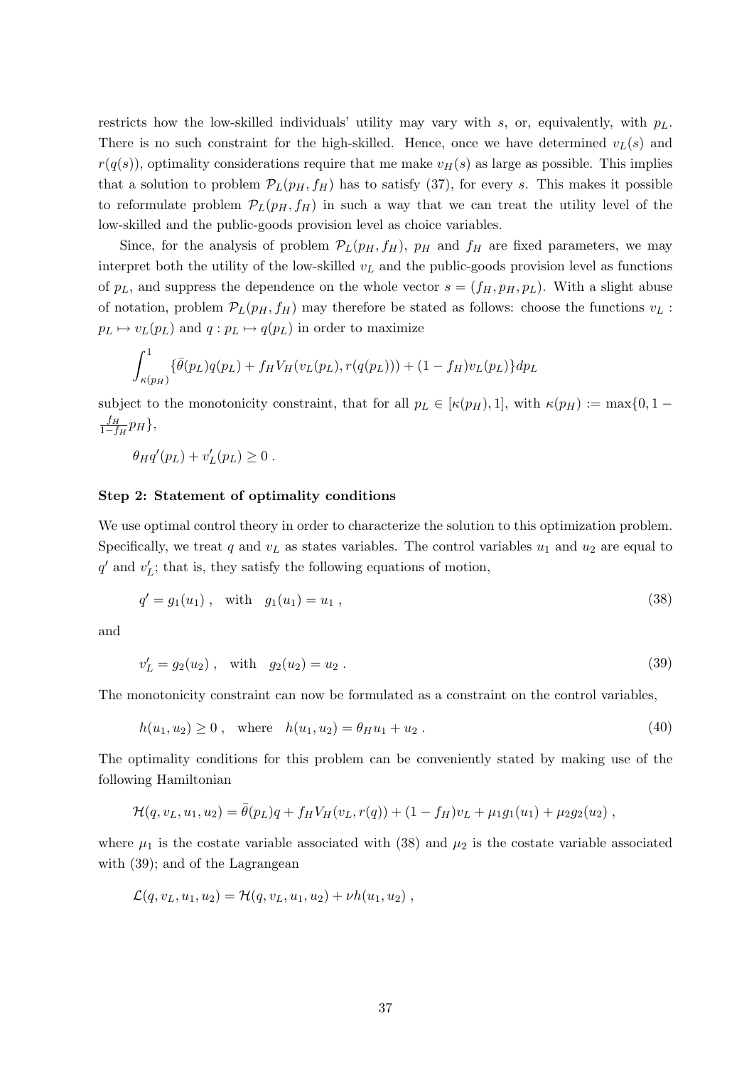restricts how the low-skilled individuals' utility may vary with $s$, or, equivalently, with $p_L$. There is no such constraint for the high-skilled. Hence, once we have determined $v_L(s)$ and $r(q(s))$, optimality considerations require that me make $v_H(s)$ as large as possible. This implies that a solution to problem $\mathcal{P}_L(p_H, f_H)$ has to satisfy (37), for every $s$. This makes it possible to reformulate problem $\mathcal{P}_L(p_H, f_H)$ in such a way that we can treat the utility level of the low-skilled and the public-goods provision level as choice variables.

Since, for the analysis of problem $\mathcal{P}_L(p_H, f_H)$, $p_H$ and $f_H$ are fixed parameters, we may interpret both the utility of the low-skilled $v_L$ and the public-goods provision level as functions of $p_L$, and suppress the dependence on the whole vector $s = (f_H, p_H, p_L)$. With a slight abuse of notation, problem $\mathcal{P}_L(p_H, f_H)$ may therefore be stated as follows: choose the functions $v_L : p_L \mapsto v_L(p_L)$ and $q : p_L \mapsto q(p_L)$ in order to maximize

$$\int_{\kappa(p_H)}^{1} \{\bar{\theta}(p_L)q(p_L) + f_H V_H(v_L(p_L), r(q(p_L))) + (1 - f_H)v_L(p_L)\} dp_L$$

subject to the monotonicity constraint, that for all $p_L \in [\kappa(p_H), 1]$, with $\kappa(p_H) := \max\{0, 1 - \frac{f_H}{1-f_H} p_H\}$,

$$\theta_H q'(p_L) + v_L'(p_L) \geq 0 \; .$$

**Step 2: Statement of optimality conditions**

We use optimal control theory in order to characterize the solution to this optimization problem. Specifically, we treat $q$ and $v_L$ as states variables. The control variables $u_1$ and $u_2$ are equal to $q'$ and $v_L'$; that is, they satisfy the following equations of motion,

$$q' = g_1(u_1) \; , \quad \text{with} \quad g_1(u_1) = u_1 \; , \tag{38}$$

and

$$v_L' = g_2(u_2) \; , \quad \text{with} \quad g_2(u_2) = u_2 \; . \tag{39}$$

The monotonicity constraint can now be formulated as a constraint on the control variables,

$$h(u_1, u_2) \geq 0 \; , \quad \text{where} \quad h(u_1, u_2) = \theta_H u_1 + u_2 \; . \tag{40}$$

The optimality conditions for this problem can be conveniently stated by making use of the following Hamiltonian

$$\mathcal{H}(q, v_L, u_1, u_2) = \bar{\theta}(p_L)q + f_H V_H(v_L, r(q)) + (1 - f_H)v_L + \mu_1 g_1(u_1) + \mu_2 g_2(u_2) \; ,$$

where $\mu_1$ is the costate variable associated with (38) and $\mu_2$ is the costate variable associated with (39); and of the Lagrangean

$$\mathcal{L}(q, v_L, u_1, u_2) = \mathcal{H}(q, v_L, u_1, u_2) + \nu h(u_1, u_2) \; ,$$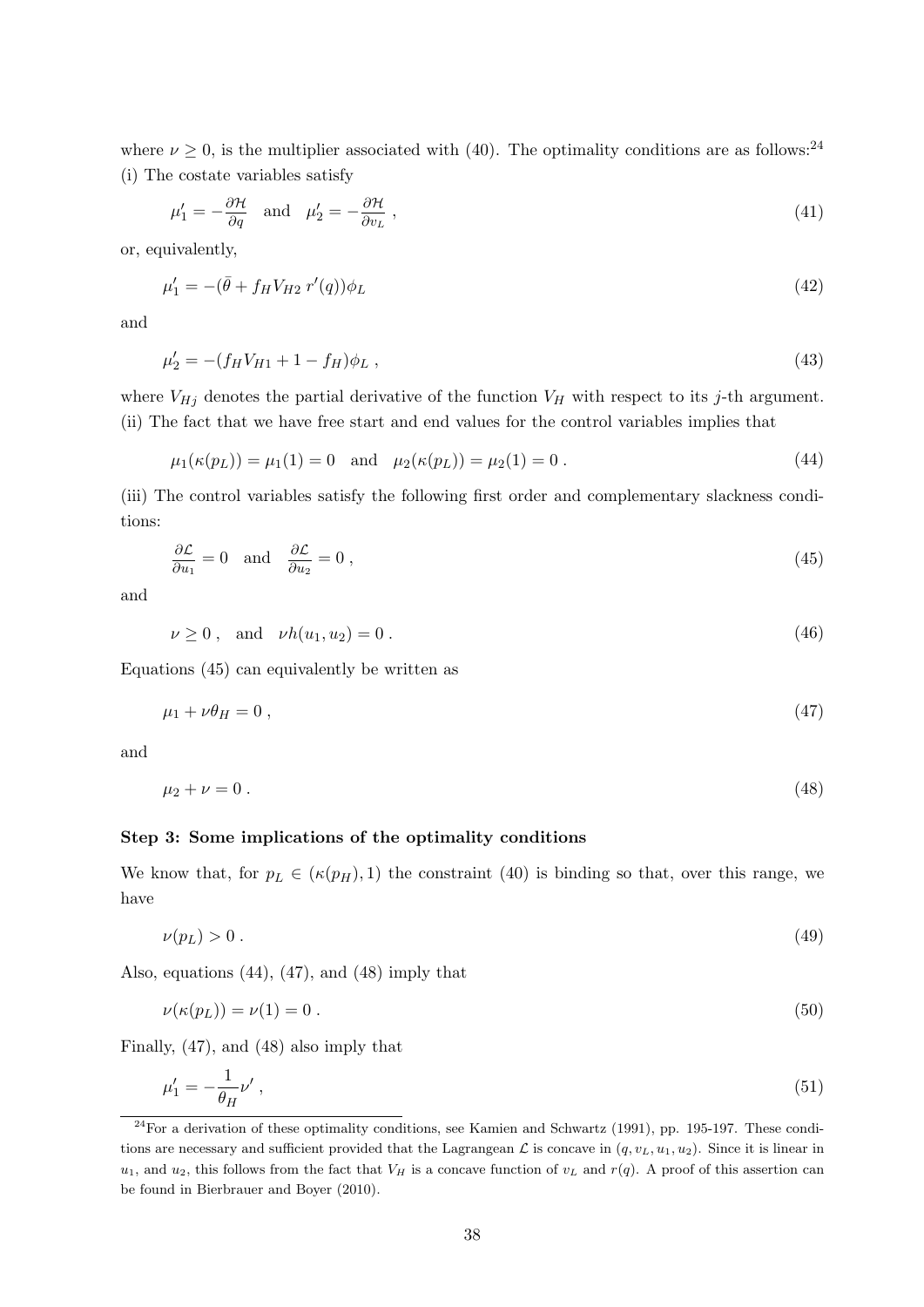where $\nu \geq 0$, is the multiplier associated with (40). The optimality conditions are as follows:[24]
(i) The costate variables satisfy

$$\mu_1' = -\frac{\partial \mathcal{H}}{\partial q} \quad \text{and} \quad \mu_2' = -\frac{\partial \mathcal{H}}{\partial v_L} \,, \tag{41}$$

or, equivalently,

$$\mu_1' = -(\bar{\theta} + f_H V_{H2}\, r'(q))\phi_L \tag{42}$$

and

$$\mu_2' = -(f_H V_{H1} + 1 - f_H)\phi_L \,, \tag{43}$$

where $V_{Hj}$ denotes the partial derivative of the function $V_H$ with respect to its $j$-th argument.
(ii) The fact that we have free start and end values for the control variables implies that

$$\mu_1(\kappa(p_L)) = \mu_1(1) = 0 \quad \text{and} \quad \mu_2(\kappa(p_L)) = \mu_2(1) = 0 \,. \tag{44}$$

(iii) The control variables satisfy the following first order and complementary slackness conditions:

$$\frac{\partial \mathcal{L}}{\partial u_1} = 0 \quad \text{and} \quad \frac{\partial \mathcal{L}}{\partial u_2} = 0 \,, \tag{45}$$

and

$$\nu \geq 0 \,, \quad \text{and} \quad \nu h(u_1, u_2) = 0 \,. \tag{46}$$

Equations (45) can equivalently be written as

$$\mu_1 + \nu \theta_H = 0 \,, \tag{47}$$

and

$$\mu_2 + \nu = 0 \,. \tag{48}$$

**Step 3: Some implications of the optimality conditions**

We know that, for $p_L \in (\kappa(p_H), 1)$ the constraint (40) is binding so that, over this range, we have

$$\nu(p_L) > 0 \,. \tag{49}$$

Also, equations (44), (47), and (48) imply that

$$\nu(\kappa(p_L)) = \nu(1) = 0 \,. \tag{50}$$

Finally, (47), and (48) also imply that

$$\mu_1' = -\frac{1}{\theta_H}\nu' \,, \tag{51}$$

[24] For a derivation of these optimality conditions, see Kamien and Schwartz (1991), pp. 195-197. These conditions are necessary and sufficient provided that the Lagrangean $\mathcal{L}$ is concave in $(q, v_L, u_1, u_2)$. Since it is linear in $u_1$, and $u_2$, this follows from the fact that $V_H$ is a concave function of $v_L$ and $r(q)$. A proof of this assertion can be found in Bierbrauer and Boyer (2010).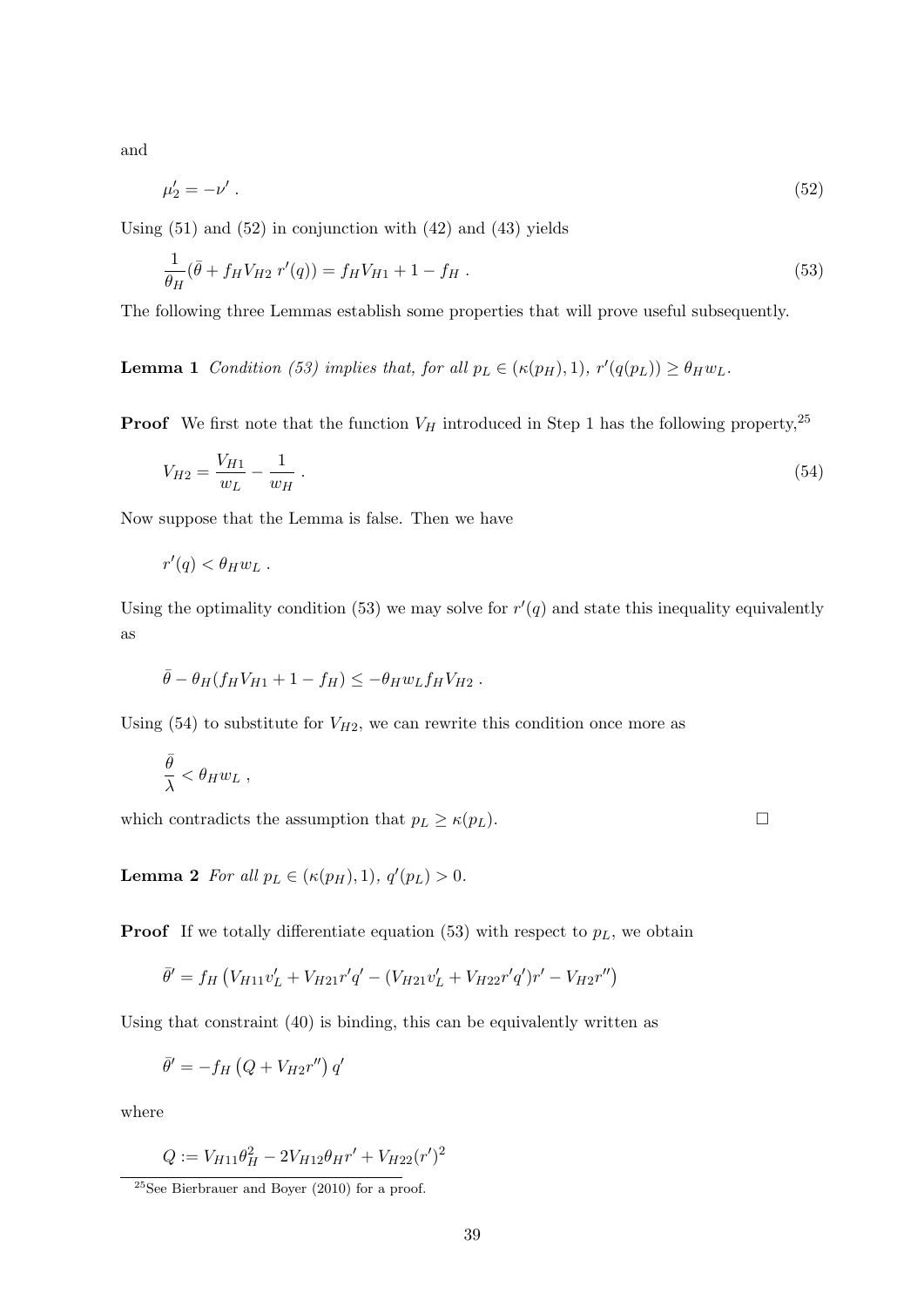and

$$\mu_2' = -\nu' \ . \tag{52}$$

Using (51) and (52) in conjunction with (42) and (43) yields

$$\frac{1}{\theta_H}(\bar{\theta} + f_H V_{H2}\, r'(q)) = f_H V_{H1} + 1 - f_H \ . \tag{53}$$

The following three Lemmas establish some properties that will prove useful subsequently.

**Lemma 1** *Condition (53) implies that, for all $p_L \in (\kappa(p_H), 1)$, $r'(q(p_L)) \geq \theta_H w_L$.*

**Proof** We first note that the function $V_H$ introduced in Step 1 has the following property,[25]

$$V_{H2} = \frac{V_{H1}}{w_L} - \frac{1}{w_H} \ . \tag{54}$$

Now suppose that the Lemma is false. Then we have

$$r'(q) < \theta_H w_L \ .$$

Using the optimality condition (53) we may solve for $r'(q)$ and state this inequality equivalently as

$$\bar{\theta} - \theta_H(f_H V_{H1} + 1 - f_H) \leq -\theta_H w_L f_H V_{H2} \ .$$

Using (54) to substitute for $V_{H2}$, we can rewrite this condition once more as

$$\frac{\bar{\theta}}{\lambda} < \theta_H w_L \ ,$$

which contradicts the assumption that $p_L \geq \kappa(p_L)$. □

**Lemma 2** *For all $p_L \in (\kappa(p_H), 1)$, $q'(p_L) > 0$.*

**Proof** If we totally differentiate equation (53) with respect to $p_L$, we obtain

$$\bar{\theta}' = f_H \left( V_{H11} v_L' + V_{H21} r' q' - (V_{H21} v_L' + V_{H22} r' q') r' - V_{H2} r'' \right)$$

Using that constraint (40) is binding, this can be equivalently written as

$$\bar{\theta}' = -f_H \left( Q + V_{H2} r'' \right) q'$$

where

$$Q := V_{H11}\theta_H^2 - 2V_{H12}\theta_H r' + V_{H22}(r')^2$$

[25] See Bierbrauer and Boyer (2010) for a proof.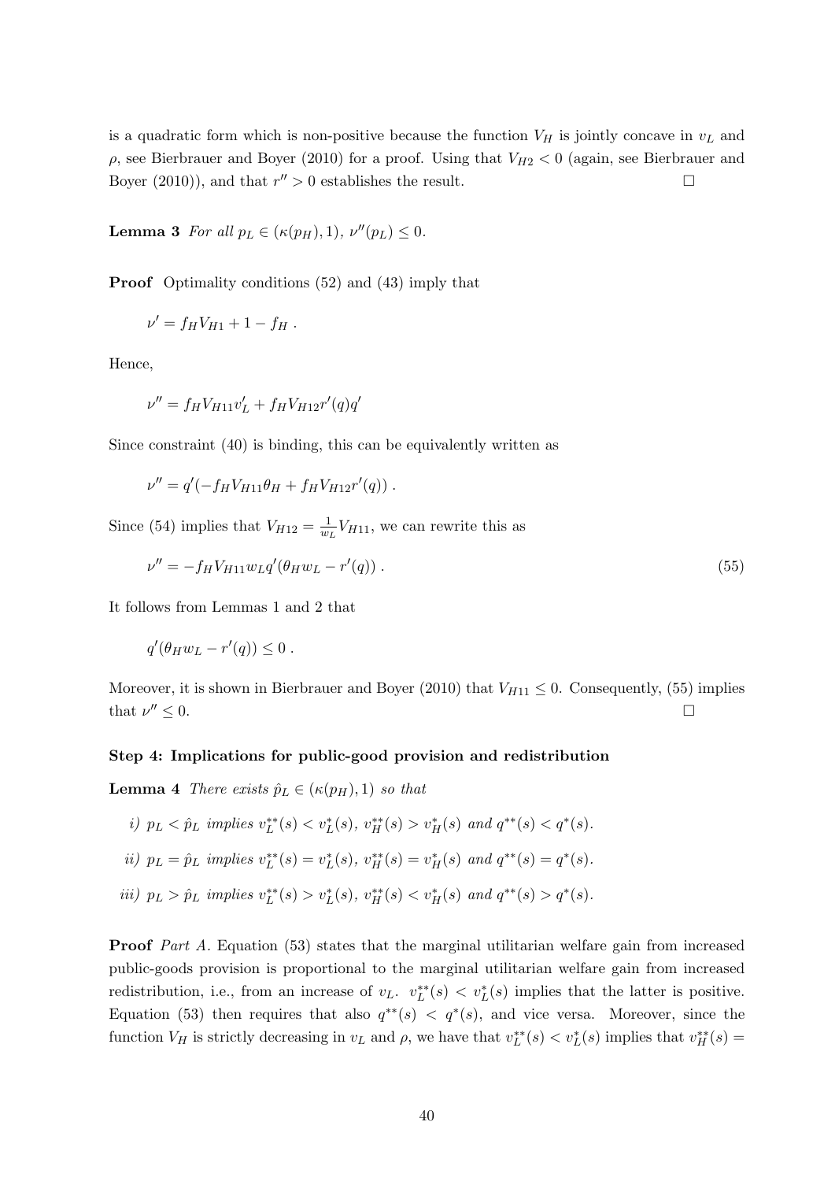is a quadratic form which is non-positive because the function $V_H$ is jointly concave in $v_L$ and $\rho$, see Bierbrauer and Boyer (2010) for a proof. Using that $V_{H2} < 0$ (again, see Bierbrauer and Boyer (2010)), and that $r'' > 0$ establishes the result. □

**Lemma 3** *For all* $p_L \in (\kappa(p_H), 1)$*,* $\nu''(p_L) \leq 0$*.*

**Proof** Optimality conditions (52) and (43) imply that

$$\nu' = f_H V_{H1} + 1 - f_H \; .$$

Hence,

$$\nu'' = f_H V_{H11} v_L' + f_H V_{H12} r'(q) q'$$

Since constraint (40) is binding, this can be equivalently written as

$$\nu'' = q'(-f_H V_{H11} \theta_H + f_H V_{H12} r'(q)) \; .$$

Since (54) implies that $V_{H12} = \frac{1}{w_L} V_{H11}$, we can rewrite this as

$$\nu'' = -f_H V_{H11} w_L q'(\theta_H w_L - r'(q)) \; . \tag{55}$$

It follows from Lemmas 1 and 2 that

$$q'(\theta_H w_L - r'(q)) \leq 0 \; .$$

Moreover, it is shown in Bierbrauer and Boyer (2010) that $V_{H11} \leq 0$. Consequently, (55) implies that $\nu'' \leq 0$. □

### Step 4: Implications for public-good provision and redistribution

**Lemma 4** *There exists* $\hat{p}_L \in (\kappa(p_H), 1)$ *so that*

*i)* $p_L < \hat{p}_L$ *implies* $v_L^{**}(s) < v_L^*(s)$*,* $v_H^{**}(s) > v_H^*(s)$ *and* $q^{**}(s) < q^*(s)$*.*

*ii)* $p_L = \hat{p}_L$ *implies* $v_L^{**}(s) = v_L^*(s)$*,* $v_H^{**}(s) = v_H^*(s)$ *and* $q^{**}(s) = q^*(s)$*.*

*iii)* $p_L > \hat{p}_L$ *implies* $v_L^{**}(s) > v_L^*(s)$*,* $v_H^{**}(s) < v_H^*(s)$ *and* $q^{**}(s) > q^*(s)$*.*

**Proof** *Part A.* Equation (53) states that the marginal utilitarian welfare gain from increased public-goods provision is proportional to the marginal utilitarian welfare gain from increased redistribution, i.e., from an increase of $v_L$. $v_L^{**}(s) < v_L^*(s)$ implies that the latter is positive. Equation (53) then requires that also $q^{**}(s) < q^*(s)$, and vice versa. Moreover, since the function $V_H$ is strictly decreasing in $v_L$ and $\rho$, we have that $v_L^{**}(s) < v_L^*(s)$ implies that $v_H^{**}(s) =$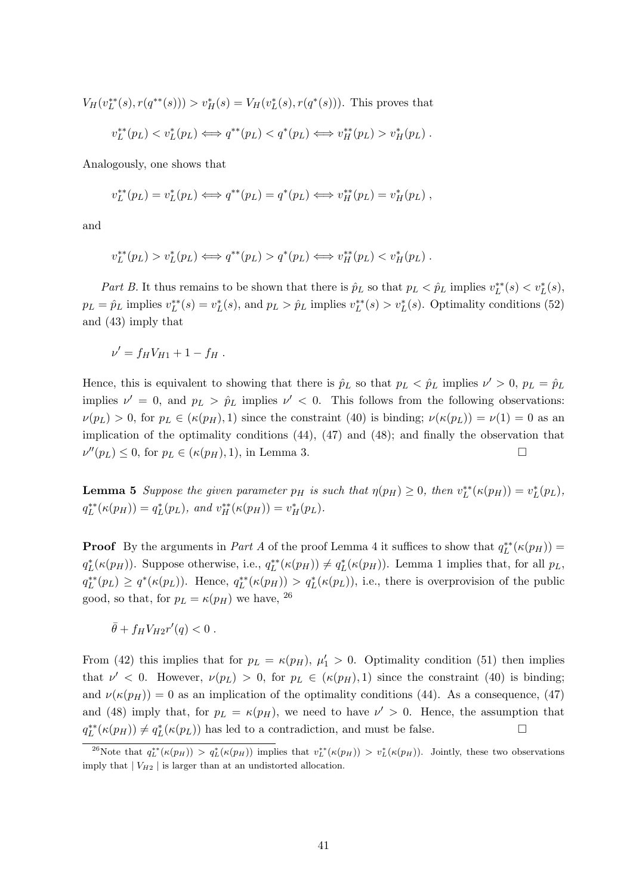$V_H(v_L^{**}(s), r(q^{**}(s))) > v_H^*(s) = V_H(v_L^*(s), r(q^*(s)))$. This proves that

$$v_L^{**}(p_L) < v_L^*(p_L) \Longleftrightarrow q^{**}(p_L) < q^*(p_L) \Longleftrightarrow v_H^{**}(p_L) > v_H^*(p_L) \ .$$

Analogously, one shows that

$$v_L^{**}(p_L) = v_L^*(p_L) \Longleftrightarrow q^{**}(p_L) = q^*(p_L) \Longleftrightarrow v_H^{**}(p_L) = v_H^*(p_L) \ ,$$

and

$$v_L^{**}(p_L) > v_L^*(p_L) \Longleftrightarrow q^{**}(p_L) > q^*(p_L) \Longleftrightarrow v_H^{**}(p_L) < v_H^*(p_L) \ .$$

*Part B.* It thus remains to be shown that there is $\hat{p}_L$ so that $p_L < \hat{p}_L$ implies $v_L^{**}(s) < v_L^*(s)$, $p_L = \hat{p}_L$ implies $v_L^{**}(s) = v_L^*(s)$, and $p_L > \hat{p}_L$ implies $v_L^{**}(s) > v_L^*(s)$. Optimality conditions (52) and (43) imply that

$$\nu' = f_H V_{H1} + 1 - f_H \ .$$

Hence, this is equivalent to showing that there is $\hat{p}_L$ so that $p_L < \hat{p}_L$ implies $\nu' > 0$, $p_L = \hat{p}_L$ implies $\nu' = 0$, and $p_L > \hat{p}_L$ implies $\nu' < 0$. This follows from the following observations: $\nu(p_L) > 0$, for $p_L \in (\kappa(p_H), 1)$ since the constraint (40) is binding; $\nu(\kappa(p_L)) = \nu(1) = 0$ as an implication of the optimality conditions (44), (47) and (48); and finally the observation that $\nu''(p_L) \leq 0$, for $p_L \in (\kappa(p_H), 1)$, in Lemma 3. □

**Lemma 5** *Suppose the given parameter $p_H$ is such that $\eta(p_H) \geq 0$, then $v_L^{**}(\kappa(p_H)) = v_L^*(p_L)$, $q_L^{**}(\kappa(p_H)) = q_L^*(p_L)$, and $v_H^{**}(\kappa(p_H)) = v_H^*(p_L)$.*

**Proof** By the arguments in *Part A* of the proof Lemma 4 it suffices to show that $q_L^{**}(\kappa(p_H)) = q_L^*(\kappa(p_H))$. Suppose otherwise, i.e., $q_L^{**}(\kappa(p_H)) \neq q_L^*(\kappa(p_H))$. Lemma 1 implies that, for all $p_L$, $q_L^{**}(p_L) \geq q^*(\kappa(p_L))$. Hence, $q_L^{**}(\kappa(p_H)) > q_L^*(\kappa(p_L))$, i.e., there is overprovision of the public good, so that, for $p_L = \kappa(p_H)$ we have, [26]

$$\bar{\theta} + f_H V_{H2} r'(q) < 0 \ .$$

From (42) this implies that for $p_L = \kappa(p_H)$, $\mu_1' > 0$. Optimality condition (51) then implies that $\nu' < 0$. However, $\nu(p_L) > 0$, for $p_L \in (\kappa(p_H), 1)$ since the constraint (40) is binding; and $\nu(\kappa(p_H)) = 0$ as an implication of the optimality conditions (44). As a consequence, (47) and (48) imply that, for $p_L = \kappa(p_H)$, we need to have $\nu' > 0$. Hence, the assumption that $q_L^{**}(\kappa(p_H)) \neq q_L^*(\kappa(p_L))$ has led to a contradiction, and must be false. □

[26] Note that $q_L^{**}(\kappa(p_H)) > q_L^*(\kappa(p_H))$ implies that $v_L^{**}(\kappa(p_H)) > v_L^*(\kappa(p_H))$. Jointly, these two observations imply that $\mid V_{H2} \mid$ is larger than at an undistorted allocation.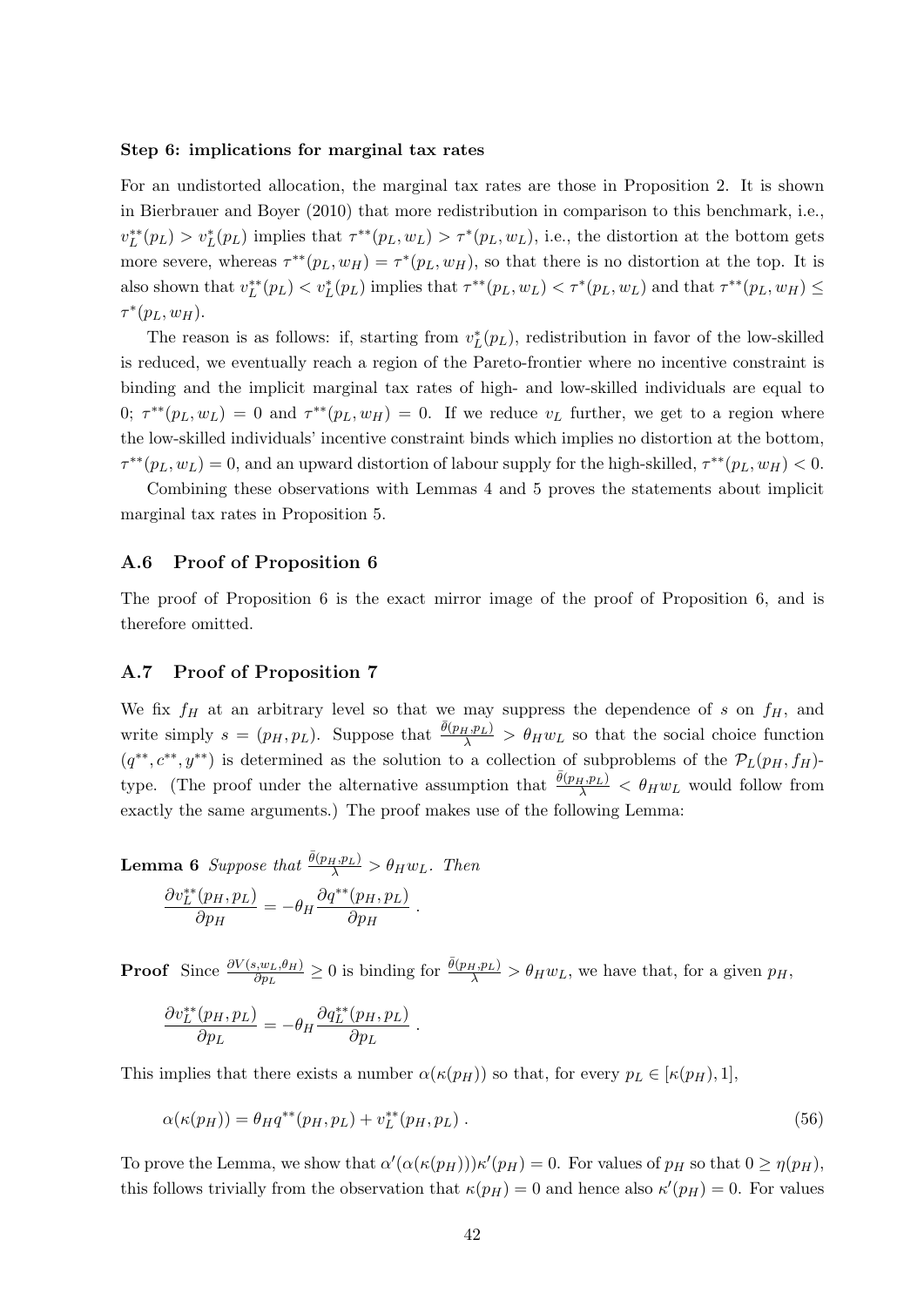**Step 6: implications for marginal tax rates**

For an undistorted allocation, the marginal tax rates are those in Proposition 2. It is shown in Bierbrauer and Boyer (2010) that more redistribution in comparison to this benchmark, i.e., $v_L^{**}(p_L) > v_L^*(p_L)$ implies that $\tau^{**}(p_L, w_L) > \tau^*(p_L, w_L)$, i.e., the distortion at the bottom gets more severe, whereas $\tau^{**}(p_L, w_H) = \tau^*(p_L, w_H)$, so that there is no distortion at the top. It is also shown that $v_L^{**}(p_L) < v_L^*(p_L)$ implies that $\tau^{**}(p_L, w_L) < \tau^*(p_L, w_L)$ and that $\tau^{**}(p_L, w_H) \leq \tau^*(p_L, w_H)$.

The reason is as follows: if, starting from $v_L^*(p_L)$, redistribution in favor of the low-skilled is reduced, we eventually reach a region of the Pareto-frontier where no incentive constraint is binding and the implicit marginal tax rates of high- and low-skilled individuals are equal to 0; $\tau^{**}(p_L, w_L) = 0$ and $\tau^{**}(p_L, w_H) = 0$. If we reduce $v_L$ further, we get to a region where the low-skilled individuals' incentive constraint binds which implies no distortion at the bottom, $\tau^{**}(p_L, w_L) = 0$, and an upward distortion of labour supply for the high-skilled, $\tau^{**}(p_L, w_H) < 0$.

Combining these observations with Lemmas 4 and 5 proves the statements about implicit marginal tax rates in Proposition 5.

## A.6 Proof of Proposition 6

The proof of Proposition 6 is the exact mirror image of the proof of Proposition 6, and is therefore omitted.

## A.7 Proof of Proposition 7

We fix $f_H$ at an arbitrary level so that we may suppress the dependence of $s$ on $f_H$, and write simply $s = (p_H, p_L)$. Suppose that $\frac{\bar{\theta}(p_H, p_L)}{\lambda} > \theta_H w_L$ so that the social choice function $(q^{**}, c^{**}, y^{**})$ is determined as the solution to a collection of subproblems of the $\mathcal{P}_L(p_H, f_H)$-type. (The proof under the alternative assumption that $\frac{\bar{\theta}(p_H, p_L)}{\lambda} < \theta_H w_L$ would follow from exactly the same arguments.) The proof makes use of the following Lemma:

**Lemma 6** *Suppose that* $\frac{\bar{\theta}(p_H, p_L)}{\lambda} > \theta_H w_L$. *Then*

$$\frac{\partial v_L^{**}(p_H, p_L)}{\partial p_H} = -\theta_H \frac{\partial q^{**}(p_H, p_L)}{\partial p_H} \; .$$

**Proof** Since $\frac{\partial V(s, w_L, \theta_H)}{\partial p_L} \geq 0$ is binding for $\frac{\bar{\theta}(p_H, p_L)}{\lambda} > \theta_H w_L$, we have that, for a given $p_H$,

$$\frac{\partial v_L^{**}(p_H, p_L)}{\partial p_L} = -\theta_H \frac{\partial q_L^{**}(p_H, p_L)}{\partial p_L} \; .$$

This implies that there exists a number $\alpha(\kappa(p_H))$ so that, for every $p_L \in [\kappa(p_H), 1]$,

$$\alpha(\kappa(p_H)) = \theta_H q^{**}(p_H, p_L) + v_L^{**}(p_H, p_L) \; . \tag{56}$$

To prove the Lemma, we show that $\alpha'(\alpha(\kappa(p_H)))\kappa'(p_H) = 0$. For values of $p_H$ so that $0 \geq \eta(p_H)$, this follows trivially from the observation that $\kappa(p_H) = 0$ and hence also $\kappa'(p_H) = 0$. For values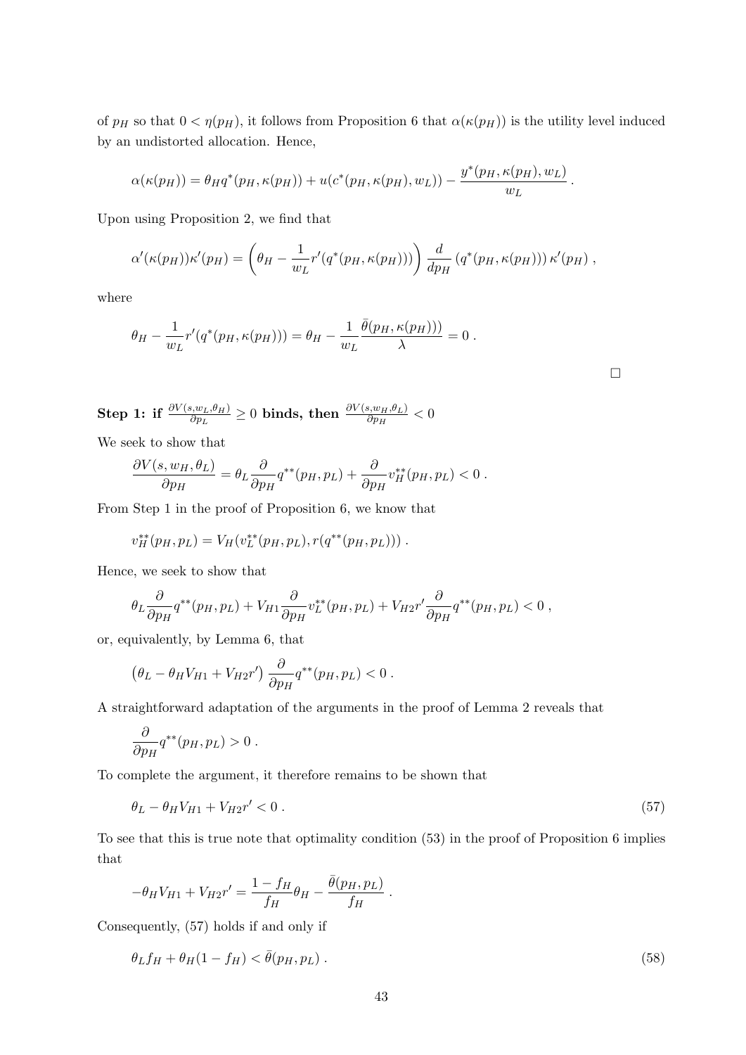of $p_H$ so that $0 < \eta(p_H)$, it follows from Proposition 6 that $\alpha(\kappa(p_H))$ is the utility level induced by an undistorted allocation. Hence,

$$\alpha(\kappa(p_H)) = \theta_H q^*(p_H, \kappa(p_H)) + u(c^*(p_H, \kappa(p_H), w_L)) - \frac{y^*(p_H, \kappa(p_H), w_L)}{w_L} .$$

Upon using Proposition 2, we find that

$$\alpha'(\kappa(p_H))\kappa'(p_H) = \left(\theta_H - \frac{1}{w_L} r'(q^*(p_H, \kappa(p_H)))\right) \frac{d}{dp_H} \left(q^*(p_H, \kappa(p_H))\right) \kappa'(p_H) ,$$

where

$$\theta_H - \frac{1}{w_L} r'(q^*(p_H, \kappa(p_H))) = \theta_H - \frac{1}{w_L} \frac{\bar{\theta}(p_H, \kappa(p_H)))}{\lambda} = 0 .$$

□

**Step 1: if $\frac{\partial V(s,w_L,\theta_H)}{\partial p_L} \geq 0$ binds, then $\frac{\partial V(s,w_H,\theta_L)}{\partial p_H} < 0$**

We seek to show that

$$\frac{\partial V(s, w_H, \theta_L)}{\partial p_H} = \theta_L \frac{\partial}{\partial p_H} q^{**}(p_H, p_L) + \frac{\partial}{\partial p_H} v_H^{**}(p_H, p_L) < 0 .$$

From Step 1 in the proof of Proposition 6, we know that

$$v_H^{**}(p_H, p_L) = V_H(v_L^{**}(p_H, p_L), r(q^{**}(p_H, p_L))) .$$

Hence, we seek to show that

$$\theta_L \frac{\partial}{\partial p_H} q^{**}(p_H, p_L) + V_{H1} \frac{\partial}{\partial p_H} v_L^{**}(p_H, p_L) + V_{H2} r' \frac{\partial}{\partial p_H} q^{**}(p_H, p_L) < 0 ,$$

or, equivalently, by Lemma 6, that

$$\left(\theta_L - \theta_H V_{H1} + V_{H2} r'\right) \frac{\partial}{\partial p_H} q^{**}(p_H, p_L) < 0 .$$

A straightforward adaptation of the arguments in the proof of Lemma 2 reveals that

$$\frac{\partial}{\partial p_H} q^{**}(p_H, p_L) > 0 .$$

To complete the argument, it therefore remains to be shown that

$$\theta_L - \theta_H V_{H1} + V_{H2} r' < 0 . \tag{57}$$

To see that this is true note that optimality condition (53) in the proof of Proposition 6 implies that

$$-\theta_H V_{H1} + V_{H2} r' = \frac{1 - f_H}{f_H} \theta_H - \frac{\bar{\theta}(p_H, p_L)}{f_H} .$$

Consequently, (57) holds if and only if

$$\theta_L f_H + \theta_H (1 - f_H) < \bar{\theta}(p_H, p_L) . \tag{58}$$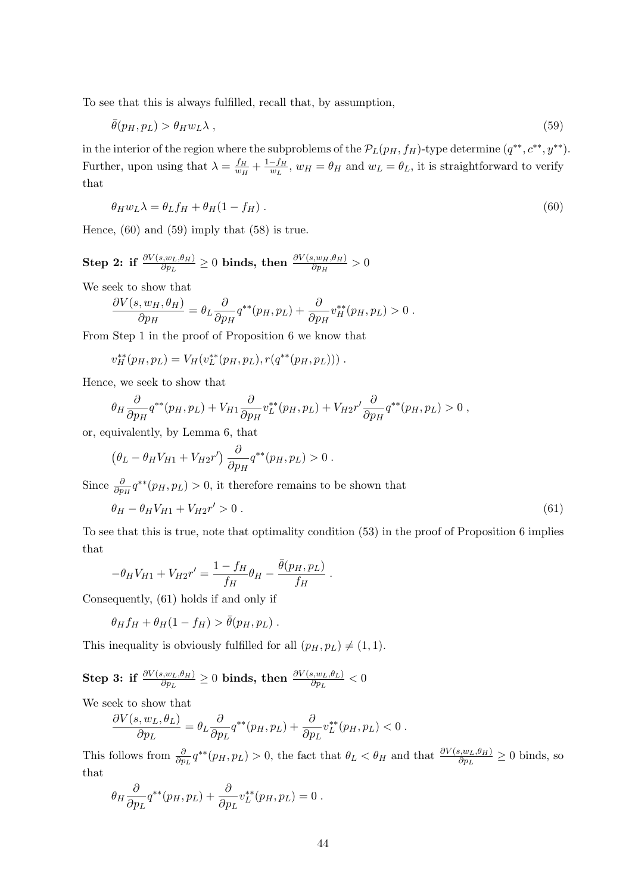To see that this is always fulfilled, recall that, by assumption,

$$\bar{\theta}(p_H, p_L) > \theta_H w_L \lambda \ , \tag{59}$$

in the interior of the region where the subproblems of the $\mathcal{P}_L(p_H, f_H)$-type determine $(q^{**}, c^{**}, y^{**})$. Further, upon using that $\lambda = \frac{f_H}{w_H} + \frac{1-f_H}{w_L}$, $w_H = \theta_H$ and $w_L = \theta_L$, it is straightforward to verify that

$$\theta_H w_L \lambda = \theta_L f_H + \theta_H (1 - f_H) \ . \tag{60}$$

Hence, (60) and (59) imply that (58) is true.

### Step 2: if $\frac{\partial V(s,w_L,\theta_H)}{\partial p_L} \geq 0$ binds, then $\frac{\partial V(s,w_H,\theta_H)}{\partial p_H} > 0$

We seek to show that

$$\frac{\partial V(s, w_H, \theta_H)}{\partial p_H} = \theta_L \frac{\partial}{\partial p_H} q^{**}(p_H, p_L) + \frac{\partial}{\partial p_H} v_H^{**}(p_H, p_L) > 0 \ .$$

From Step 1 in the proof of Proposition 6 we know that

$$v_H^{**}(p_H, p_L) = V_H(v_L^{**}(p_H, p_L), r(q^{**}(p_H, p_L))) \ .$$

Hence, we seek to show that

$$\theta_H \frac{\partial}{\partial p_H} q^{**}(p_H, p_L) + V_{H1} \frac{\partial}{\partial p_H} v_L^{**}(p_H, p_L) + V_{H2} r' \frac{\partial}{\partial p_H} q^{**}(p_H, p_L) > 0 \ ,$$

or, equivalently, by Lemma 6, that

$$\left(\theta_L - \theta_H V_{H1} + V_{H2} r'\right) \frac{\partial}{\partial p_H} q^{**}(p_H, p_L) > 0 \ .$$

Since $\frac{\partial}{\partial p_H} q^{**}(p_H, p_L) > 0$, it therefore remains to be shown that

$$\theta_H - \theta_H V_{H1} + V_{H2} r' > 0 \ . \tag{61}$$

To see that this is true, note that optimality condition (53) in the proof of Proposition 6 implies that

$$-\theta_H V_{H1} + V_{H2} r' = \frac{1 - f_H}{f_H} \theta_H - \frac{\bar{\theta}(p_H, p_L)}{f_H} \ .$$

Consequently, (61) holds if and only if

$$\theta_H f_H + \theta_H (1 - f_H) > \bar{\theta}(p_H, p_L) \ .$$

This inequality is obviously fulfilled for all $(p_H, p_L) \neq (1, 1)$.

### Step 3: if $\frac{\partial V(s,w_L,\theta_H)}{\partial p_L} \geq 0$ binds, then $\frac{\partial V(s,w_L,\theta_L)}{\partial p_L} < 0$

We seek to show that

$$\frac{\partial V(s, w_L, \theta_L)}{\partial p_L} = \theta_L \frac{\partial}{\partial p_L} q^{**}(p_H, p_L) + \frac{\partial}{\partial p_L} v_L^{**}(p_H, p_L) < 0 \ .$$

This follows from $\frac{\partial}{\partial p_L} q^{**}(p_H, p_L) > 0$, the fact that $\theta_L < \theta_H$ and that $\frac{\partial V(s,w_L,\theta_H)}{\partial p_L} \geq 0$ binds, so that

$$\theta_H \frac{\partial}{\partial p_L} q^{**}(p_H, p_L) + \frac{\partial}{\partial p_L} v_L^{**}(p_H, p_L) = 0 \ .$$